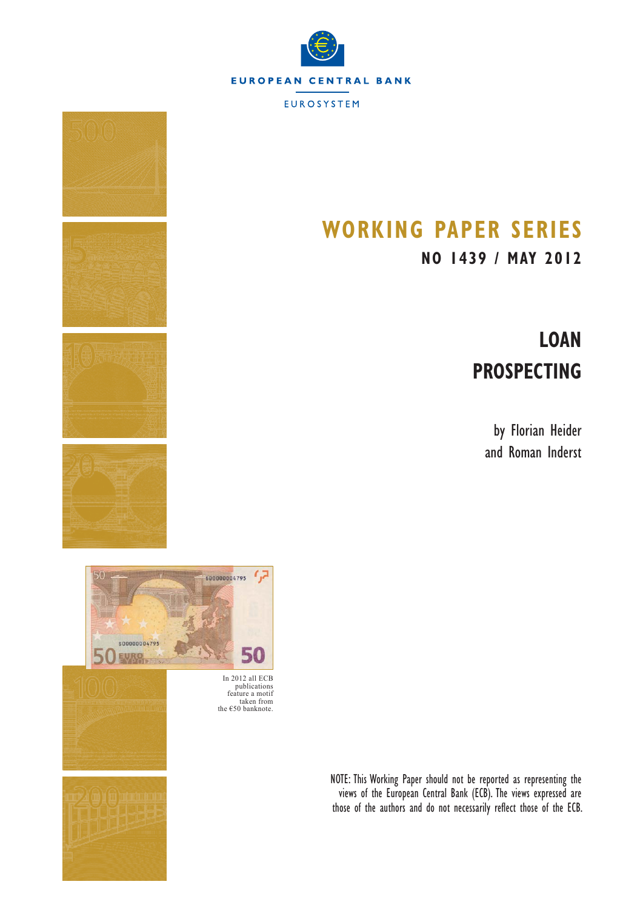EUROPEAN CENTRAL BANK

EUROSYSTEM

# WORKING PAPER SERIES

## NO 1439 / MAY 2012

# LOAN PROSPECTING

by Florian Heider and Roman Inderst

In 2012 all ECB publications feature a motif taken from the €50 banknote.

NOTE: This Working Paper should not be reported as representing the views of the European Central Bank (ECB). The views expressed are those of the authors and do not necessarily reflect those of the ECB.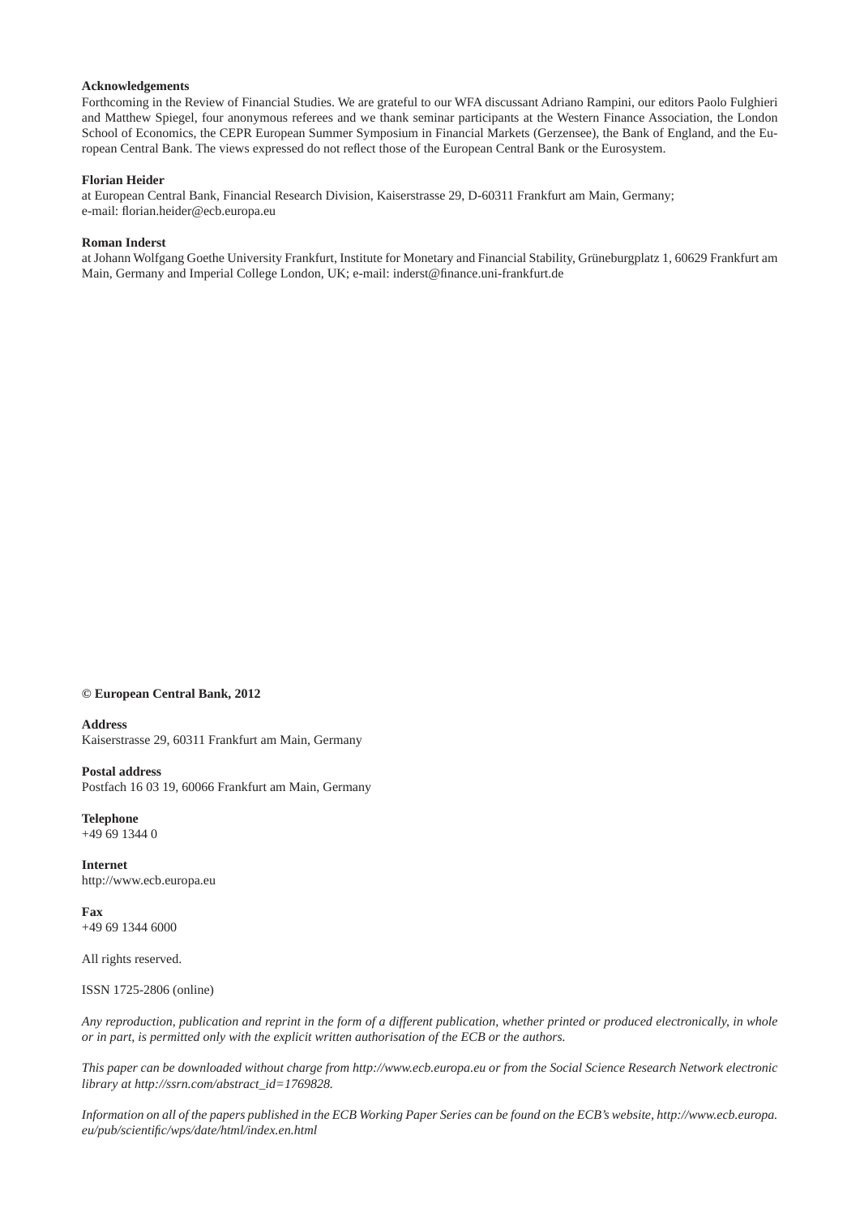**Acknowledgements**

Forthcoming in the Review of Financial Studies. We are grateful to our WFA discussant Adriano Rampini, our editors Paolo Fulghieri and Matthew Spiegel, four anonymous referees and we thank seminar participants at the Western Finance Association, the London School of Economics, the CEPR European Summer Symposium in Financial Markets (Gerzensee), the Bank of England, and the European Central Bank. The views expressed do not reflect those of the European Central Bank or the Eurosystem.

**Florian Heider**

at European Central Bank, Financial Research Division, Kaiserstrasse 29, D-60311 Frankfurt am Main, Germany; e-mail: florian.heider@ecb.europa.eu

**Roman Inderst**

at Johann Wolfgang Goethe University Frankfurt, Institute for Monetary and Financial Stability, Grüneburgplatz 1, 60629 Frankfurt am Main, Germany and Imperial College London, UK; e-mail: inderst@finance.uni-frankfurt.de

**© European Central Bank, 2012**

**Address**
Kaiserstrasse 29, 60311 Frankfurt am Main, Germany

**Postal address**
Postfach 16 03 19, 60066 Frankfurt am Main, Germany

**Telephone**
+49 69 1344 0

**Internet**
http://www.ecb.europa.eu

**Fax**
+49 69 1344 6000

All rights reserved.

ISSN 1725-2806 (online)

*Any reproduction, publication and reprint in the form of a different publication, whether printed or produced electronically, in whole or in part, is permitted only with the explicit written authorisation of the ECB or the authors.*

*This paper can be downloaded without charge from http://www.ecb.europa.eu or from the Social Science Research Network electronic library at http://ssrn.com/abstract_id=1769828.*

*Information on all of the papers published in the ECB Working Paper Series can be found on the ECB's website, http://www.ecb.europa.eu/pub/scientific/wps/date/html/index.en.html*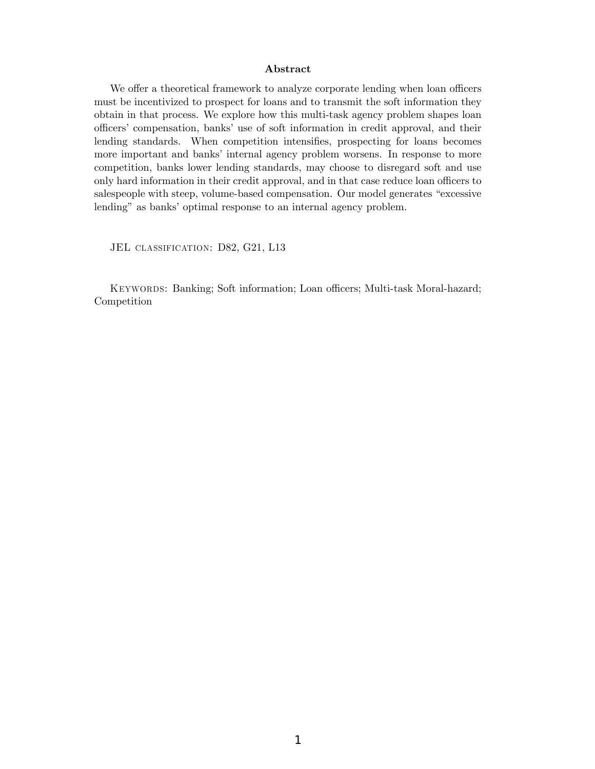**Abstract**

We offer a theoretical framework to analyze corporate lending when loan officers must be incentivized to prospect for loans and to transmit the soft information they obtain in that process. We explore how this multi-task agency problem shapes loan officers' compensation, banks' use of soft information in credit approval, and their lending standards. When competition intensifies, prospecting for loans becomes more important and banks' internal agency problem worsens. In response to more competition, banks lower lending standards, may choose to disregard soft and use only hard information in their credit approval, and in that case reduce loan officers to salespeople with steep, volume-based compensation. Our model generates "excessive lending" as banks' optimal response to an internal agency problem.

JEL CLASSIFICATION: D82, G21, L13

KEYWORDS: Banking; Soft information; Loan officers; Multi-task Moral-hazard; Competition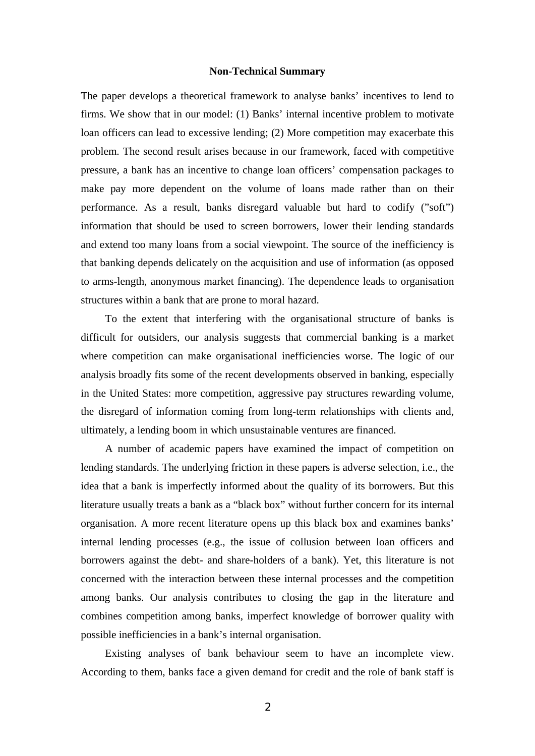**Non-Technical Summary**

The paper develops a theoretical framework to analyse banks' incentives to lend to firms. We show that in our model: (1) Banks' internal incentive problem to motivate loan officers can lead to excessive lending; (2) More competition may exacerbate this problem. The second result arises because in our framework, faced with competitive pressure, a bank has an incentive to change loan officers' compensation packages to make pay more dependent on the volume of loans made rather than on their performance. As a result, banks disregard valuable but hard to codify ("soft") information that should be used to screen borrowers, lower their lending standards and extend too many loans from a social viewpoint. The source of the inefficiency is that banking depends delicately on the acquisition and use of information (as opposed to arms-length, anonymous market financing). The dependence leads to organisation structures within a bank that are prone to moral hazard.

To the extent that interfering with the organisational structure of banks is difficult for outsiders, our analysis suggests that commercial banking is a market where competition can make organisational inefficiencies worse. The logic of our analysis broadly fits some of the recent developments observed in banking, especially in the United States: more competition, aggressive pay structures rewarding volume, the disregard of information coming from long-term relationships with clients and, ultimately, a lending boom in which unsustainable ventures are financed.

A number of academic papers have examined the impact of competition on lending standards. The underlying friction in these papers is adverse selection, i.e., the idea that a bank is imperfectly informed about the quality of its borrowers. But this literature usually treats a bank as a "black box" without further concern for its internal organisation. A more recent literature opens up this black box and examines banks' internal lending processes (e.g., the issue of collusion between loan officers and borrowers against the debt- and share-holders of a bank). Yet, this literature is not concerned with the interaction between these internal processes and the competition among banks. Our analysis contributes to closing the gap in the literature and combines competition among banks, imperfect knowledge of borrower quality with possible inefficiencies in a bank's internal organisation.

Existing analyses of bank behaviour seem to have an incomplete view. According to them, banks face a given demand for credit and the role of bank staff is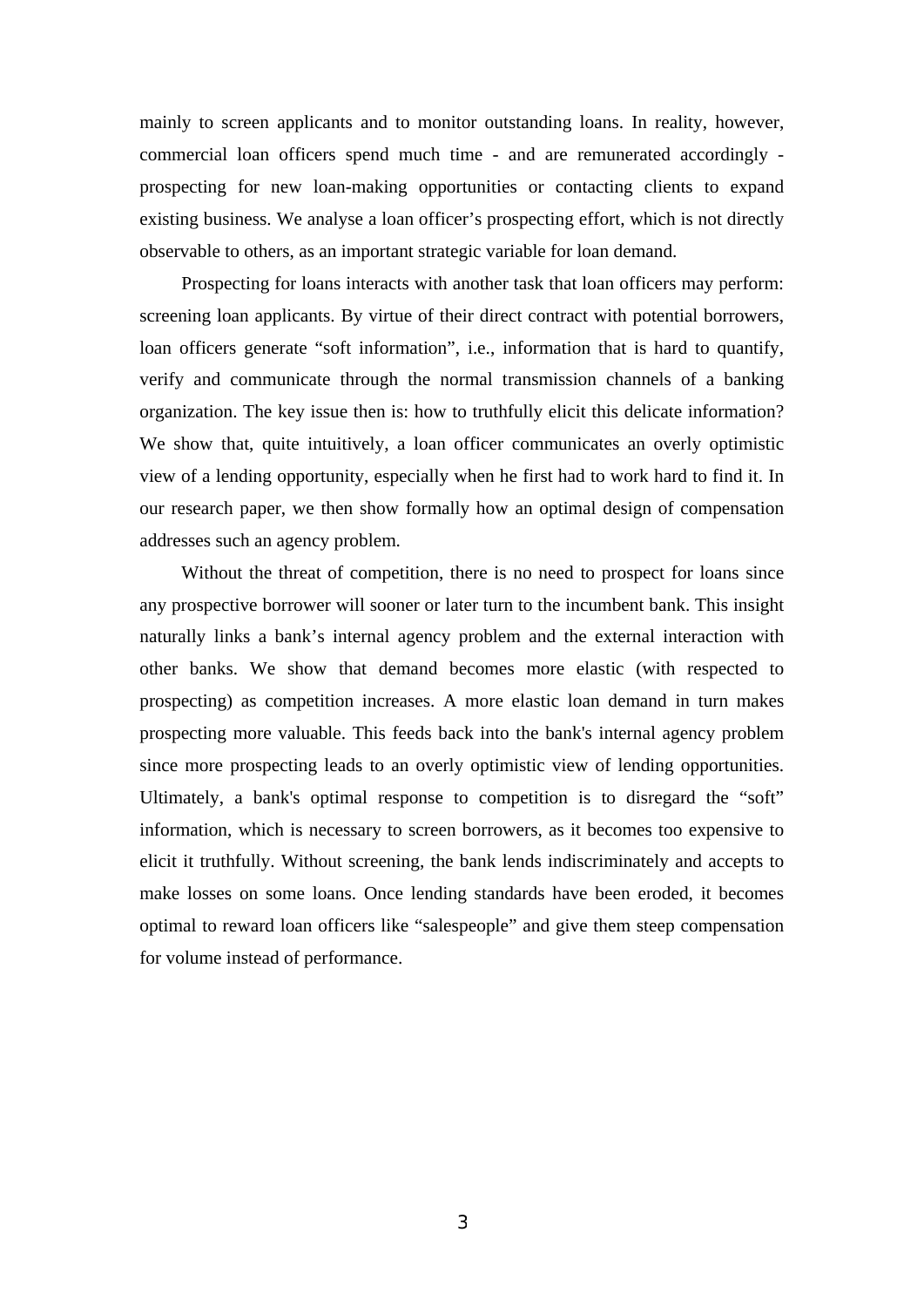mainly to screen applicants and to monitor outstanding loans. In reality, however, commercial loan officers spend much time - and are remunerated accordingly - prospecting for new loan-making opportunities or contacting clients to expand existing business. We analyse a loan officer's prospecting effort, which is not directly observable to others, as an important strategic variable for loan demand.

Prospecting for loans interacts with another task that loan officers may perform: screening loan applicants. By virtue of their direct contract with potential borrowers, loan officers generate "soft information", i.e., information that is hard to quantify, verify and communicate through the normal transmission channels of a banking organization. The key issue then is: how to truthfully elicit this delicate information? We show that, quite intuitively, a loan officer communicates an overly optimistic view of a lending opportunity, especially when he first had to work hard to find it. In our research paper, we then show formally how an optimal design of compensation addresses such an agency problem.

Without the threat of competition, there is no need to prospect for loans since any prospective borrower will sooner or later turn to the incumbent bank. This insight naturally links a bank's internal agency problem and the external interaction with other banks. We show that demand becomes more elastic (with respected to prospecting) as competition increases. A more elastic loan demand in turn makes prospecting more valuable. This feeds back into the bank's internal agency problem since more prospecting leads to an overly optimistic view of lending opportunities. Ultimately, a bank's optimal response to competition is to disregard the "soft" information, which is necessary to screen borrowers, as it becomes too expensive to elicit it truthfully. Without screening, the bank lends indiscriminately and accepts to make losses on some loans. Once lending standards have been eroded, it becomes optimal to reward loan officers like "salespeople" and give them steep compensation for volume instead of performance.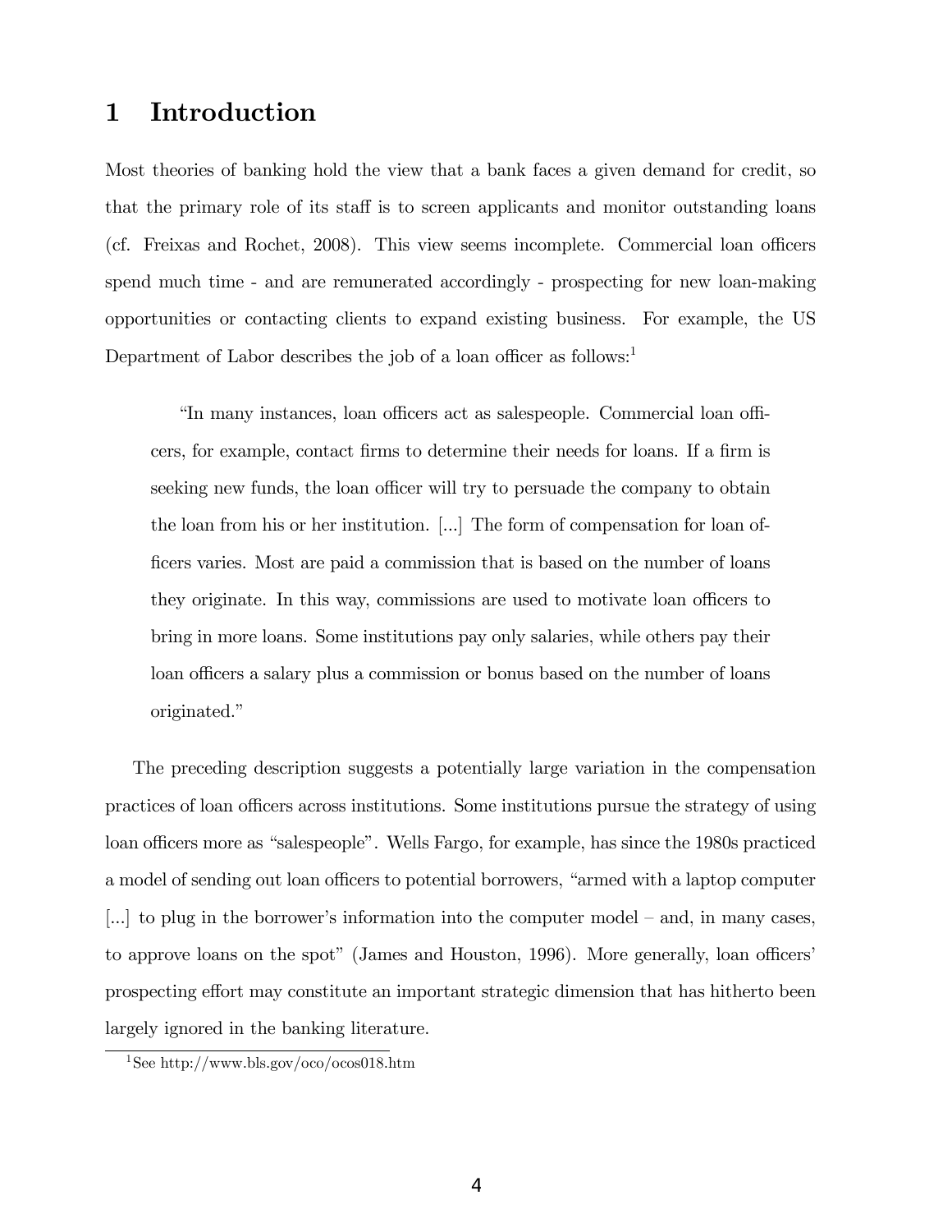# 1 Introduction

Most theories of banking hold the view that a bank faces a given demand for credit, so that the primary role of its staff is to screen applicants and monitor outstanding loans (cf. Freixas and Rochet, 2008). This view seems incomplete. Commercial loan officers spend much time - and are remunerated accordingly - prospecting for new loan-making opportunities or contacting clients to expand existing business. For example, the US Department of Labor describes the job of a loan officer as follows:[1]

> "In many instances, loan officers act as salespeople. Commercial loan officers, for example, contact firms to determine their needs for loans. If a firm is seeking new funds, the loan officer will try to persuade the company to obtain the loan from his or her institution. [...] The form of compensation for loan officers varies. Most are paid a commission that is based on the number of loans they originate. In this way, commissions are used to motivate loan officers to bring in more loans. Some institutions pay only salaries, while others pay their loan officers a salary plus a commission or bonus based on the number of loans originated."

The preceding description suggests a potentially large variation in the compensation practices of loan officers across institutions. Some institutions pursue the strategy of using loan officers more as "salespeople". Wells Fargo, for example, has since the 1980s practiced a model of sending out loan officers to potential borrowers, "armed with a laptop computer [...] to plug in the borrower's information into the computer model – and, in many cases, to approve loans on the spot" (James and Houston, 1996). More generally, loan officers' prospecting effort may constitute an important strategic dimension that has hitherto been largely ignored in the banking literature.

[1] See http://www.bls.gov/oco/ocos018.htm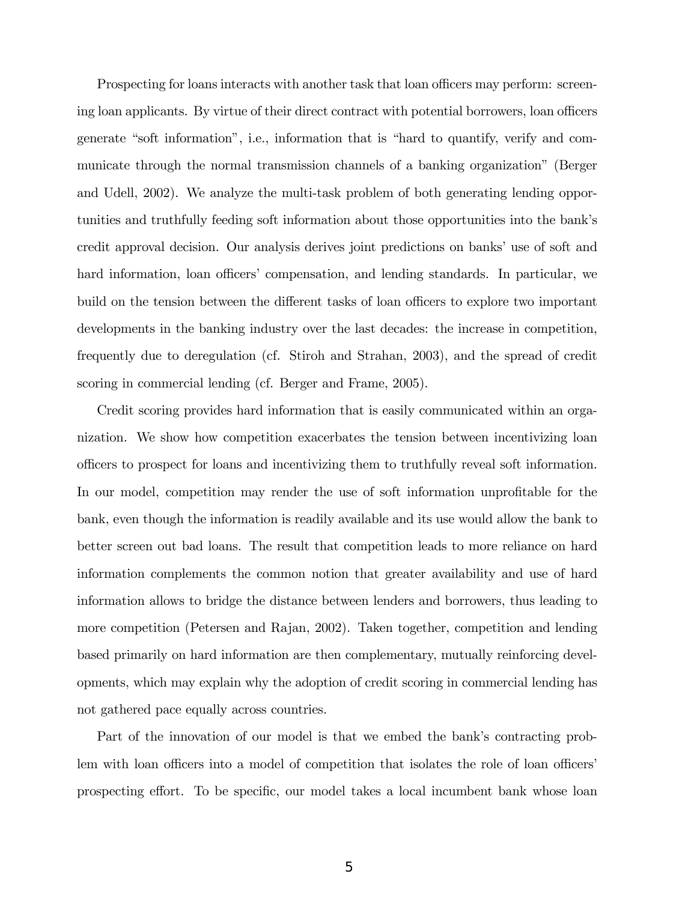Prospecting for loans interacts with another task that loan officers may perform: screening loan applicants. By virtue of their direct contract with potential borrowers, loan officers generate "soft information", i.e., information that is "hard to quantify, verify and communicate through the normal transmission channels of a banking organization" (Berger and Udell, 2002). We analyze the multi-task problem of both generating lending opportunities and truthfully feeding soft information about those opportunities into the bank's credit approval decision. Our analysis derives joint predictions on banks' use of soft and hard information, loan officers' compensation, and lending standards. In particular, we build on the tension between the different tasks of loan officers to explore two important developments in the banking industry over the last decades: the increase in competition, frequently due to deregulation (cf. Stiroh and Strahan, 2003), and the spread of credit scoring in commercial lending (cf. Berger and Frame, 2005).

Credit scoring provides hard information that is easily communicated within an organization. We show how competition exacerbates the tension between incentivizing loan officers to prospect for loans and incentivizing them to truthfully reveal soft information. In our model, competition may render the use of soft information unprofitable for the bank, even though the information is readily available and its use would allow the bank to better screen out bad loans. The result that competition leads to more reliance on hard information complements the common notion that greater availability and use of hard information allows to bridge the distance between lenders and borrowers, thus leading to more competition (Petersen and Rajan, 2002). Taken together, competition and lending based primarily on hard information are then complementary, mutually reinforcing developments, which may explain why the adoption of credit scoring in commercial lending has not gathered pace equally across countries.

Part of the innovation of our model is that we embed the bank's contracting problem with loan officers into a model of competition that isolates the role of loan officers' prospecting effort. To be specific, our model takes a local incumbent bank whose loan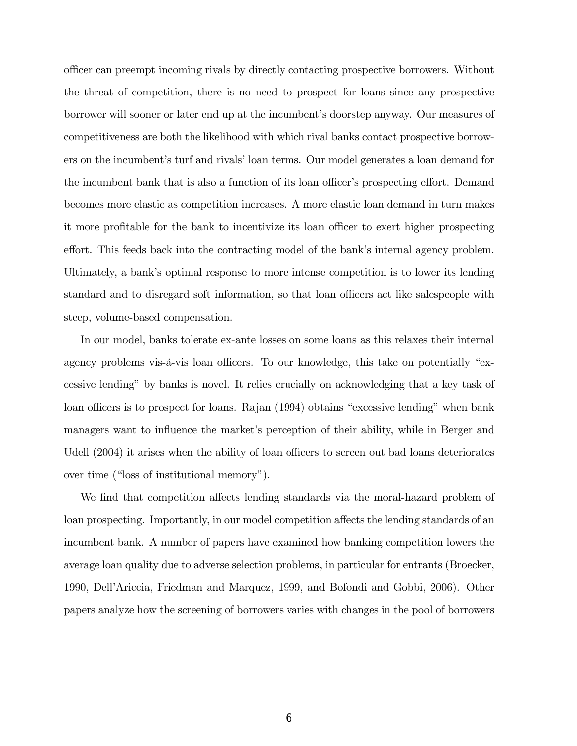officer can preempt incoming rivals by directly contacting prospective borrowers. Without the threat of competition, there is no need to prospect for loans since any prospective borrower will sooner or later end up at the incumbent's doorstep anyway. Our measures of competitiveness are both the likelihood with which rival banks contact prospective borrowers on the incumbent's turf and rivals' loan terms. Our model generates a loan demand for the incumbent bank that is also a function of its loan officer's prospecting effort. Demand becomes more elastic as competition increases. A more elastic loan demand in turn makes it more profitable for the bank to incentivize its loan officer to exert higher prospecting effort. This feeds back into the contracting model of the bank's internal agency problem. Ultimately, a bank's optimal response to more intense competition is to lower its lending standard and to disregard soft information, so that loan officers act like salespeople with steep, volume-based compensation.

In our model, banks tolerate ex-ante losses on some loans as this relaxes their internal agency problems vis-á-vis loan officers. To our knowledge, this take on potentially "excessive lending" by banks is novel. It relies crucially on acknowledging that a key task of loan officers is to prospect for loans. Rajan (1994) obtains "excessive lending" when bank managers want to influence the market's perception of their ability, while in Berger and Udell (2004) it arises when the ability of loan officers to screen out bad loans deteriorates over time ("loss of institutional memory").

We find that competition affects lending standards via the moral-hazard problem of loan prospecting. Importantly, in our model competition affects the lending standards of an incumbent bank. A number of papers have examined how banking competition lowers the average loan quality due to adverse selection problems, in particular for entrants (Broecker, 1990, Dell'Ariccia, Friedman and Marquez, 1999, and Bofondi and Gobbi, 2006). Other papers analyze how the screening of borrowers varies with changes in the pool of borrowers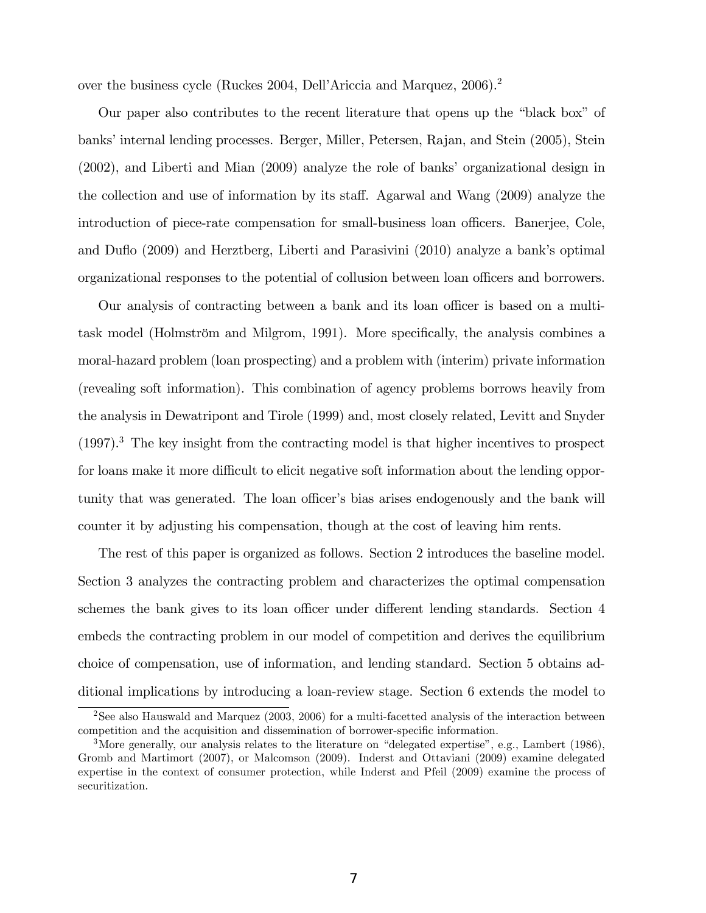over the business cycle (Ruckes 2004, Dell'Ariccia and Marquez, 2006).[2]

Our paper also contributes to the recent literature that opens up the "black box" of banks' internal lending processes. Berger, Miller, Petersen, Rajan, and Stein (2005), Stein (2002), and Liberti and Mian (2009) analyze the role of banks' organizational design in the collection and use of information by its staff. Agarwal and Wang (2009) analyze the introduction of piece-rate compensation for small-business loan officers. Banerjee, Cole, and Duflo (2009) and Herztberg, Liberti and Parasivini (2010) analyze a bank's optimal organizational responses to the potential of collusion between loan officers and borrowers.

Our analysis of contracting between a bank and its loan officer is based on a multi-task model (Holmström and Milgrom, 1991). More specifically, the analysis combines a moral-hazard problem (loan prospecting) and a problem with (interim) private information (revealing soft information). This combination of agency problems borrows heavily from the analysis in Dewatripont and Tirole (1999) and, most closely related, Levitt and Snyder (1997).[3] The key insight from the contracting model is that higher incentives to prospect for loans make it more difficult to elicit negative soft information about the lending opportunity that was generated. The loan officer's bias arises endogenously and the bank will counter it by adjusting his compensation, though at the cost of leaving him rents.

The rest of this paper is organized as follows. Section 2 introduces the baseline model. Section 3 analyzes the contracting problem and characterizes the optimal compensation schemes the bank gives to its loan officer under different lending standards. Section 4 embeds the contracting problem in our model of competition and derives the equilibrium choice of compensation, use of information, and lending standard. Section 5 obtains additional implications by introducing a loan-review stage. Section 6 extends the model to

---

[2] See also Hauswald and Marquez (2003, 2006) for a multi-facetted analysis of the interaction between competition and the acquisition and dissemination of borrower-specific information.

[3] More generally, our analysis relates to the literature on "delegated expertise", e.g., Lambert (1986), Gromb and Martimort (2007), or Malcomson (2009). Inderst and Ottaviani (2009) examine delegated expertise in the context of consumer protection, while Inderst and Pfeil (2009) examine the process of securitization.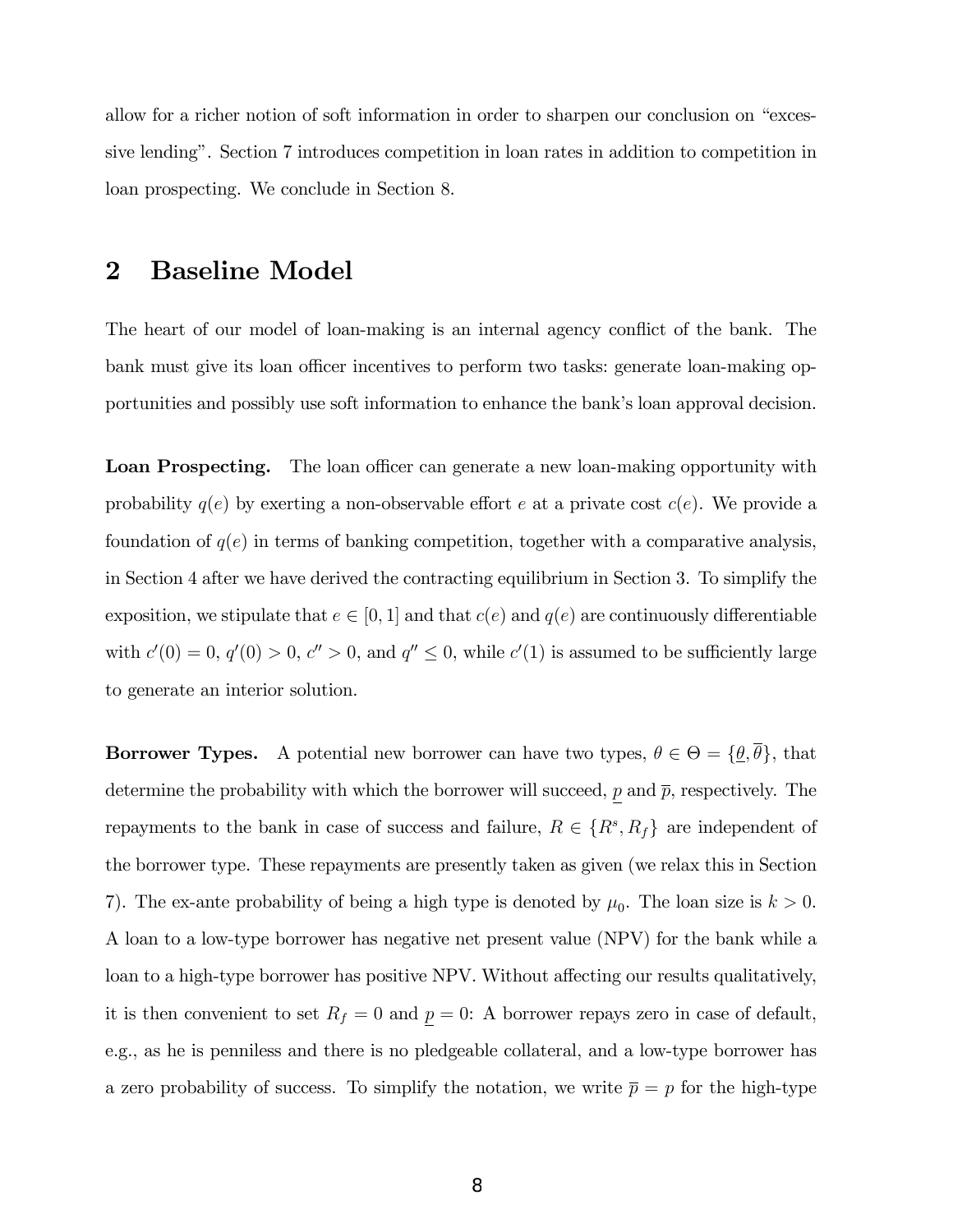allow for a richer notion of soft information in order to sharpen our conclusion on "excessive lending". Section 7 introduces competition in loan rates in addition to competition in loan prospecting. We conclude in Section 8.

## 2 Baseline Model

The heart of our model of loan-making is an internal agency conflict of the bank. The bank must give its loan officer incentives to perform two tasks: generate loan-making opportunities and possibly use soft information to enhance the bank's loan approval decision.

**Loan Prospecting.** The loan officer can generate a new loan-making opportunity with probability $q(e)$ by exerting a non-observable effort $e$ at a private cost $c(e)$. We provide a foundation of $q(e)$ in terms of banking competition, together with a comparative analysis, in Section 4 after we have derived the contracting equilibrium in Section 3. To simplify the exposition, we stipulate that $e \in [0, 1]$ and that $c(e)$ and $q(e)$ are continuously differentiable with $c'(0) = 0$, $q'(0) > 0$, $c'' > 0$, and $q'' \leq 0$, while $c'(1)$ is assumed to be sufficiently large to generate an interior solution.

**Borrower Types.** A potential new borrower can have two types, $\theta \in \Theta = \{\underline{\theta}, \overline{\theta}\}$, that determine the probability with which the borrower will succeed, $\underline{p}$ and $\overline{p}$, respectively. The repayments to the bank in case of success and failure, $R \in \{R^s, R_f\}$ are independent of the borrower type. These repayments are presently taken as given (we relax this in Section 7). The ex-ante probability of being a high type is denoted by $\mu_0$. The loan size is $k > 0$. A loan to a low-type borrower has negative net present value (NPV) for the bank while a loan to a high-type borrower has positive NPV. Without affecting our results qualitatively, it is then convenient to set $R_f = 0$ and $\underline{p} = 0$: A borrower repays zero in case of default, e.g., as he is penniless and there is no pledgeable collateral, and a low-type borrower has a zero probability of success. To simplify the notation, we write $\overline{p} = p$ for the high-type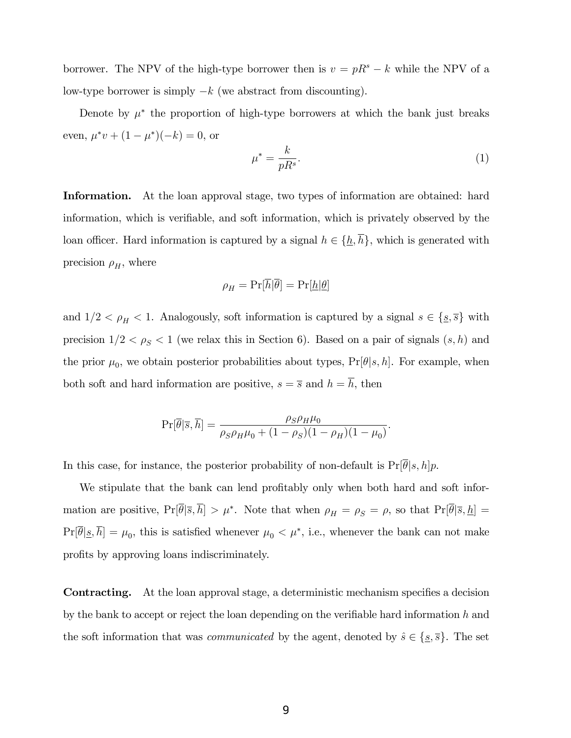borrower. The NPV of the high-type borrower then is $v = pR^s - k$ while the NPV of a low-type borrower is simply $-k$ (we abstract from discounting).

Denote by $\mu^*$ the proportion of high-type borrowers at which the bank just breaks even, $\mu^* v + (1 - \mu^*)(-k) = 0$, or

$$\mu^* = \frac{k}{pR^s}. \tag{1}$$

**Information.** At the loan approval stage, two types of information are obtained: hard information, which is verifiable, and soft information, which is privately observed by the loan officer. Hard information is captured by a signal $h \in \{\underline{h}, \overline{h}\}$, which is generated with precision $\rho_H$, where

$$\rho_H = \Pr[\overline{h}|\overline{\theta}] = \Pr[\underline{h}|\underline{\theta}]$$

and $1/2 < \rho_H < 1$. Analogously, soft information is captured by a signal $s \in \{\underline{s}, \overline{s}\}$ with precision $1/2 < \rho_S < 1$ (we relax this in Section 6). Based on a pair of signals $(s, h)$ and the prior $\mu_0$, we obtain posterior probabilities about types, $\Pr[\theta|s, h]$. For example, when both soft and hard information are positive, $s = \overline{s}$ and $h = \overline{h}$, then

$$\Pr[\overline{\theta}|\overline{s}, \overline{h}] = \frac{\rho_S \rho_H \mu_0}{\rho_S \rho_H \mu_0 + (1 - \rho_S)(1 - \rho_H)(1 - \mu_0)}.$$

In this case, for instance, the posterior probability of non-default is $\Pr[\overline{\theta}|s, h]p$.

We stipulate that the bank can lend profitably only when both hard and soft information are positive, $\Pr[\overline{\theta}|\overline{s}, \overline{h}] > \mu^*$. Note that when $\rho_H = \rho_S = \rho$, so that $\Pr[\overline{\theta}|\overline{s}, \underline{h}] = \Pr[\overline{\theta}|\underline{s}, \overline{h}] = \mu_0$, this is satisfied whenever $\mu_0 < \mu^*$, i.e., whenever the bank can not make profits by approving loans indiscriminately.

**Contracting.** At the loan approval stage, a deterministic mechanism specifies a decision by the bank to accept or reject the loan depending on the verifiable hard information $h$ and the soft information that was *communicated* by the agent, denoted by $\hat{s} \in \{\underline{s}, \overline{s}\}$. The set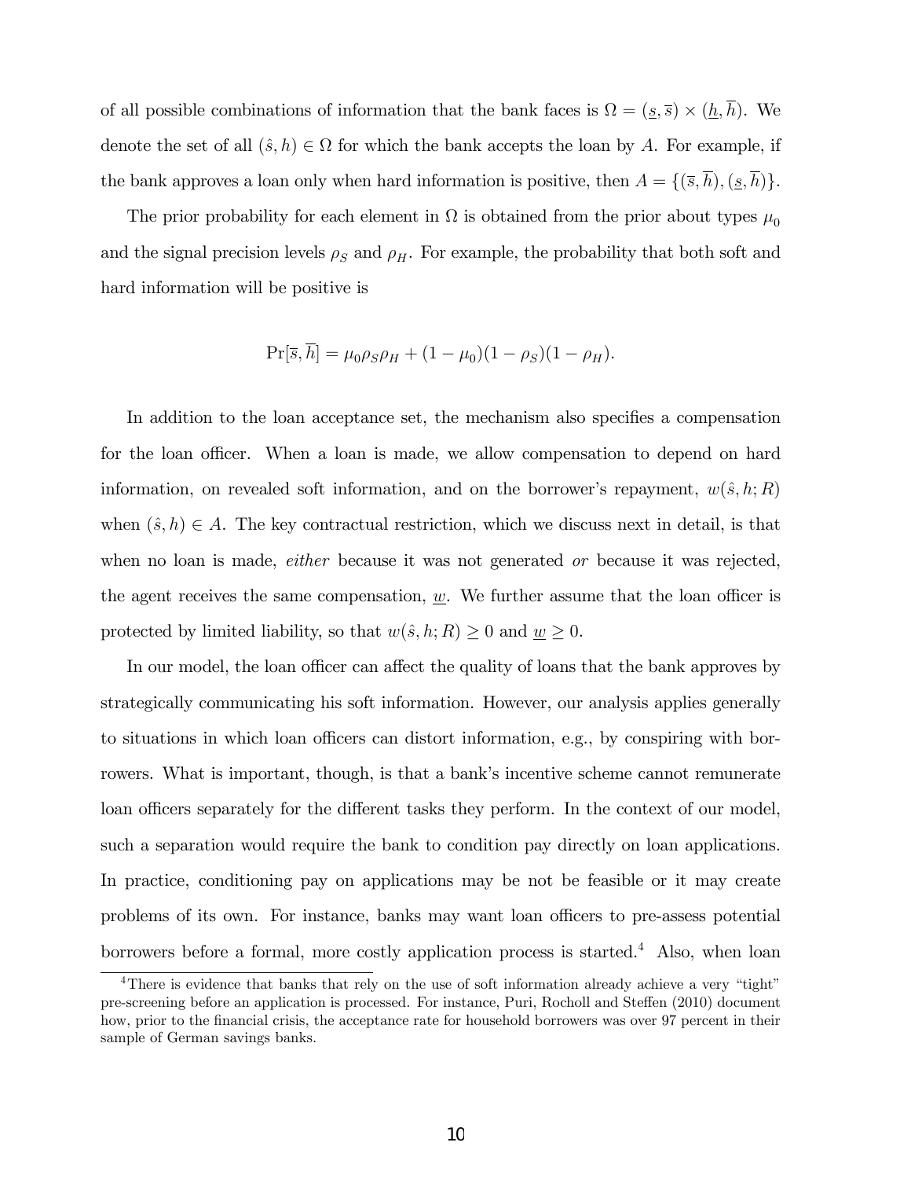of all possible combinations of information that the bank faces is $\Omega = (\underline{s}, \overline{s}) \times (\underline{h}, \overline{h})$. We denote the set of all $(\hat{s}, h) \in \Omega$ for which the bank accepts the loan by $A$. For example, if the bank approves a loan only when hard information is positive, then $A = \{(\overline{s}, \overline{h}), (\underline{s}, \overline{h})\}$.

The prior probability for each element in $\Omega$ is obtained from the prior about types $\mu_0$ and the signal precision levels $\rho_S$ and $\rho_H$. For example, the probability that both soft and hard information will be positive is

$$\Pr[\overline{s}, \overline{h}] = \mu_0 \rho_S \rho_H + (1 - \mu_0)(1 - \rho_S)(1 - \rho_H).$$

In addition to the loan acceptance set, the mechanism also specifies a compensation for the loan officer. When a loan is made, we allow compensation to depend on hard information, on revealed soft information, and on the borrower's repayment, $w(\hat{s}, h; R)$ when $(\hat{s}, h) \in A$. The key contractual restriction, which we discuss next in detail, is that when no loan is made, *either* because it was not generated *or* because it was rejected, the agent receives the same compensation, $\underline{w}$. We further assume that the loan officer is protected by limited liability, so that $w(\hat{s}, h; R) \geq 0$ and $\underline{w} \geq 0$.

In our model, the loan officer can affect the quality of loans that the bank approves by strategically communicating his soft information. However, our analysis applies generally to situations in which loan officers can distort information, e.g., by conspiring with borrowers. What is important, though, is that a bank's incentive scheme cannot remunerate loan officers separately for the different tasks they perform. In the context of our model, such a separation would require the bank to condition pay directly on loan applications. In practice, conditioning pay on applications may be not be feasible or it may create problems of its own. For instance, banks may want loan officers to pre-assess potential borrowers before a formal, more costly application process is started.[4] Also, when loan

[4] There is evidence that banks that rely on the use of soft information already achieve a very "tight" pre-screening before an application is processed. For instance, Puri, Rocholl and Steffen (2010) document how, prior to the financial crisis, the acceptance rate for household borrowers was over 97 percent in their sample of German savings banks.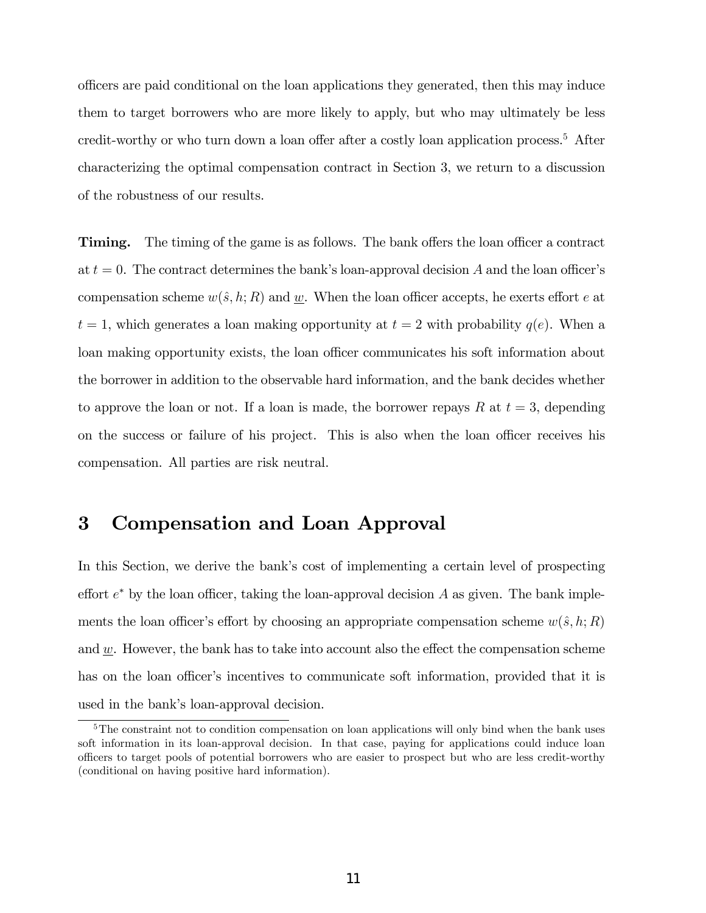officers are paid conditional on the loan applications they generated, then this may induce them to target borrowers who are more likely to apply, but who may ultimately be less credit-worthy or who turn down a loan offer after a costly loan application process.[5] After characterizing the optimal compensation contract in Section 3, we return to a discussion of the robustness of our results.

**Timing.** The timing of the game is as follows. The bank offers the loan officer a contract at $t = 0$. The contract determines the bank's loan-approval decision $A$ and the loan officer's compensation scheme $w(\hat{s}, h; R)$ and $\underline{w}$. When the loan officer accepts, he exerts effort $e$ at $t = 1$, which generates a loan making opportunity at $t = 2$ with probability $q(e)$. When a loan making opportunity exists, the loan officer communicates his soft information about the borrower in addition to the observable hard information, and the bank decides whether to approve the loan or not. If a loan is made, the borrower repays $R$ at $t = 3$, depending on the success or failure of his project. This is also when the loan officer receives his compensation. All parties are risk neutral.

# 3 Compensation and Loan Approval

In this Section, we derive the bank's cost of implementing a certain level of prospecting effort $e^*$ by the loan officer, taking the loan-approval decision $A$ as given. The bank implements the loan officer's effort by choosing an appropriate compensation scheme $w(\hat{s}, h; R)$ and $\underline{w}$. However, the bank has to take into account also the effect the compensation scheme has on the loan officer's incentives to communicate soft information, provided that it is used in the bank's loan-approval decision.

[5] The constraint not to condition compensation on loan applications will only bind when the bank uses soft information in its loan-approval decision. In that case, paying for applications could induce loan officers to target pools of potential borrowers who are easier to prospect but who are less credit-worthy (conditional on having positive hard information).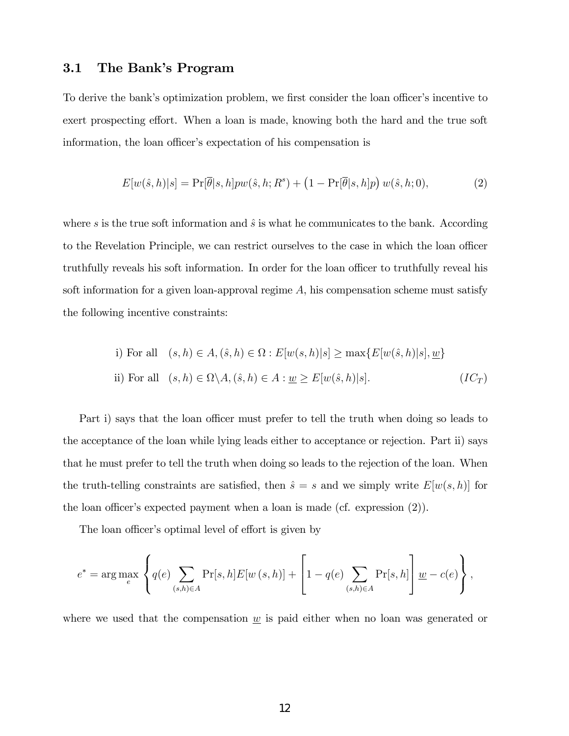## 3.1 The Bank's Program

To derive the bank's optimization problem, we first consider the loan officer's incentive to exert prospecting effort. When a loan is made, knowing both the hard and the true soft information, the loan officer's expectation of his compensation is

$$E[w(\hat{s},h)|s] = \Pr[\overline{\theta}|s,h]pw(\hat{s},h;R^s) + \left(1 - \Pr[\overline{\theta}|s,h]p\right) w(\hat{s},h;0), \tag{2}$$

where $s$ is the true soft information and $\hat{s}$ is what he communicates to the bank. According to the Revelation Principle, we can restrict ourselves to the case in which the loan officer truthfully reveals his soft information. In order for the loan officer to truthfully reveal his soft information for a given loan-approval regime $A$, his compensation scheme must satisfy the following incentive constraints:

$$\begin{aligned} &\text{i) For all} \quad (s,h) \in A, (\hat{s},h) \in \Omega : E[w(s,h)|s] \geq \max\{E[w(\hat{s},h)|s], \underline{w}\} \\ &\text{ii) For all} \quad (s,h) \in \Omega \backslash A, (\hat{s},h) \in A : \underline{w} \geq E[w(\hat{s},h)|s]. \end{aligned} \tag{$IC_T$}$$

Part i) says that the loan officer must prefer to tell the truth when doing so leads to the acceptance of the loan while lying leads either to acceptance or rejection. Part ii) says that he must prefer to tell the truth when doing so leads to the rejection of the loan. When the truth-telling constraints are satisfied, then $\hat{s} = s$ and we simply write $E[w(s,h)]$ for the loan officer's expected payment when a loan is made (cf. expression (2)).

The loan officer's optimal level of effort is given by

$$e^* = \arg\max_{e} \left\{ q(e) \sum_{(s,h)\in A} \Pr[s,h] E[w(s,h)] + \left[ 1 - q(e) \sum_{(s,h)\in A} \Pr[s,h] \right] \underline{w} - c(e) \right\},$$

where we used that the compensation $\underline{w}$ is paid either when no loan was generated or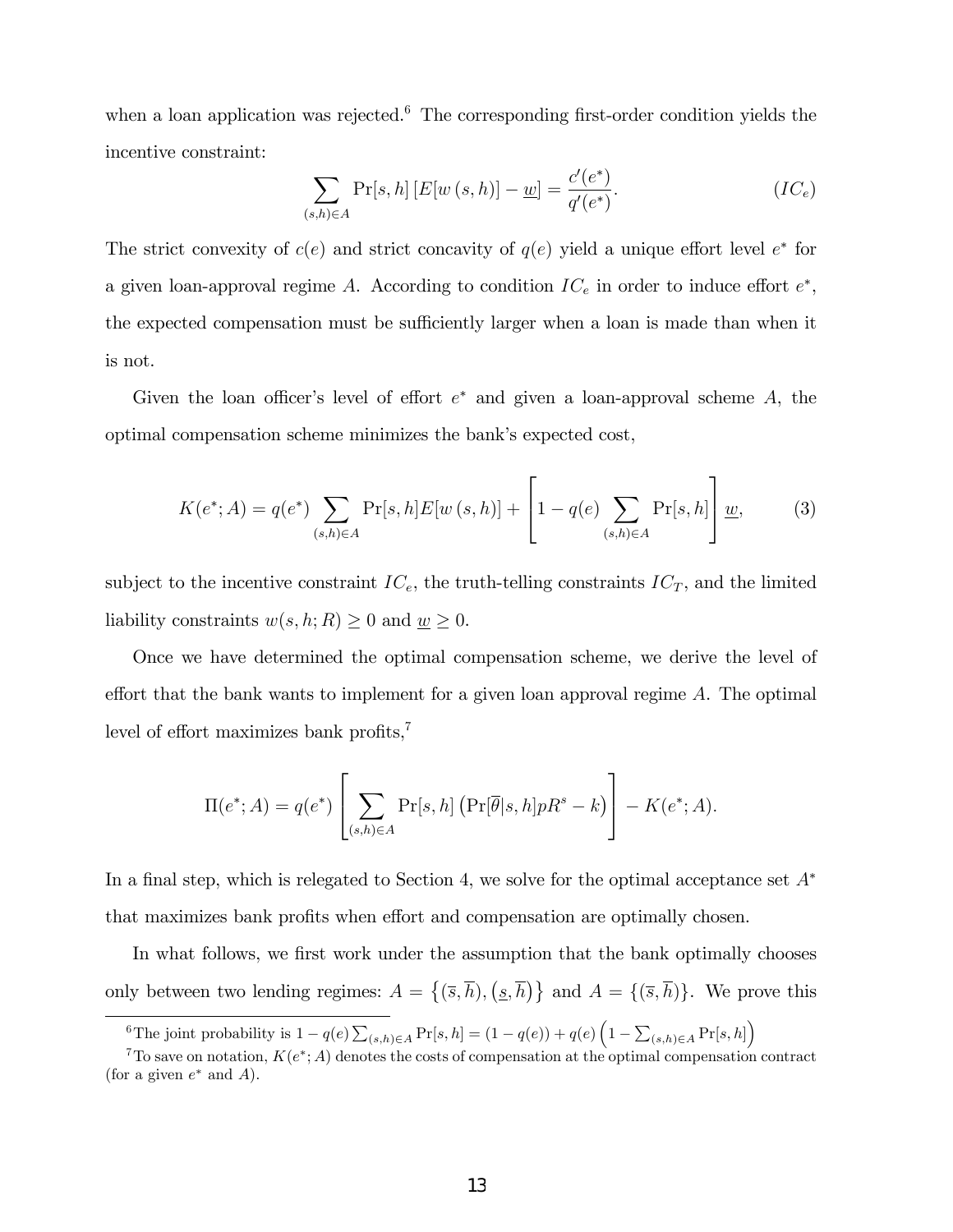when a loan application was rejected.[6] The corresponding first-order condition yields the incentive constraint:

$$\sum_{(s,h)\in A} \Pr[s,h]\left[E[w\left(s,h\right)] - \underline{w}\right] = \frac{c'(e^*)}{q'(e^*)}. \qquad (IC_e)$$

The strict convexity of $c(e)$ and strict concavity of $q(e)$ yield a unique effort level $e^*$ for a given loan-approval regime $A$. According to condition $IC_e$ in order to induce effort $e^*$, the expected compensation must be sufficiently larger when a loan is made than when it is not.

Given the loan officer's level of effort $e^*$ and given a loan-approval scheme $A$, the optimal compensation scheme minimizes the bank's expected cost,

$$K(e^*; A) = q(e^*) \sum_{(s,h)\in A} \Pr[s,h] E[w\left(s,h\right)] + \left[1 - q(e) \sum_{(s,h)\in A} \Pr[s,h]\right] \underline{w}, \qquad (3)$$

subject to the incentive constraint $IC_e$, the truth-telling constraints $IC_T$, and the limited liability constraints $w(s,h;R) \geq 0$ and $\underline{w} \geq 0$.

Once we have determined the optimal compensation scheme, we derive the level of effort that the bank wants to implement for a given loan approval regime $A$. The optimal level of effort maximizes bank profits,[7]

$$\Pi(e^*; A) = q(e^*) \left[\sum_{(s,h)\in A} \Pr[s,h]\left(\Pr[\overline{\theta}|s,h] p R^s - k\right)\right] - K(e^*; A).$$

In a final step, which is relegated to Section 4, we solve for the optimal acceptance set $A^*$ that maximizes bank profits when effort and compensation are optimally chosen.

In what follows, we first work under the assumption that the bank optimally chooses only between two lending regimes: $A = \left\{(\overline{s}, \overline{h}), \left(\underline{s}, \overline{h}\right)\right\}$ and $A = \{(\overline{s}, \overline{h})\}$. We prove this

[6] The joint probability is $1 - q(e) \sum_{(s,h)\in A} \Pr[s,h] = (1 - q(e)) + q(e) \left(1 - \sum_{(s,h)\in A} \Pr[s,h]\right)$

[7] To save on notation, $K(e^*; A)$ denotes the costs of compensation at the optimal compensation contract (for a given $e^*$ and $A$).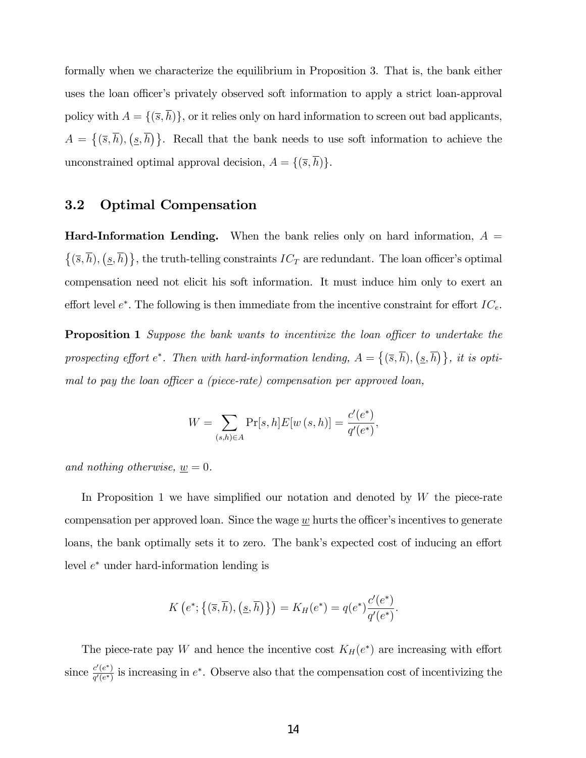formally when we characterize the equilibrium in Proposition 3. That is, the bank either uses the loan officer's privately observed soft information to apply a strict loan-approval policy with $A = \{(\overline{s}, \overline{h})\}$, or it relies only on hard information to screen out bad applicants, $A = \{(\overline{s}, \overline{h}), (\underline{s}, \overline{h})\}$. Recall that the bank needs to use soft information to achieve the unconstrained optimal approval decision, $A = \{(\overline{s}, \overline{h})\}$.

## 3.2 Optimal Compensation

**Hard-Information Lending.** When the bank relies only on hard information, $A = \{(\overline{s}, \overline{h}), (\underline{s}, \overline{h})\}$, the truth-telling constraints $IC_T$ are redundant. The loan officer's optimal compensation need not elicit his soft information. It must induce him only to exert an effort level $e^*$. The following is then immediate from the incentive constraint for effort $IC_e$.

**Proposition 1** *Suppose the bank wants to incentivize the loan officer to undertake the prospecting effort $e^*$. Then with hard-information lending, $A = \{(\overline{s}, \overline{h}), (\underline{s}, \overline{h})\}$, it is optimal to pay the loan officer a (piece-rate) compensation per approved loan,*

$$W = \sum_{(s,h) \in A} \Pr[s, h] E[w(s, h)] = \frac{c'(e^*)}{q'(e^*)},$$

*and nothing otherwise, $\underline{w} = 0$.*

In Proposition 1 we have simplified our notation and denoted by $W$ the piece-rate compensation per approved loan. Since the wage $\underline{w}$ hurts the officer's incentives to generate loans, the bank optimally sets it to zero. The bank's expected cost of inducing an effort level $e^*$ under hard-information lending is

$$K\left(e^*; \{(\overline{s}, \overline{h}), (\underline{s}, \overline{h})\}\right) = K_H(e^*) = q(e^*) \frac{c'(e^*)}{q'(e^*)}.$$

The piece-rate pay $W$ and hence the incentive cost $K_H(e^*)$ are increasing with effort since $\frac{c'(e^*)}{q'(e^*)}$ is increasing in $e^*$. Observe also that the compensation cost of incentivizing the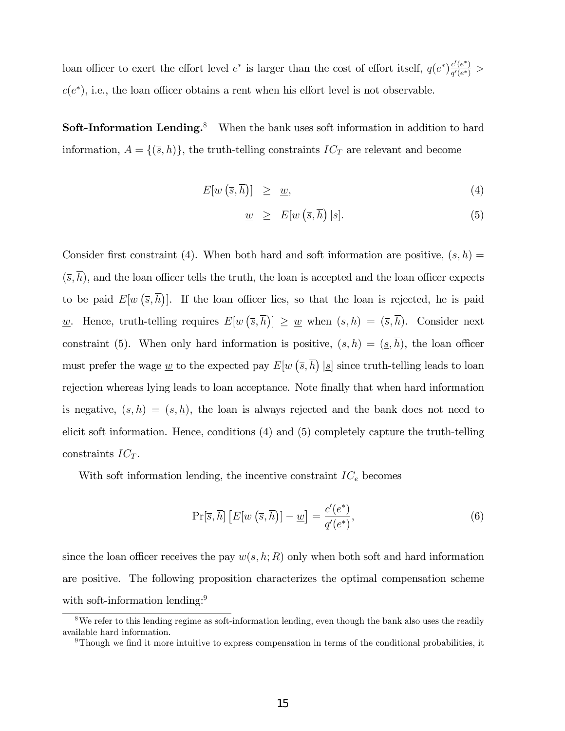loan officer to exert the effort level $e^*$ is larger than the cost of effort itself, $q(e^*)\frac{c'(e^*)}{q'(e^*)} > c(e^*)$, i.e., the loan officer obtains a rent when his effort level is not observable.

**Soft-Information Lending.**[8] When the bank uses soft information in addition to hard information, $A = \{(\overline{s}, \overline{h})\}$, the truth-telling constraints $IC_T$ are relevant and become

$$E[w\left(\overline{s}, \overline{h}\right)] \geq \underline{w}, \tag{4}$$

$$\underline{w} \geq E[w\left(\overline{s}, \overline{h}\right) | \underline{s}]. \tag{5}$$

Consider first constraint (4). When both hard and soft information are positive, $(s, h) = (\overline{s}, \overline{h})$, and the loan officer tells the truth, the loan is accepted and the loan officer expects to be paid $E[w\left(\overline{s}, \overline{h}\right)]$. If the loan officer lies, so that the loan is rejected, he is paid $\underline{w}$. Hence, truth-telling requires $E[w\left(\overline{s}, \overline{h}\right)] \geq \underline{w}$ when $(s, h) = (\overline{s}, \overline{h})$. Consider next constraint (5). When only hard information is positive, $(s, h) = (\underline{s}, \overline{h})$, the loan officer must prefer the wage $\underline{w}$ to the expected pay $E[w\left(\overline{s}, \overline{h}\right) | \underline{s}]$ since truth-telling leads to loan rejection whereas lying leads to loan acceptance. Note finally that when hard information is negative, $(s, h) = (s, \underline{h})$, the loan is always rejected and the bank does not need to elicit soft information. Hence, conditions (4) and (5) completely capture the truth-telling constraints $IC_T$.

With soft information lending, the incentive constraint $IC_e$ becomes

$$\Pr[\overline{s}, \overline{h}]\left[E[w\left(\overline{s}, \overline{h}\right)] - \underline{w}\right] = \frac{c'(e^*)}{q'(e^*)}, \tag{6}$$

since the loan officer receives the pay $w(s, h; R)$ only when both soft and hard information are positive. The following proposition characterizes the optimal compensation scheme with soft-information lending:[9]

---

[8] We refer to this lending regime as soft-information lending, even though the bank also uses the readily available hard information.

[9] Though we find it more intuitive to express compensation in terms of the conditional probabilities, it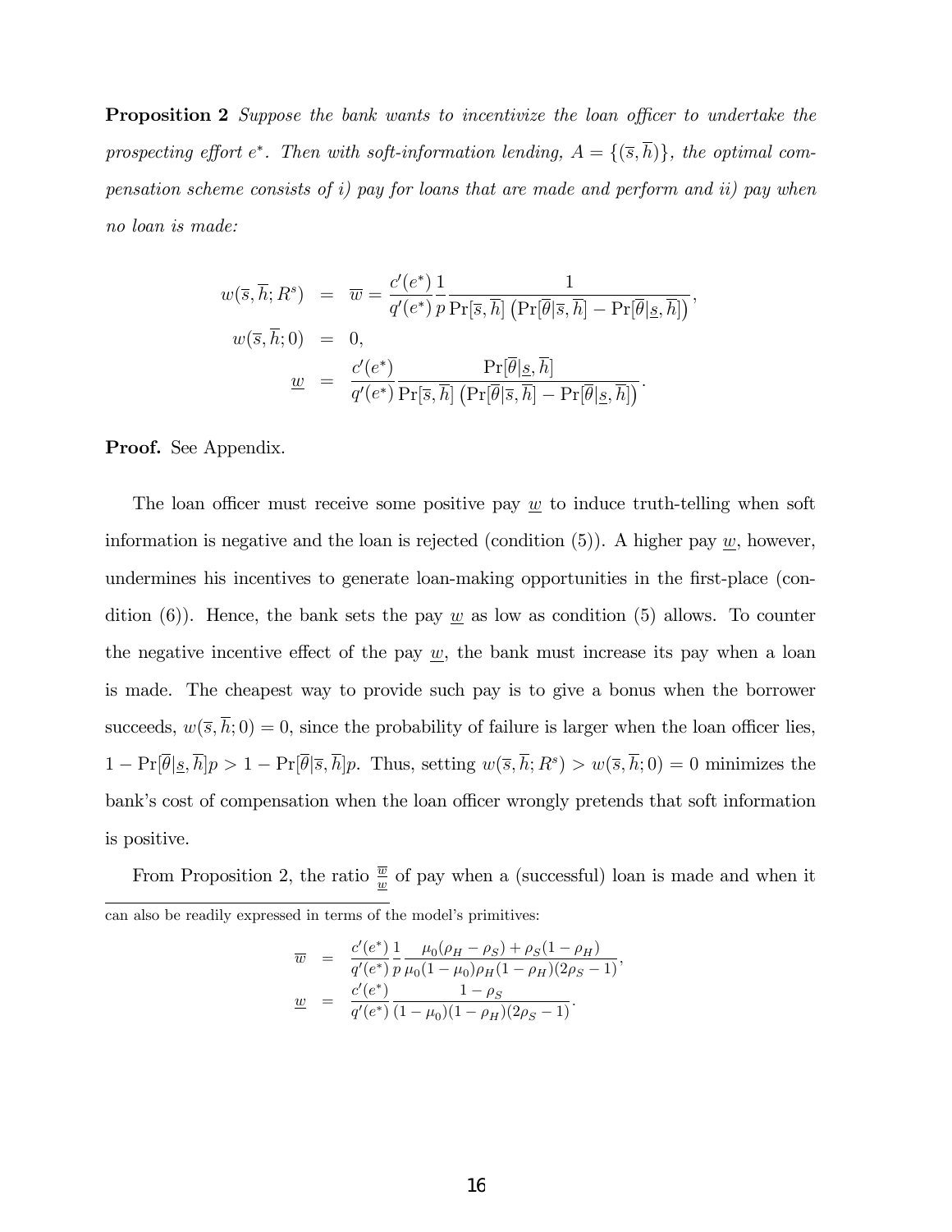**Proposition 2** *Suppose the bank wants to incentivize the loan officer to undertake the prospecting effort $e^*$. Then with soft-information lending, $A = \{(\overline{s}, \overline{h})\}$, the optimal compensation scheme consists of i) pay for loans that are made and perform and ii) pay when no loan is made:*

$$
\begin{aligned}
w(\overline{s}, \overline{h}; R^s) &= \overline{w} = \frac{c'(e^*)}{q'(e^*)} \frac{1}{p} \frac{1}{\Pr[\overline{s}, \overline{h}] \left( \Pr[\overline{\theta}|\overline{s}, \overline{h}] - \Pr[\overline{\theta}|\underline{s}, \overline{h}] \right)}, \\
w(\overline{s}, \overline{h}; 0) &= 0, \\
\underline{w} &= \frac{c'(e^*)}{q'(e^*)} \frac{\Pr[\overline{\theta}|\underline{s}, \overline{h}]}{\Pr[\overline{s}, \overline{h}] \left( \Pr[\overline{\theta}|\overline{s}, \overline{h}] - \Pr[\overline{\theta}|\underline{s}, \overline{h}] \right)}.
\end{aligned}
$$

**Proof.** See Appendix.

The loan officer must receive some positive pay $\underline{w}$ to induce truth-telling when soft information is negative and the loan is rejected (condition (5)). A higher pay $\underline{w}$, however, undermines his incentives to generate loan-making opportunities in the first-place (condition (6)). Hence, the bank sets the pay $\underline{w}$ as low as condition (5) allows. To counter the negative incentive effect of the pay $\underline{w}$, the bank must increase its pay when a loan is made. The cheapest way to provide such pay is to give a bonus when the borrower succeeds, $w(\overline{s}, \overline{h}; 0) = 0$, since the probability of failure is larger when the loan officer lies, $1 - \Pr[\overline{\theta}|\underline{s}, \overline{h}]p > 1 - \Pr[\overline{\theta}|\overline{s}, \overline{h}]p$. Thus, setting $w(\overline{s}, \overline{h}; R^s) > w(\overline{s}, \overline{h}; 0) = 0$ minimizes the bank's cost of compensation when the loan officer wrongly pretends that soft information is positive.

From Proposition 2, the ratio $\frac{\overline{w}}{\underline{w}}$ of pay when a (successful) loan is made and when it

---

can also be readily expressed in terms of the model's primitives:

$$
\begin{aligned}
\overline{w} &= \frac{c'(e^*)}{q'(e^*)} \frac{1}{p} \frac{\mu_0(\rho_H - \rho_S) + \rho_S(1 - \rho_H)}{\mu_0(1 - \mu_0)\rho_H(1 - \rho_H)(2\rho_S - 1)}, \\
\underline{w} &= \frac{c'(e^*)}{q'(e^*)} \frac{1 - \rho_S}{(1 - \mu_0)(1 - \rho_H)(2\rho_S - 1)}.
\end{aligned}
$$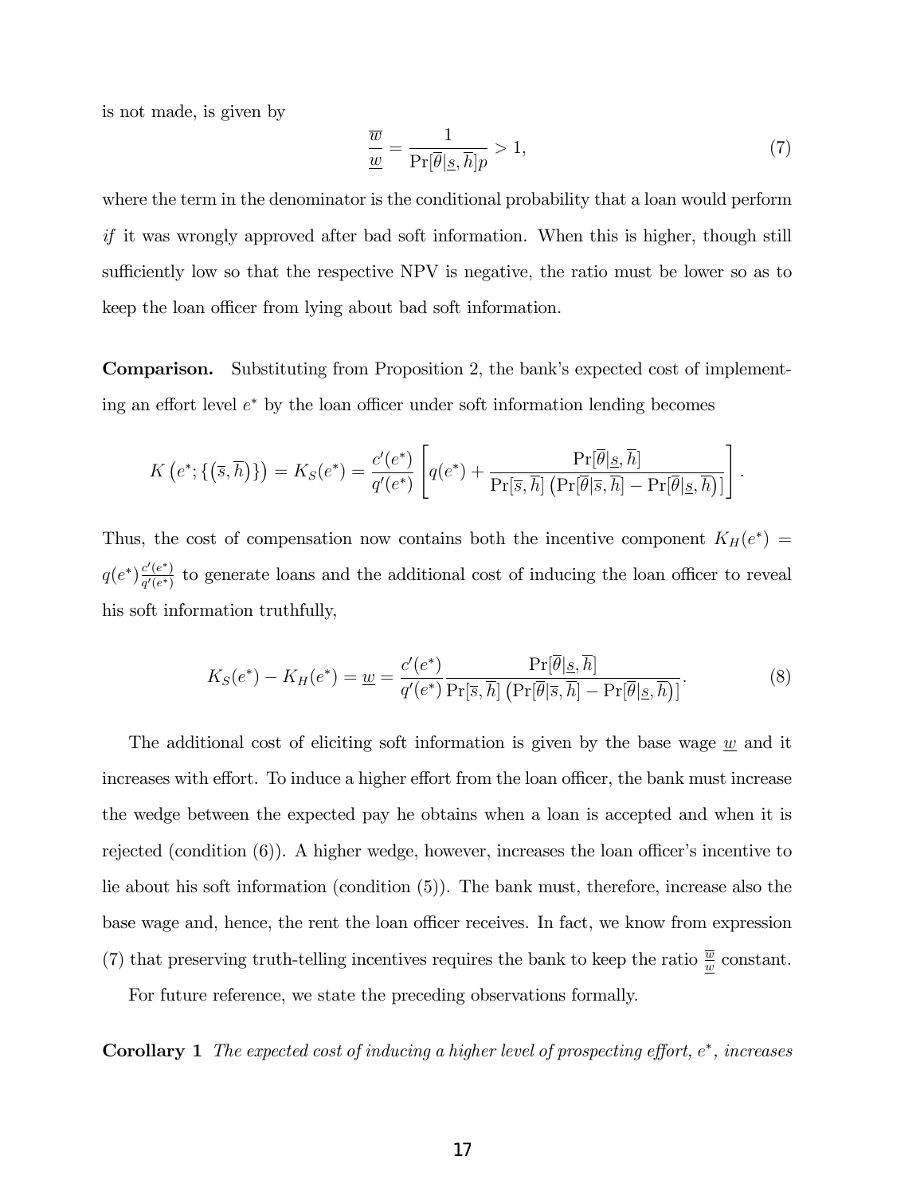is not made, is given by

$$\frac{\overline{w}}{\underline{w}} = \frac{1}{\Pr[\overline{\theta}|\underline{s}, \overline{h}]p} > 1, \tag{7}$$

where the term in the denominator is the conditional probability that a loan would perform *if* it was wrongly approved after bad soft information. When this is higher, though still sufficiently low so that the respective NPV is negative, the ratio must be lower so as to keep the loan officer from lying about bad soft information.

**Comparison.** Substituting from Proposition 2, the bank's expected cost of implementing an effort level $e^*$ by the loan officer under soft information lending becomes

$$K\left(e^*; \{(\overline{s}, \overline{h})\}\right) = K_S(e^*) = \frac{c'(e^*)}{q'(e^*)}\left[q(e^*) + \frac{\Pr[\overline{\theta}|\underline{s}, \overline{h}]}{\Pr[\overline{s}, \overline{h}]\left(\Pr[\overline{\theta}|\overline{s}, \overline{h}] - \Pr[\overline{\theta}|\underline{s}, \overline{h}]\right)}\right].$$

Thus, the cost of compensation now contains both the incentive component $K_H(e^*) = q(e^*)\frac{c'(e^*)}{q'(e^*)}$ to generate loans and the additional cost of inducing the loan officer to reveal his soft information truthfully,

$$K_S(e^*) - K_H(e^*) = \underline{w} = \frac{c'(e^*)}{q'(e^*)}\frac{\Pr[\overline{\theta}|\underline{s}, \overline{h}]}{\Pr[\overline{s}, \overline{h}]\left(\Pr[\overline{\theta}|\overline{s}, \overline{h}] - \Pr[\overline{\theta}|\underline{s}, \overline{h}]\right)}. \tag{8}$$

The additional cost of eliciting soft information is given by the base wage $\underline{w}$ and it increases with effort. To induce a higher effort from the loan officer, the bank must increase the wedge between the expected pay he obtains when a loan is accepted and when it is rejected (condition (6)). A higher wedge, however, increases the loan officer's incentive to lie about his soft information (condition (5)). The bank must, therefore, increase also the base wage and, hence, the rent the loan officer receives. In fact, we know from expression (7) that preserving truth-telling incentives requires the bank to keep the ratio $\frac{\overline{w}}{\underline{w}}$ constant.

For future reference, we state the preceding observations formally.

**Corollary 1** *The expected cost of inducing a higher level of prospecting effort, $e^*$, increases*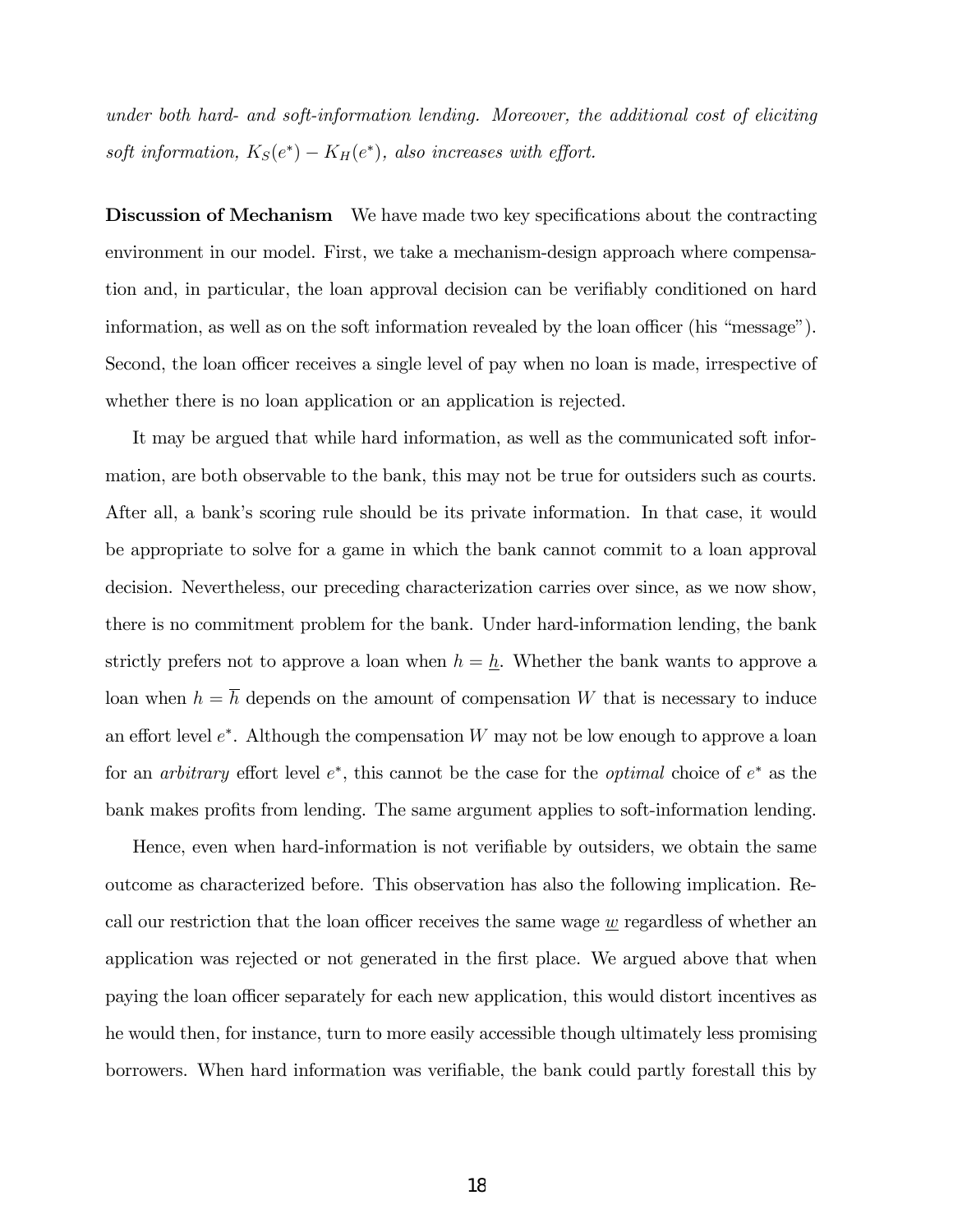*under both hard- and soft-information lending. Moreover, the additional cost of eliciting soft information, $K_S(e^*) - K_H(e^*)$, also increases with effort.*

**Discussion of Mechanism** We have made two key specifications about the contracting environment in our model. First, we take a mechanism-design approach where compensation and, in particular, the loan approval decision can be verifiably conditioned on hard information, as well as on the soft information revealed by the loan officer (his "message"). Second, the loan officer receives a single level of pay when no loan is made, irrespective of whether there is no loan application or an application is rejected.

It may be argued that while hard information, as well as the communicated soft information, are both observable to the bank, this may not be true for outsiders such as courts. After all, a bank's scoring rule should be its private information. In that case, it would be appropriate to solve for a game in which the bank cannot commit to a loan approval decision. Nevertheless, our preceding characterization carries over since, as we now show, there is no commitment problem for the bank. Under hard-information lending, the bank strictly prefers not to approve a loan when $h = \underline{h}$. Whether the bank wants to approve a loan when $h = \overline{h}$ depends on the amount of compensation $W$ that is necessary to induce an effort level $e^*$. Although the compensation $W$ may not be low enough to approve a loan for an *arbitrary* effort level $e^*$, this cannot be the case for the *optimal* choice of $e^*$ as the bank makes profits from lending. The same argument applies to soft-information lending.

Hence, even when hard-information is not verifiable by outsiders, we obtain the same outcome as characterized before. This observation has also the following implication. Recall our restriction that the loan officer receives the same wage $\underline{w}$ regardless of whether an application was rejected or not generated in the first place. We argued above that when paying the loan officer separately for each new application, this would distort incentives as he would then, for instance, turn to more easily accessible though ultimately less promising borrowers. When hard information was verifiable, the bank could partly forestall this by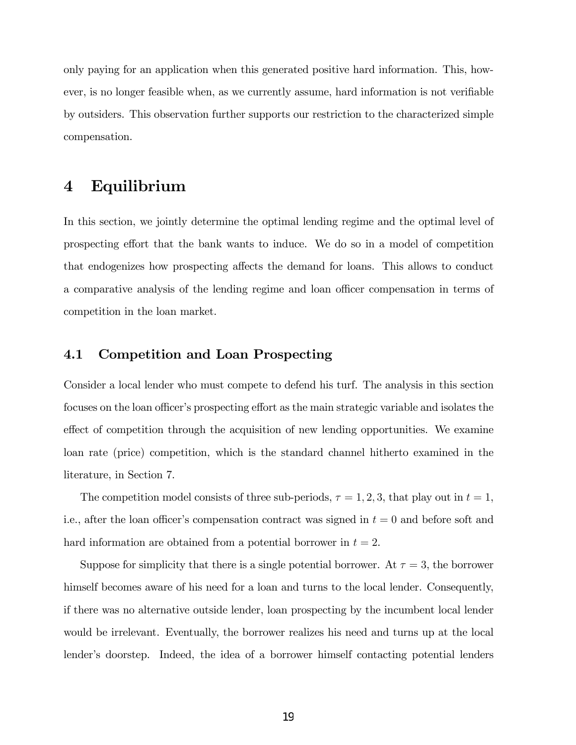only paying for an application when this generated positive hard information. This, however, is no longer feasible when, as we currently assume, hard information is not verifiable by outsiders. This observation further supports our restriction to the characterized simple compensation.

# 4 Equilibrium

In this section, we jointly determine the optimal lending regime and the optimal level of prospecting effort that the bank wants to induce. We do so in a model of competition that endogenizes how prospecting affects the demand for loans. This allows to conduct a comparative analysis of the lending regime and loan officer compensation in terms of competition in the loan market.

## 4.1 Competition and Loan Prospecting

Consider a local lender who must compete to defend his turf. The analysis in this section focuses on the loan officer's prospecting effort as the main strategic variable and isolates the effect of competition through the acquisition of new lending opportunities. We examine loan rate (price) competition, which is the standard channel hitherto examined in the literature, in Section 7.

The competition model consists of three sub-periods, $\tau = 1, 2, 3$, that play out in $t = 1$, i.e., after the loan officer's compensation contract was signed in $t = 0$ and before soft and hard information are obtained from a potential borrower in $t = 2$.

Suppose for simplicity that there is a single potential borrower. At $\tau = 3$, the borrower himself becomes aware of his need for a loan and turns to the local lender. Consequently, if there was no alternative outside lender, loan prospecting by the incumbent local lender would be irrelevant. Eventually, the borrower realizes his need and turns up at the local lender's doorstep. Indeed, the idea of a borrower himself contacting potential lenders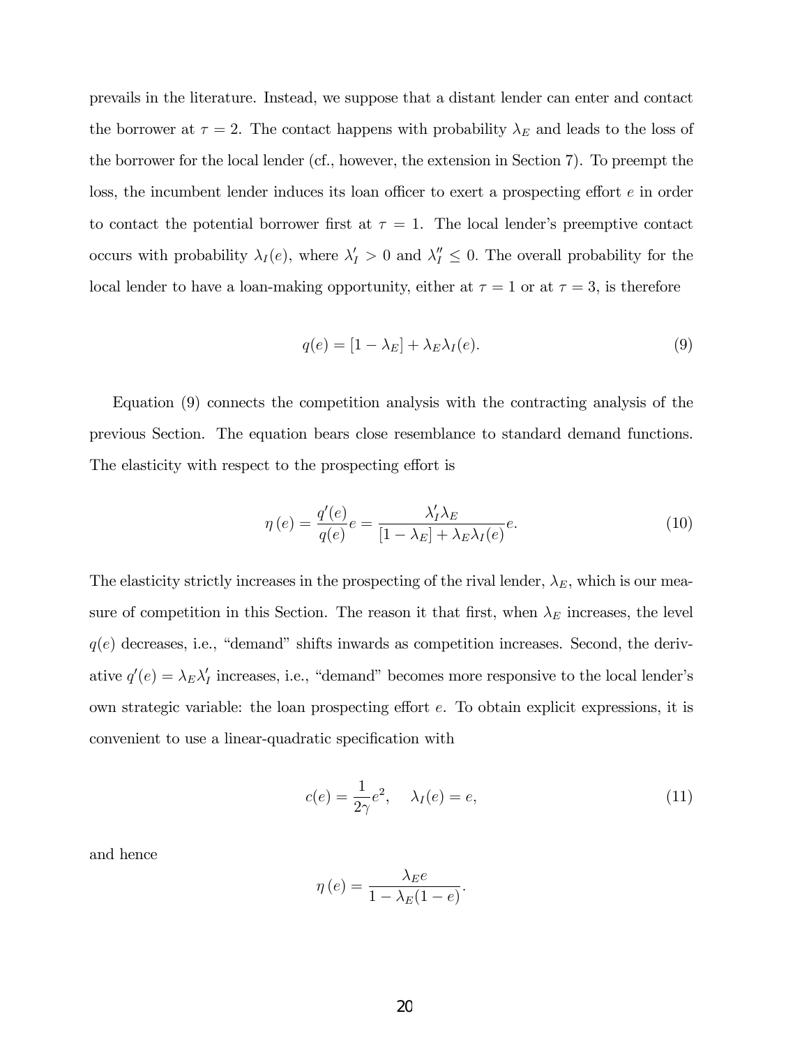prevails in the literature. Instead, we suppose that a distant lender can enter and contact the borrower at $\tau = 2$. The contact happens with probability $\lambda_E$ and leads to the loss of the borrower for the local lender (cf., however, the extension in Section 7). To preempt the loss, the incumbent lender induces its loan officer to exert a prospecting effort $e$ in order to contact the potential borrower first at $\tau = 1$. The local lender's preemptive contact occurs with probability $\lambda_I(e)$, where $\lambda_I' > 0$ and $\lambda_I'' \leq 0$. The overall probability for the local lender to have a loan-making opportunity, either at $\tau = 1$ or at $\tau = 3$, is therefore

$$q(e) = [1 - \lambda_E] + \lambda_E \lambda_I(e). \tag{9}$$

Equation (9) connects the competition analysis with the contracting analysis of the previous Section. The equation bears close resemblance to standard demand functions. The elasticity with respect to the prospecting effort is

$$\eta(e) = \frac{q'(e)}{q(e)} e = \frac{\lambda_I' \lambda_E}{[1 - \lambda_E] + \lambda_E \lambda_I(e)} e. \tag{10}$$

The elasticity strictly increases in the prospecting of the rival lender, $\lambda_E$, which is our measure of competition in this Section. The reason it that first, when $\lambda_E$ increases, the level $q(e)$ decreases, i.e., "demand" shifts inwards as competition increases. Second, the derivative $q'(e) = \lambda_E \lambda_I'$ increases, i.e., "demand" becomes more responsive to the local lender's own strategic variable: the loan prospecting effort $e$. To obtain explicit expressions, it is convenient to use a linear-quadratic specification with

$$c(e) = \frac{1}{2\gamma} e^2, \quad \lambda_I(e) = e, \tag{11}$$

and hence

$$\eta(e) = \frac{\lambda_E e}{1 - \lambda_E (1 - e)}.$$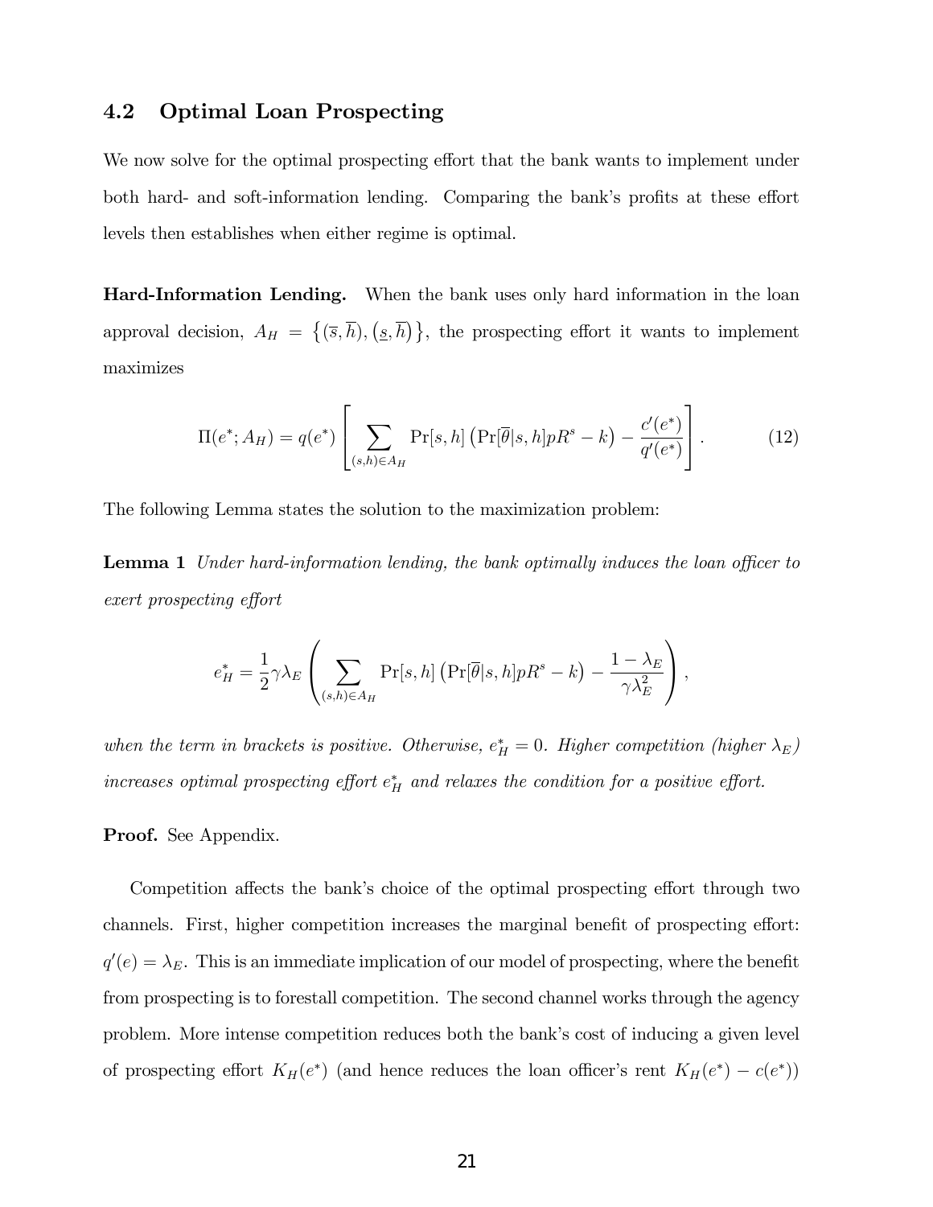### 4.2 Optimal Loan Prospecting

We now solve for the optimal prospecting effort that the bank wants to implement under both hard- and soft-information lending. Comparing the bank's profits at these effort levels then establishes when either regime is optimal.

**Hard-Information Lending.** When the bank uses only hard information in the loan approval decision, $A_H = \{(\overline{s}, \overline{h}), (\underline{s}, \overline{h})\}$, the prospecting effort it wants to implement maximizes

$$\Pi(e^*; A_H) = q(e^*) \left[ \sum_{(s,h) \in A_H} \Pr[s,h] \left( \Pr[\overline{\theta}|s,h] p R^s - k \right) - \frac{c'(e^*)}{q'(e^*)} \right]. \tag{12}$$

The following Lemma states the solution to the maximization problem:

**Lemma 1** *Under hard-information lending, the bank optimally induces the loan officer to exert prospecting effort*

$$e_H^* = \frac{1}{2} \gamma \lambda_E \left( \sum_{(s,h) \in A_H} \Pr[s,h] \left( \Pr[\overline{\theta}|s,h] p R^s - k \right) - \frac{1 - \lambda_E}{\gamma \lambda_E^2} \right),$$

*when the term in brackets is positive. Otherwise, $e_H^* = 0$. Higher competition (higher $\lambda_E$) increases optimal prospecting effort $e_H^*$ and relaxes the condition for a positive effort.*

**Proof.** See Appendix.

Competition affects the bank's choice of the optimal prospecting effort through two channels. First, higher competition increases the marginal benefit of prospecting effort: $q'(e) = \lambda_E$. This is an immediate implication of our model of prospecting, where the benefit from prospecting is to forestall competition. The second channel works through the agency problem. More intense competition reduces both the bank's cost of inducing a given level of prospecting effort $K_H(e^*)$ (and hence reduces the loan officer's rent $K_H(e^*) - c(e^*)$)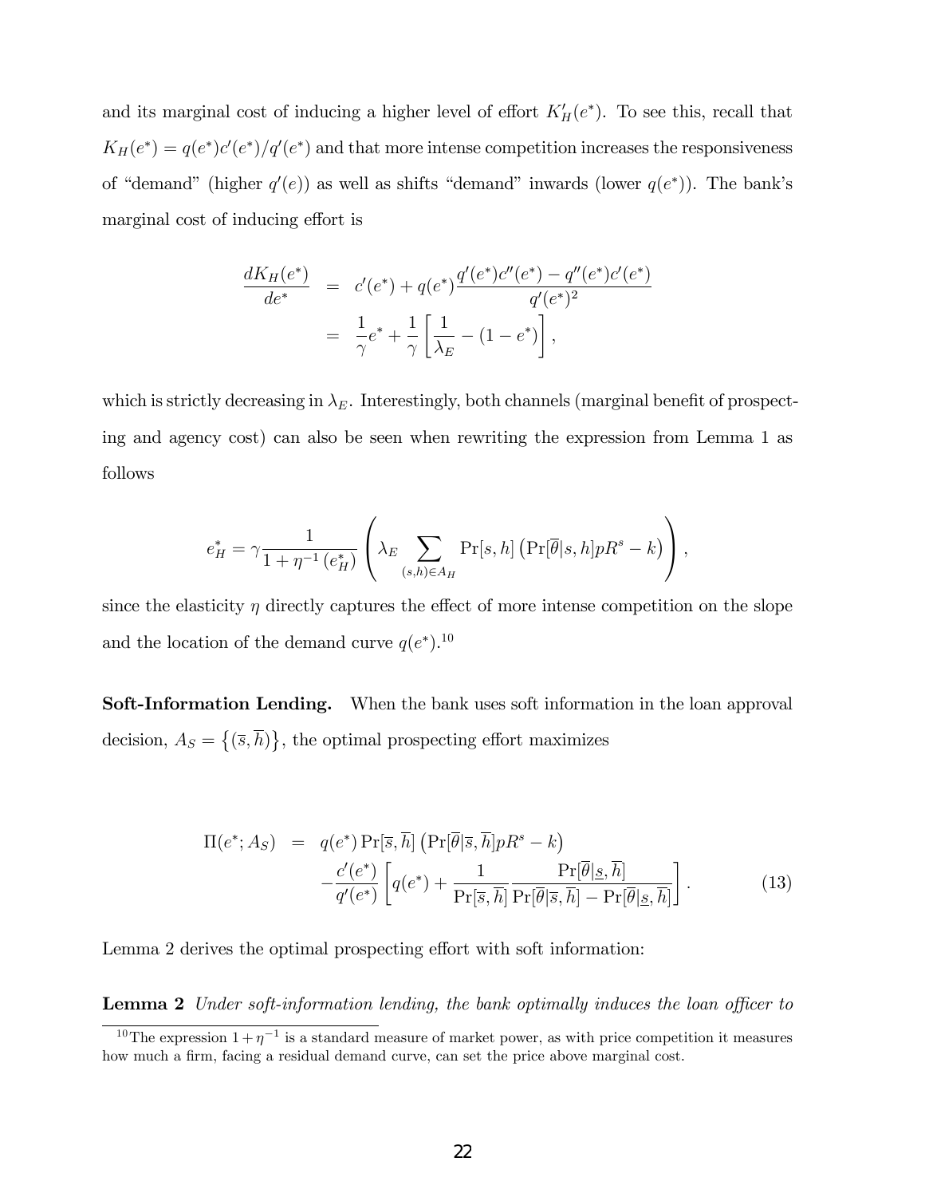and its marginal cost of inducing a higher level of effort $K_H'(e^*)$. To see this, recall that $K_H(e^*) = q(e^*)c'(e^*)/q'(e^*)$ and that more intense competition increases the responsiveness of "demand" (higher $q'(e)$) as well as shifts "demand" inwards (lower $q(e^*)$). The bank's marginal cost of inducing effort is

$$
\begin{aligned}
\frac{dK_H(e^*)}{de^*} &= c'(e^*) + q(e^*)\frac{q'(e^*)c''(e^*) - q''(e^*)c'(e^*)}{q'(e^*)^2} \\
&= \frac{1}{\gamma}e^* + \frac{1}{\gamma}\left[\frac{1}{\lambda_E} - (1-e^*)\right],
\end{aligned}
$$

which is strictly decreasing in $\lambda_E$. Interestingly, both channels (marginal benefit of prospecting and agency cost) can also be seen when rewriting the expression from Lemma 1 as follows

$$
e_H^* = \gamma \frac{1}{1+\eta^{-1}(e_H^*)}\left(\lambda_E \sum_{(s,h)\in A_H} \Pr[s,h]\left(\Pr[\overline{\theta}|s,h]pR^s - k\right)\right),
$$

since the elasticity $\eta$ directly captures the effect of more intense competition on the slope and the location of the demand curve $q(e^*)$.[10]

**Soft-Information Lending.** When the bank uses soft information in the loan approval decision, $A_S = \left\{(\overline{s},\overline{h})\right\}$, the optimal prospecting effort maximizes

$$
\begin{aligned}
\Pi(e^*; A_S) &= q(e^*)\Pr[\overline{s},\overline{h}]\left(\Pr[\overline{\theta}|\overline{s},\overline{h}]pR^s - k\right) \\
&\quad - \frac{c'(e^*)}{q'(e^*)}\left[q(e^*) + \frac{1}{\Pr[\overline{s},\overline{h}]}\frac{\Pr[\overline{\theta}|\underline{s},\overline{h}]}{\Pr[\overline{\theta}|\overline{s},\overline{h}] - \Pr[\overline{\theta}|\underline{s},\overline{h}]}\right]. \qquad (13)
\end{aligned}
$$

Lemma 2 derives the optimal prospecting effort with soft information:

**Lemma 2** *Under soft-information lending, the bank optimally induces the loan officer to*

[10] The expression $1+\eta^{-1}$ is a standard measure of market power, as with price competition it measures how much a firm, facing a residual demand curve, can set the price above marginal cost.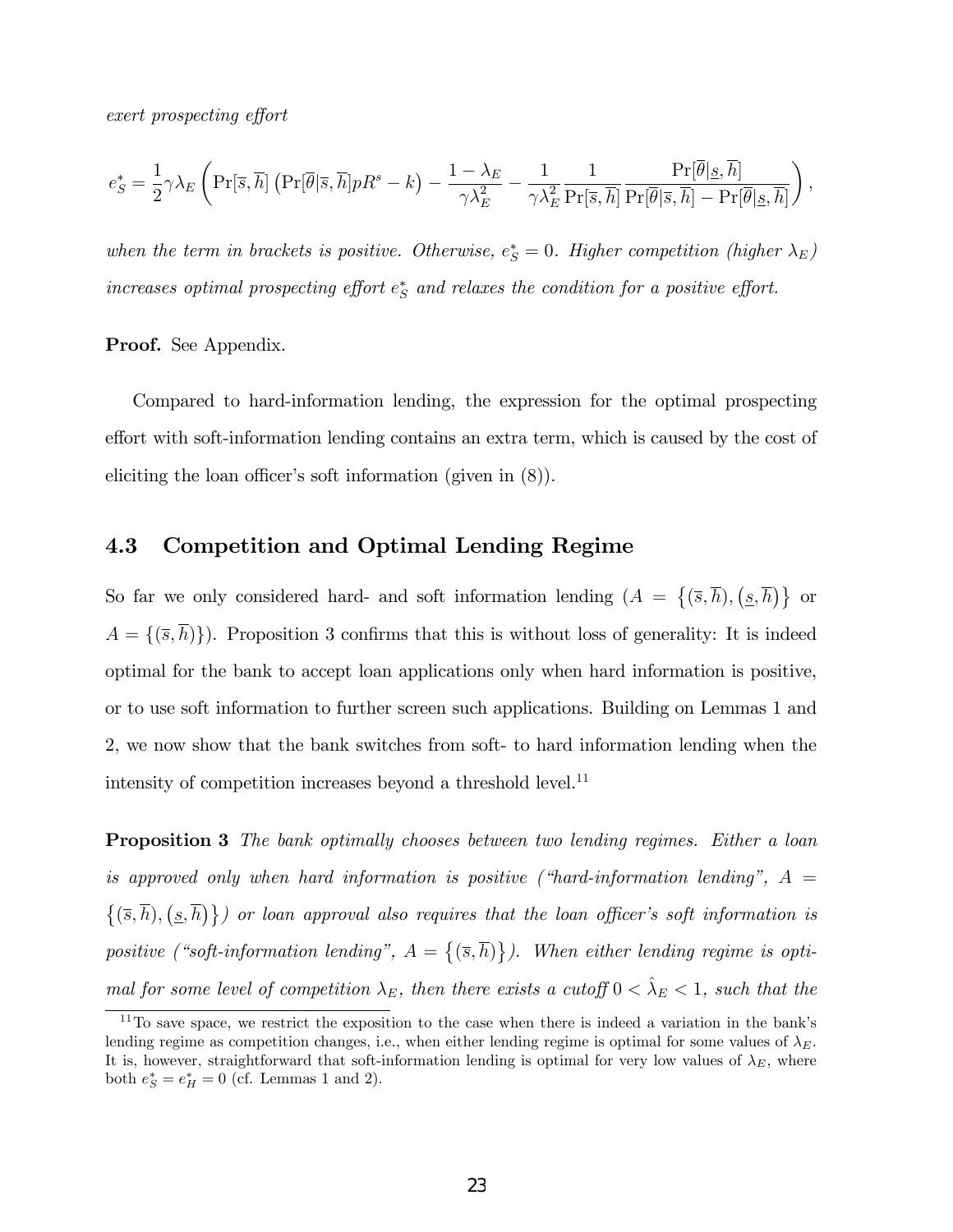*exert prospecting effort*

$$e_S^* = \frac{1}{2}\gamma\lambda_E\left(\Pr[\overline{s},\overline{h}]\left(\Pr[\overline{\theta}|\overline{s},\overline{h}]pR^s - k\right) - \frac{1-\lambda_E}{\gamma\lambda_E^2} - \frac{1}{\gamma\lambda_E^2}\frac{1}{\Pr[\overline{s},\overline{h}]}\frac{\Pr[\overline{\theta}|\underline{s},\overline{h}]}{\Pr[\overline{\theta}|\overline{s},\overline{h}] - \Pr[\overline{\theta}|\underline{s},\overline{h}]}\right),$$

*when the term in brackets is positive. Otherwise, $e_S^* = 0$. Higher competition (higher $\lambda_E$) increases optimal prospecting effort $e_S^*$ and relaxes the condition for a positive effort.*

**Proof.** See Appendix.

Compared to hard-information lending, the expression for the optimal prospecting effort with soft-information lending contains an extra term, which is caused by the cost of eliciting the loan officer's soft information (given in (8)).

### 4.3 Competition and Optimal Lending Regime

So far we only considered hard- and soft information lending ($A = \{(\overline{s},\overline{h}),(\underline{s},\overline{h})\}$ or $A = \{(\overline{s},\overline{h})\}$). Proposition 3 confirms that this is without loss of generality: It is indeed optimal for the bank to accept loan applications only when hard information is positive, or to use soft information to further screen such applications. Building on Lemmas 1 and 2, we now show that the bank switches from soft- to hard information lending when the intensity of competition increases beyond a threshold level.[11]

**Proposition 3** *The bank optimally chooses between two lending regimes. Either a loan is approved only when hard information is positive ("hard-information lending", $A = \{(\overline{s},\overline{h}),(\underline{s},\overline{h})\}$) or loan approval also requires that the loan officer's soft information is positive ("soft-information lending", $A = \{(\overline{s},\overline{h})\}$). When either lending regime is optimal for some level of competition $\lambda_E$, then there exists a cutoff $0 < \hat{\lambda}_E < 1$, such that the*

[11] To save space, we restrict the exposition to the case when there is indeed a variation in the bank's lending regime as competition changes, i.e., when either lending regime is optimal for some values of $\lambda_E$. It is, however, straightforward that soft-information lending is optimal for very low values of $\lambda_E$, where both $e_S^* = e_H^* = 0$ (cf. Lemmas 1 and 2).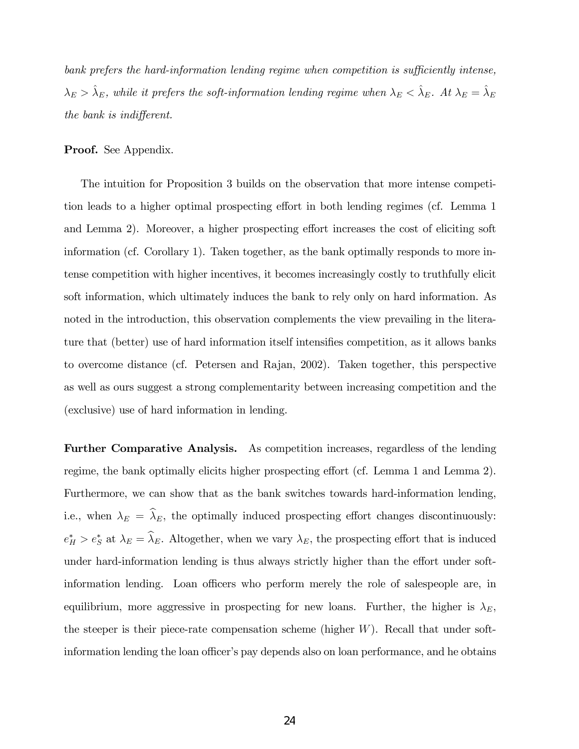*bank prefers the hard-information lending regime when competition is sufficiently intense, $\lambda_E > \hat{\lambda}_E$, while it prefers the soft-information lending regime when $\lambda_E < \hat{\lambda}_E$. At $\lambda_E = \hat{\lambda}_E$ the bank is indifferent.*

**Proof.** See Appendix.

The intuition for Proposition 3 builds on the observation that more intense competition leads to a higher optimal prospecting effort in both lending regimes (cf. Lemma 1 and Lemma 2). Moreover, a higher prospecting effort increases the cost of eliciting soft information (cf. Corollary 1). Taken together, as the bank optimally responds to more intense competition with higher incentives, it becomes increasingly costly to truthfully elicit soft information, which ultimately induces the bank to rely only on hard information. As noted in the introduction, this observation complements the view prevailing in the literature that (better) use of hard information itself intensifies competition, as it allows banks to overcome distance (cf. Petersen and Rajan, 2002). Taken together, this perspective as well as ours suggest a strong complementarity between increasing competition and the (exclusive) use of hard information in lending.

**Further Comparative Analysis.** As competition increases, regardless of the lending regime, the bank optimally elicits higher prospecting effort (cf. Lemma 1 and Lemma 2). Furthermore, we can show that as the bank switches towards hard-information lending, i.e., when $\lambda_E = \widehat{\lambda}_E$, the optimally induced prospecting effort changes discontinuously: $e_H^* > e_S^*$ at $\lambda_E = \widehat{\lambda}_E$. Altogether, when we vary $\lambda_E$, the prospecting effort that is induced under hard-information lending is thus always strictly higher than the effort under soft-information lending. Loan officers who perform merely the role of salespeople are, in equilibrium, more aggressive in prospecting for new loans. Further, the higher is $\lambda_E$, the steeper is their piece-rate compensation scheme (higher $W$). Recall that under soft-information lending the loan officer's pay depends also on loan performance, and he obtains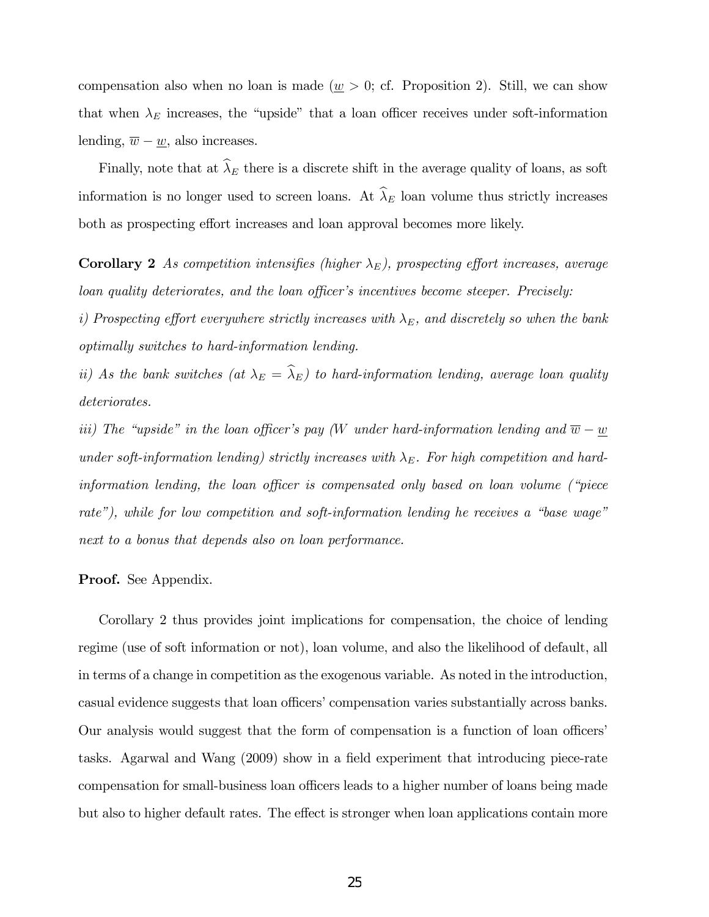compensation also when no loan is made ($\underline{w} > 0$; cf. Proposition 2). Still, we can show that when $\lambda_E$ increases, the "upside" that a loan officer receives under soft-information lending, $\overline{w} - \underline{w}$, also increases.

Finally, note that at $\widehat{\lambda}_E$ there is a discrete shift in the average quality of loans, as soft information is no longer used to screen loans. At $\widehat{\lambda}_E$ loan volume thus strictly increases both as prospecting effort increases and loan approval becomes more likely.

**Corollary 2** *As competition intensifies (higher $\lambda_E$), prospecting effort increases, average loan quality deteriorates, and the loan officer's incentives become steeper. Precisely:*

*i) Prospecting effort everywhere strictly increases with $\lambda_E$, and discretely so when the bank optimally switches to hard-information lending.*

*ii) As the bank switches (at $\lambda_E = \widehat{\lambda}_E$) to hard-information lending, average loan quality deteriorates.*

*iii) The "upside" in the loan officer's pay ($W$ under hard-information lending and $\overline{w} - \underline{w}$ under soft-information lending) strictly increases with $\lambda_E$. For high competition and hard-information lending, the loan officer is compensated only based on loan volume ("piece rate"), while for low competition and soft-information lending he receives a "base wage" next to a bonus that depends also on loan performance.*

**Proof.** See Appendix.

Corollary 2 thus provides joint implications for compensation, the choice of lending regime (use of soft information or not), loan volume, and also the likelihood of default, all in terms of a change in competition as the exogenous variable. As noted in the introduction, casual evidence suggests that loan officers' compensation varies substantially across banks. Our analysis would suggest that the form of compensation is a function of loan officers' tasks. Agarwal and Wang (2009) show in a field experiment that introducing piece-rate compensation for small-business loan officers leads to a higher number of loans being made but also to higher default rates. The effect is stronger when loan applications contain more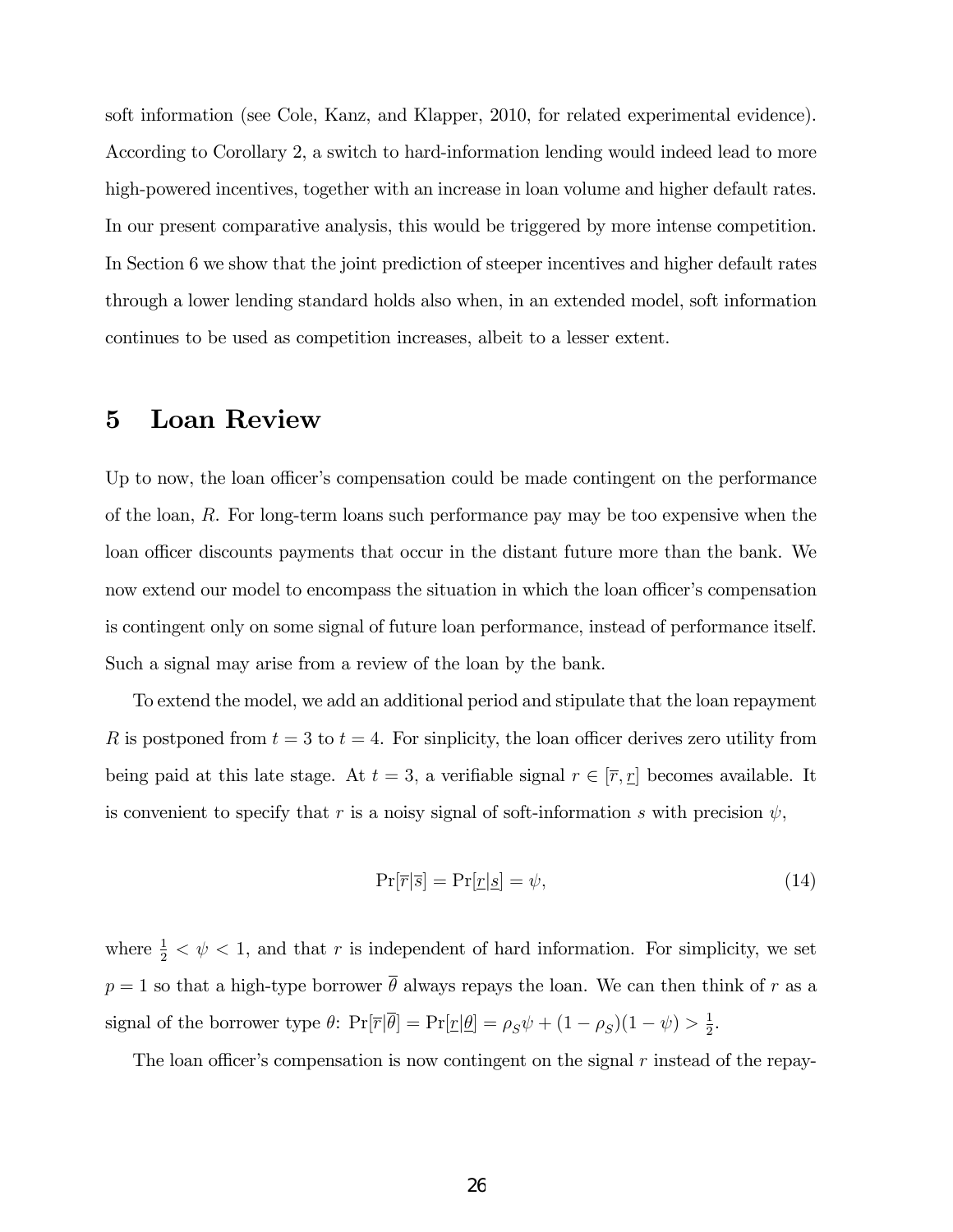soft information (see Cole, Kanz, and Klapper, 2010, for related experimental evidence). According to Corollary 2, a switch to hard-information lending would indeed lead to more high-powered incentives, together with an increase in loan volume and higher default rates. In our present comparative analysis, this would be triggered by more intense competition. In Section 6 we show that the joint prediction of steeper incentives and higher default rates through a lower lending standard holds also when, in an extended model, soft information continues to be used as competition increases, albeit to a lesser extent.

# 5 Loan Review

Up to now, the loan officer's compensation could be made contingent on the performance of the loan, $R$. For long-term loans such performance pay may be too expensive when the loan officer discounts payments that occur in the distant future more than the bank. We now extend our model to encompass the situation in which the loan officer's compensation is contingent only on some signal of future loan performance, instead of performance itself. Such a signal may arise from a review of the loan by the bank.

To extend the model, we add an additional period and stipulate that the loan repayment $R$ is postponed from $t = 3$ to $t = 4$. For sinplicity, the loan officer derives zero utility from being paid at this late stage. At $t = 3$, a verifiable signal $r \in [\overline{r}, \underline{r}]$ becomes available. It is convenient to specify that $r$ is a noisy signal of soft-information $s$ with precision $\psi$,

$$\Pr[\overline{r}|\overline{s}] = \Pr[\underline{r}|\underline{s}] = \psi, \tag{14}$$

where $\frac{1}{2} < \psi < 1$, and that $r$ is independent of hard information. For simplicity, we set $p = 1$ so that a high-type borrower $\overline{\theta}$ always repays the loan. We can then think of $r$ as a signal of the borrower type $\theta$: $\Pr[\overline{r}|\overline{\theta}] = \Pr[\underline{r}|\underline{\theta}] = \rho_S\psi + (1 - \rho_S)(1 - \psi) > \frac{1}{2}$.

The loan officer's compensation is now contingent on the signal $r$ instead of the repay-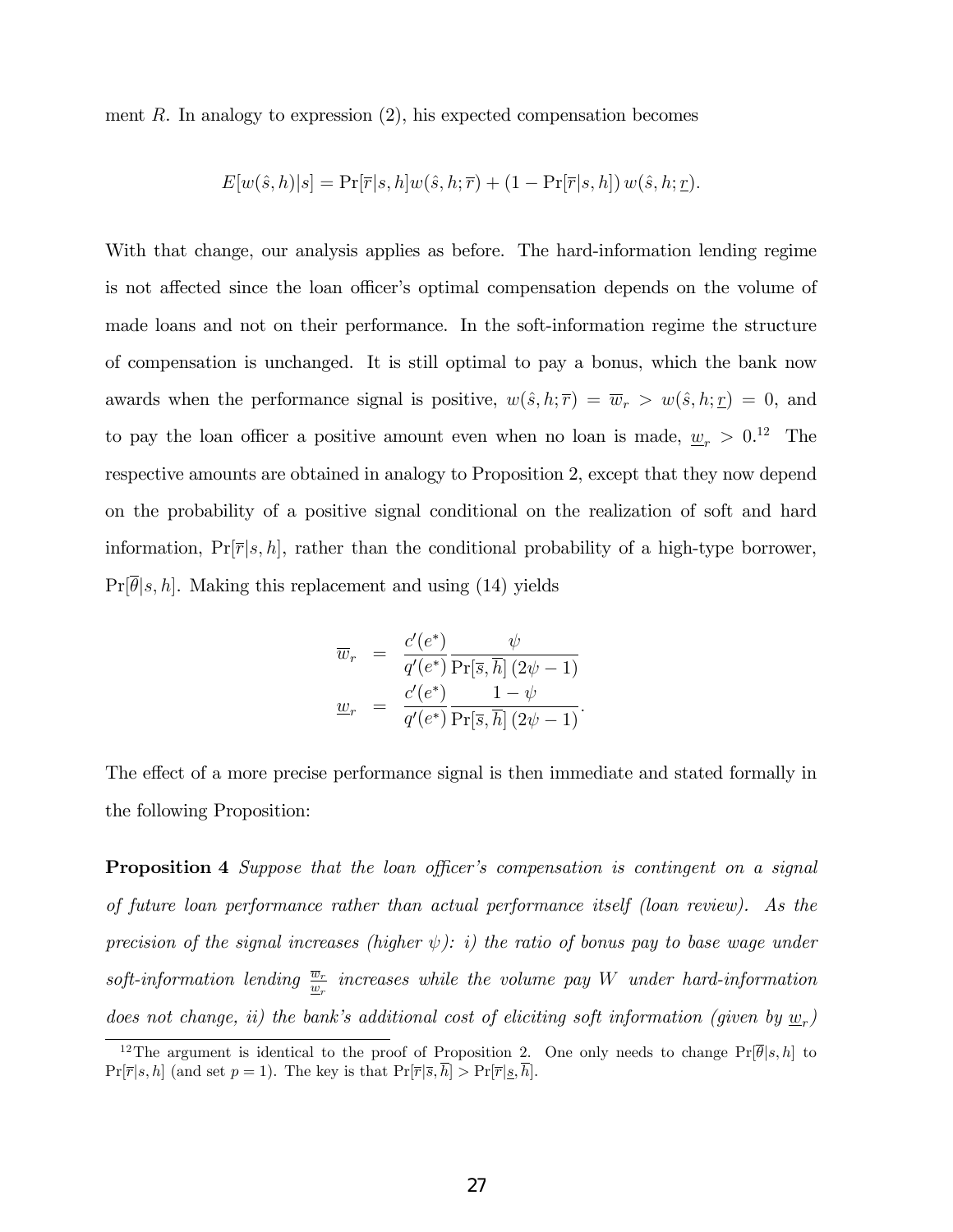ment $R$. In analogy to expression (2), his expected compensation becomes

$$E[w(\hat{s},h)|s] = \Pr[\overline{r}|s,h]w(\hat{s},h;\overline{r}) + (1 - \Pr[\overline{r}|s,h])\, w(\hat{s},h;\underline{r}).$$

With that change, our analysis applies as before. The hard-information lending regime is not affected since the loan officer's optimal compensation depends on the volume of made loans and not on their performance. In the soft-information regime the structure of compensation is unchanged. It is still optimal to pay a bonus, which the bank now awards when the performance signal is positive, $w(\hat{s},h;\overline{r}) = \overline{w}_r > w(\hat{s},h;\underline{r}) = 0$, and to pay the loan officer a positive amount even when no loan is made, $\underline{w}_r > 0$.[12] The respective amounts are obtained in analogy to Proposition 2, except that they now depend on the probability of a positive signal conditional on the realization of soft and hard information, $\Pr[\overline{r}|s,h]$, rather than the conditional probability of a high-type borrower, $\Pr[\overline{\theta}|s,h]$. Making this replacement and using (14) yields

$$\begin{aligned}
\overline{w}_r &= \frac{c'(e^*)}{q'(e^*)} \frac{\psi}{\Pr[\overline{s},\overline{h}]\,(2\psi - 1)} \\
\underline{w}_r &= \frac{c'(e^*)}{q'(e^*)} \frac{1-\psi}{\Pr[\overline{s},\overline{h}]\,(2\psi - 1)}.
\end{aligned}$$

The effect of a more precise performance signal is then immediate and stated formally in the following Proposition:

**Proposition 4** *Suppose that the loan officer's compensation is contingent on a signal of future loan performance rather than actual performance itself (loan review). As the precision of the signal increases (higher $\psi$): i) the ratio of bonus pay to base wage under soft-information lending $\frac{\overline{w}_r}{\underline{w}_r}$ increases while the volume pay $W$ under hard-information does not change, ii) the bank's additional cost of eliciting soft information (given by $\underline{w}_r$)*

[12] The argument is identical to the proof of Proposition 2. One only needs to change $\Pr[\overline{\theta}|s,h]$ to $\Pr[\overline{r}|s,h]$ (and set $p = 1$). The key is that $\Pr[\overline{r}|\overline{s},\overline{h}] > \Pr[\overline{r}|\underline{s},\overline{h}]$.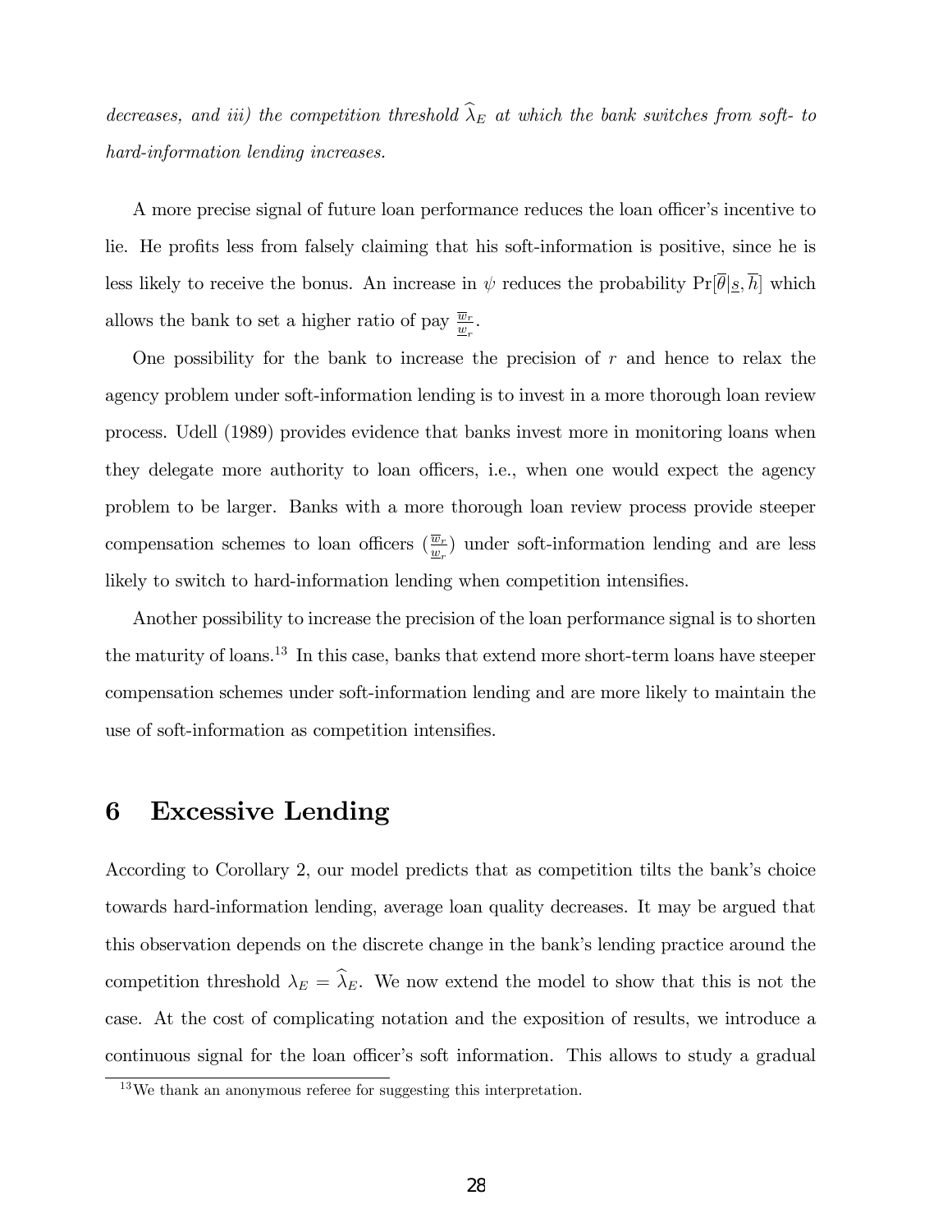*decreases, and iii) the competition threshold $\widehat{\lambda}_E$ at which the bank switches from soft- to hard-information lending increases.*

A more precise signal of future loan performance reduces the loan officer's incentive to lie. He profits less from falsely claiming that his soft-information is positive, since he is less likely to receive the bonus. An increase in $\psi$ reduces the probability $\Pr[\overline{\theta}|\underline{s}, \overline{h}]$ which allows the bank to set a higher ratio of pay $\frac{\overline{w}_r}{\underline{w}_r}$.

One possibility for the bank to increase the precision of $r$ and hence to relax the agency problem under soft-information lending is to invest in a more thorough loan review process. Udell (1989) provides evidence that banks invest more in monitoring loans when they delegate more authority to loan officers, i.e., when one would expect the agency problem to be larger. Banks with a more thorough loan review process provide steeper compensation schemes to loan officers ($\frac{\overline{w}_r}{\underline{w}_r}$) under soft-information lending and are less likely to switch to hard-information lending when competition intensifies.

Another possibility to increase the precision of the loan performance signal is to shorten the maturity of loans.[13] In this case, banks that extend more short-term loans have steeper compensation schemes under soft-information lending and are more likely to maintain the use of soft-information as competition intensifies.

# 6 Excessive Lending

According to Corollary 2, our model predicts that as competition tilts the bank's choice towards hard-information lending, average loan quality decreases. It may be argued that this observation depends on the discrete change in the bank's lending practice around the competition threshold $\lambda_E = \widehat{\lambda}_E$. We now extend the model to show that this is not the case. At the cost of complicating notation and the exposition of results, we introduce a continuous signal for the loan officer's soft information. This allows to study a gradual

[13] We thank an anonymous referee for suggesting this interpretation.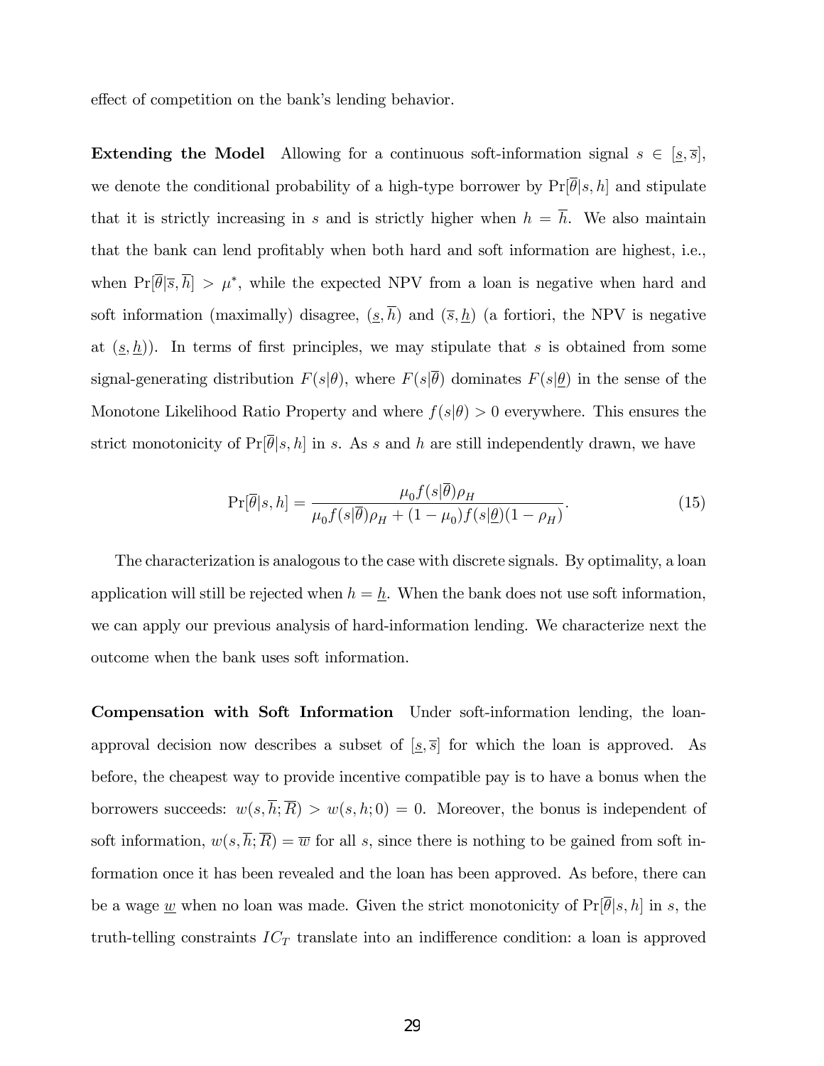effect of competition on the bank's lending behavior.

**Extending the Model** Allowing for a continuous soft-information signal $s \in [\underline{s}, \overline{s}]$, we denote the conditional probability of a high-type borrower by $\Pr[\overline{\theta}|s,h]$ and stipulate that it is strictly increasing in $s$ and is strictly higher when $h = \overline{h}$. We also maintain that the bank can lend profitably when both hard and soft information are highest, i.e., when $\Pr[\overline{\theta}|\overline{s},\overline{h}] > \mu^*$, while the expected NPV from a loan is negative when hard and soft information (maximally) disagree, $(\underline{s}, \overline{h})$ and $(\overline{s}, \underline{h})$ (a fortiori, the NPV is negative at $(\underline{s}, \underline{h})$). In terms of first principles, we may stipulate that $s$ is obtained from some signal-generating distribution $F(s|\theta)$, where $F(s|\overline{\theta})$ dominates $F(s|\underline{\theta})$ in the sense of the Monotone Likelihood Ratio Property and where $f(s|\theta) > 0$ everywhere. This ensures the strict monotonicity of $\Pr[\overline{\theta}|s,h]$ in $s$. As $s$ and $h$ are still independently drawn, we have

$$\Pr[\overline{\theta}|s,h] = \frac{\mu_0 f(s|\overline{\theta})\rho_H}{\mu_0 f(s|\overline{\theta})\rho_H + (1-\mu_0)f(s|\underline{\theta})(1-\rho_H)}. \tag{15}$$

The characterization is analogous to the case with discrete signals. By optimality, a loan application will still be rejected when $h = \underline{h}$. When the bank does not use soft information, we can apply our previous analysis of hard-information lending. We characterize next the outcome when the bank uses soft information.

**Compensation with Soft Information** Under soft-information lending, the loan-approval decision now describes a subset of $[\underline{s}, \overline{s}]$ for which the loan is approved. As before, the cheapest way to provide incentive compatible pay is to have a bonus when the borrowers succeeds: $w(s, \overline{h}; \overline{R}) > w(s, h; 0) = 0$. Moreover, the bonus is independent of soft information, $w(s, \overline{h}; \overline{R}) = \overline{w}$ for all $s$, since there is nothing to be gained from soft information once it has been revealed and the loan has been approved. As before, there can be a wage $\underline{w}$ when no loan was made. Given the strict monotonicity of $\Pr[\overline{\theta}|s,h]$ in $s$, the truth-telling constraints $IC_T$ translate into an indifference condition: a loan is approved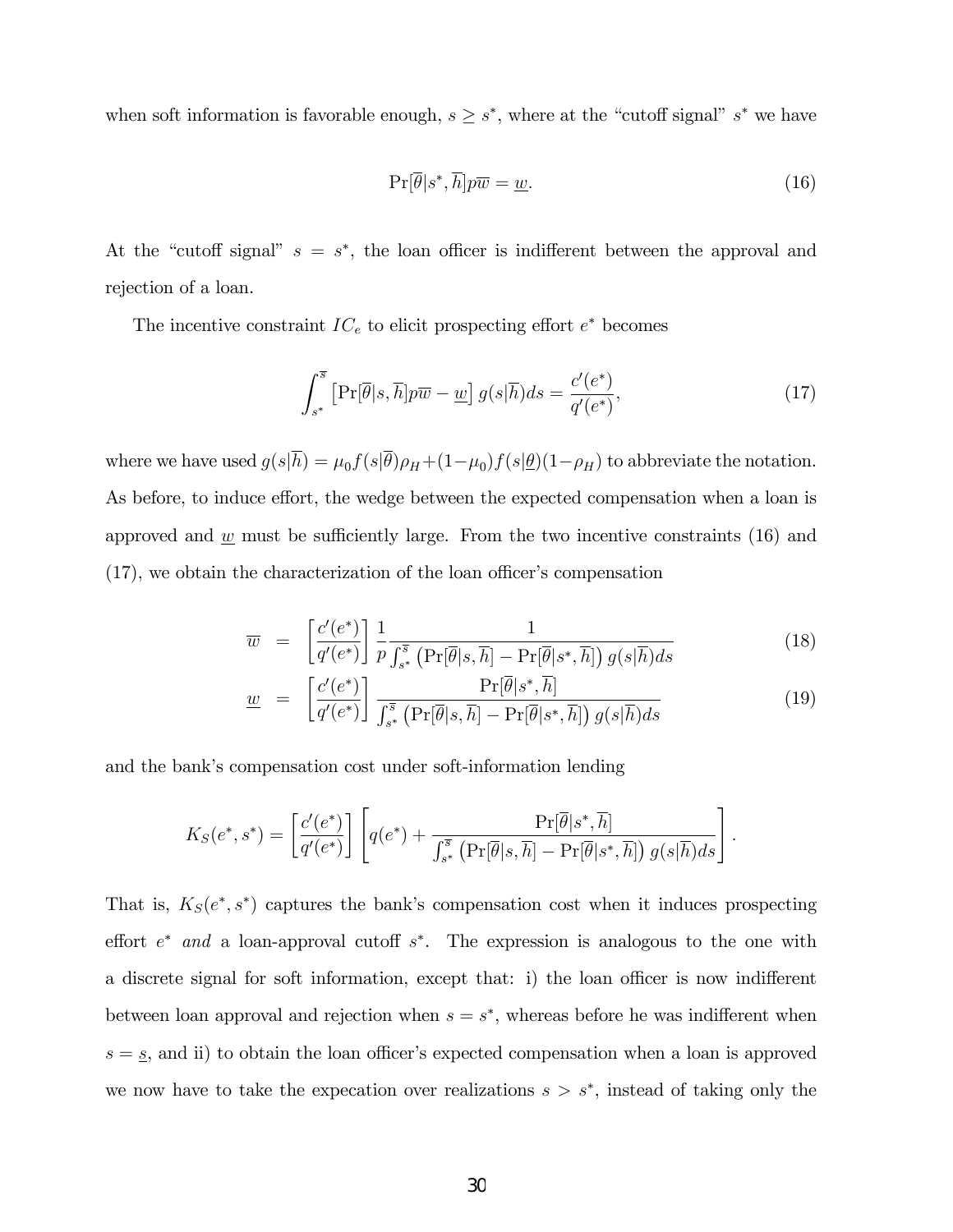when soft information is favorable enough, $s \geq s^*$, where at the "cutoff signal" $s^*$ we have

$$\Pr[\overline{\theta}|s^*, \overline{h}]p\overline{w} = \underline{w}. \tag{16}$$

At the "cutoff signal" $s = s^*$, the loan officer is indifferent between the approval and rejection of a loan.

The incentive constraint $IC_e$ to elicit prospecting effort $e^*$ becomes

$$\int_{s^*}^{\overline{s}} \left[\Pr[\overline{\theta}|s, \overline{h}]p\overline{w} - \underline{w}\right] g(s|\overline{h})ds = \frac{c'(e^*)}{q'(e^*)}, \tag{17}$$

where we have used $g(s|\overline{h}) = \mu_0 f(s|\overline{\theta})\rho_H + (1-\mu_0)f(s|\underline{\theta})(1-\rho_H)$ to abbreviate the notation. As before, to induce effort, the wedge between the expected compensation when a loan is approved and $\underline{w}$ must be sufficiently large. From the two incentive constraints (16) and (17), we obtain the characterization of the loan officer's compensation

$$\overline{w} = \left[\frac{c'(e^*)}{q'(e^*)}\right] \frac{1}{p} \frac{1}{\int_{s^*}^{\overline{s}} \left(\Pr[\overline{\theta}|s, \overline{h}] - \Pr[\overline{\theta}|s^*, \overline{h}]\right) g(s|\overline{h})ds} \tag{18}$$

$$\underline{w} = \left[\frac{c'(e^*)}{q'(e^*)}\right] \frac{\Pr[\overline{\theta}|s^*, \overline{h}]}{\int_{s^*}^{\overline{s}} \left(\Pr[\overline{\theta}|s, \overline{h}] - \Pr[\overline{\theta}|s^*, \overline{h}]\right) g(s|\overline{h})ds} \tag{19}$$

and the bank's compensation cost under soft-information lending

$$K_S(e^*, s^*) = \left[\frac{c'(e^*)}{q'(e^*)}\right] \left[q(e^*) + \frac{\Pr[\overline{\theta}|s^*, \overline{h}]}{\int_{s^*}^{\overline{s}} \left(\Pr[\overline{\theta}|s, \overline{h}] - \Pr[\overline{\theta}|s^*, \overline{h}]\right) g(s|\overline{h})ds}\right].$$

That is, $K_S(e^*, s^*)$ captures the bank's compensation cost when it induces prospecting effort $e^*$ *and* a loan-approval cutoff $s^*$. The expression is analogous to the one with a discrete signal for soft information, except that: i) the loan officer is now indifferent between loan approval and rejection when $s = s^*$, whereas before he was indifferent when $s = \underline{s}$, and ii) to obtain the loan officer's expected compensation when a loan is approved we now have to take the expecation over realizations $s > s^*$, instead of taking only the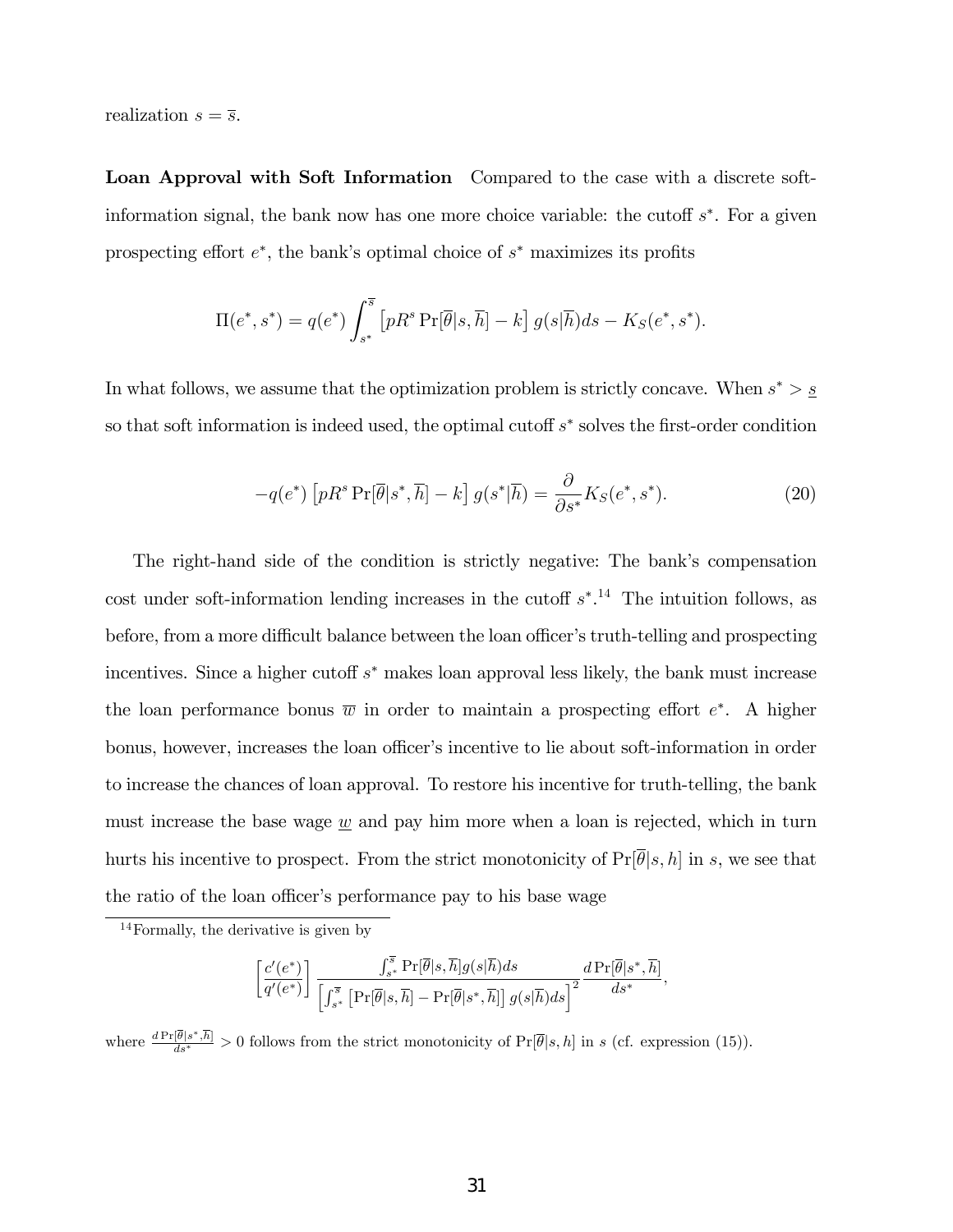realization $s = \overline{s}$.

**Loan Approval with Soft Information** Compared to the case with a discrete soft-information signal, the bank now has one more choice variable: the cutoff $s^*$. For a given prospecting effort $e^*$, the bank's optimal choice of $s^*$ maximizes its profits

$$\Pi(e^*, s^*) = q(e^*) \int_{s^*}^{\overline{s}} \left[ pR^s \Pr[\overline{\theta}|s, \overline{h}] - k \right] g(s|\overline{h}) ds - K_S(e^*, s^*).$$

In what follows, we assume that the optimization problem is strictly concave. When $s^* > \underline{s}$ so that soft information is indeed used, the optimal cutoff $s^*$ solves the first-order condition

$$-q(e^*) \left[ pR^s \Pr[\overline{\theta}|s^*, \overline{h}] - k \right] g(s^*|\overline{h}) = \frac{\partial}{\partial s^*} K_S(e^*, s^*). \tag{20}$$

The right-hand side of the condition is strictly negative: The bank's compensation cost under soft-information lending increases in the cutoff $s^*$.[14] The intuition follows, as before, from a more difficult balance between the loan officer's truth-telling and prospecting incentives. Since a higher cutoff $s^*$ makes loan approval less likely, the bank must increase the loan performance bonus $\overline{w}$ in order to maintain a prospecting effort $e^*$. A higher bonus, however, increases the loan officer's incentive to lie about soft-information in order to increase the chances of loan approval. To restore his incentive for truth-telling, the bank must increase the base wage $\underline{w}$ and pay him more when a loan is rejected, which in turn hurts his incentive to prospect. From the strict monotonicity of $\Pr[\overline{\theta}|s, h]$ in $s$, we see that the ratio of the loan officer's performance pay to his base wage

[14] Formally, the derivative is given by

$$\left[ \frac{c'(e^*)}{q'(e^*)} \right] \frac{\int_{s^*}^{\overline{s}} \Pr[\overline{\theta}|s, \overline{h}] g(s|\overline{h}) ds}{\left[ \int_{s^*}^{\overline{s}} \left[ \Pr[\overline{\theta}|s, \overline{h}] - \Pr[\overline{\theta}|s^*, \overline{h}] \right] g(s|\overline{h}) ds \right]^2} \frac{d \Pr[\overline{\theta}|s^*, \overline{h}]}{ds^*},$$

where $\frac{d \Pr[\overline{\theta}|s^*, \overline{h}]}{ds^*} > 0$ follows from the strict monotonicity of $\Pr[\overline{\theta}|s, h]$ in $s$ (cf. expression (15)).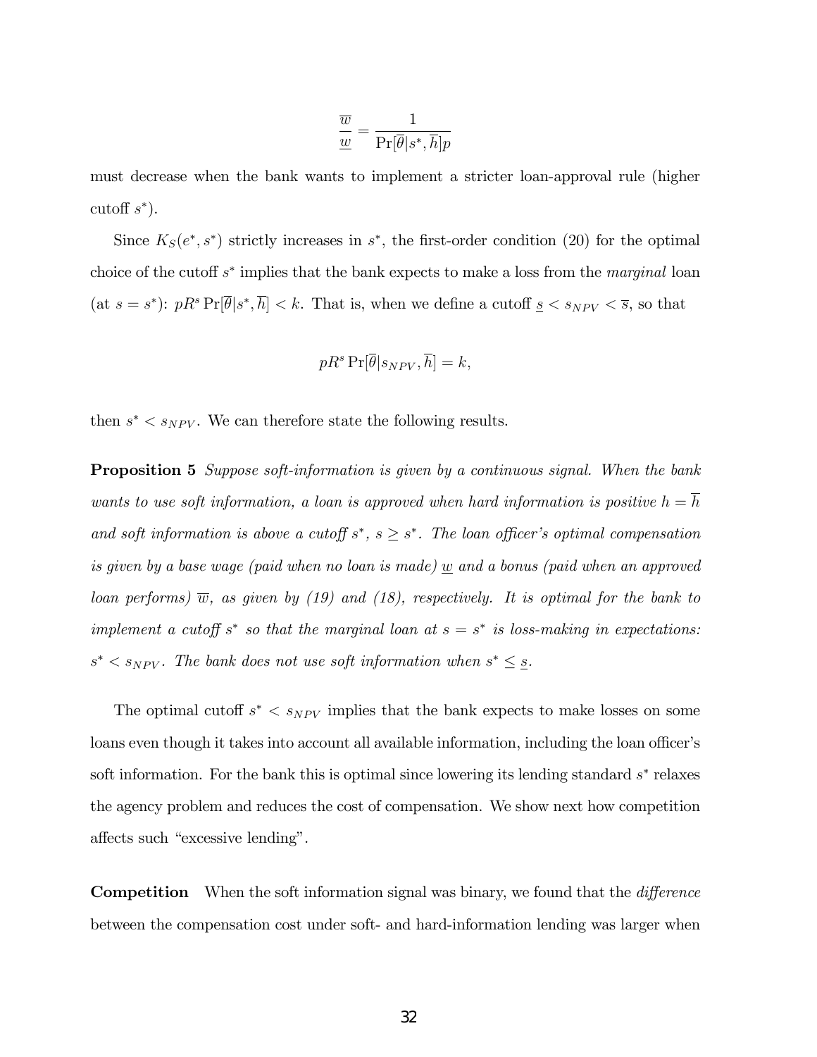$$\frac{\overline{w}}{\underline{w}} = \frac{1}{\Pr[\overline{\theta}|s^*, \overline{h}]p}$$

must decrease when the bank wants to implement a stricter loan-approval rule (higher cutoff $s^*$).

Since $K_S(e^*, s^*)$ strictly increases in $s^*$, the first-order condition (20) for the optimal choice of the cutoff $s^*$ implies that the bank expects to make a loss from the *marginal* loan (at $s = s^*$): $pR^s \Pr[\overline{\theta}|s^*, \overline{h}] < k$. That is, when we define a cutoff $\underline{s} < s_{NPV} < \overline{s}$, so that

$$pR^s \Pr[\overline{\theta}|s_{NPV}, \overline{h}] = k,$$

then $s^* < s_{NPV}$. We can therefore state the following results.

**Proposition 5** *Suppose soft-information is given by a continuous signal. When the bank wants to use soft information, a loan is approved when hard information is positive $h = \overline{h}$ and soft information is above a cutoff $s^*$, $s \geq s^*$. The loan officer's optimal compensation is given by a base wage (paid when no loan is made) $\underline{w}$ and a bonus (paid when an approved loan performs) $\overline{w}$, as given by (19) and (18), respectively. It is optimal for the bank to implement a cutoff $s^*$ so that the marginal loan at $s = s^*$ is loss-making in expectations: $s^* < s_{NPV}$. The bank does not use soft information when $s^* \leq \underline{s}$.*

The optimal cutoff $s^* < s_{NPV}$ implies that the bank expects to make losses on some loans even though it takes into account all available information, including the loan officer's soft information. For the bank this is optimal since lowering its lending standard $s^*$ relaxes the agency problem and reduces the cost of compensation. We show next how competition affects such "excessive lending".

**Competition** When the soft information signal was binary, we found that the *difference* between the compensation cost under soft- and hard-information lending was larger when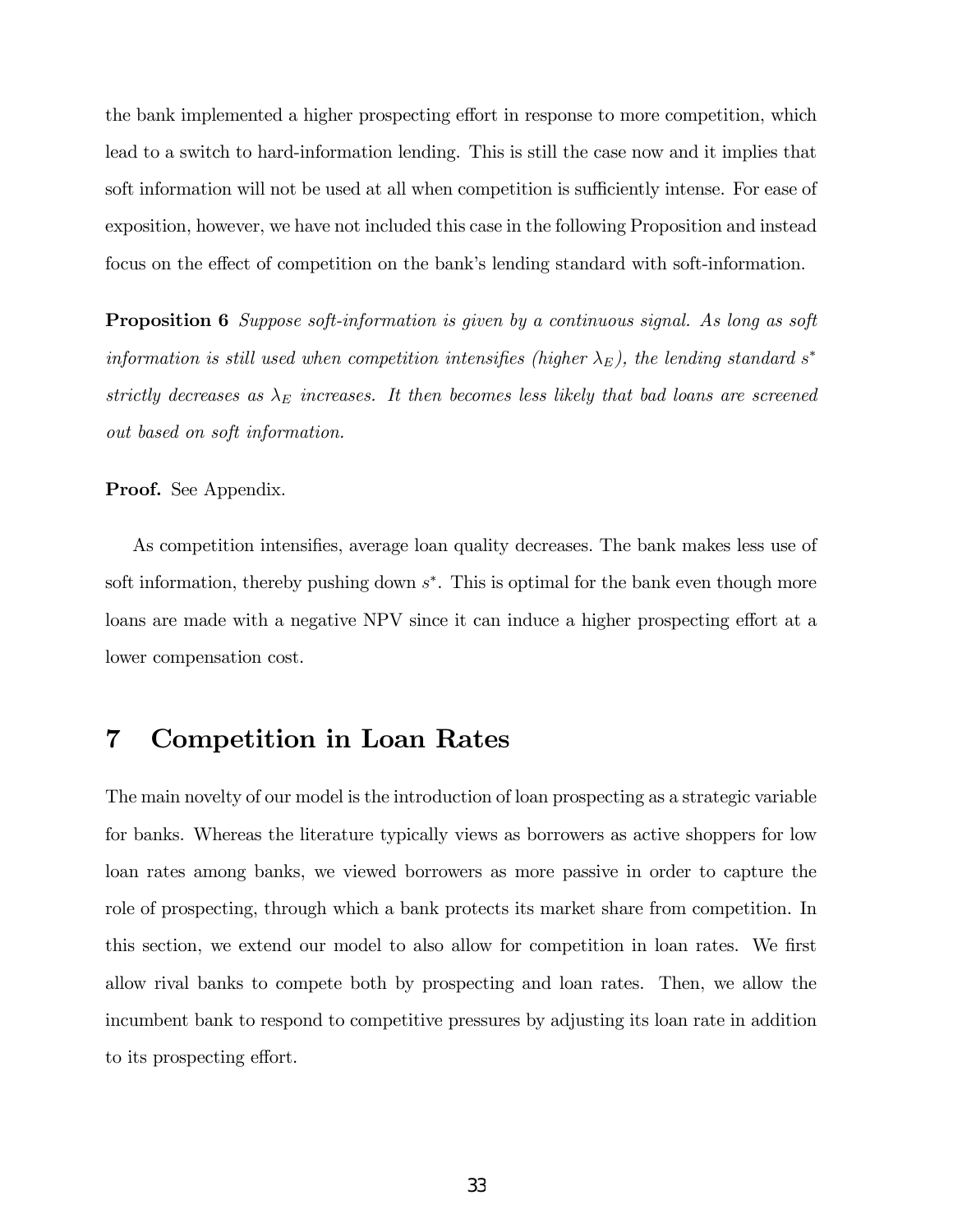the bank implemented a higher prospecting effort in response to more competition, which lead to a switch to hard-information lending. This is still the case now and it implies that soft information will not be used at all when competition is sufficiently intense. For ease of exposition, however, we have not included this case in the following Proposition and instead focus on the effect of competition on the bank's lending standard with soft-information.

**Proposition 6** *Suppose soft-information is given by a continuous signal. As long as soft information is still used when competition intensifies (higher $\lambda_E$), the lending standard $s^*$ strictly decreases as $\lambda_E$ increases. It then becomes less likely that bad loans are screened out based on soft information.*

**Proof.** See Appendix.

As competition intensifies, average loan quality decreases. The bank makes less use of soft information, thereby pushing down $s^*$. This is optimal for the bank even though more loans are made with a negative NPV since it can induce a higher prospecting effort at a lower compensation cost.

# 7 Competition in Loan Rates

The main novelty of our model is the introduction of loan prospecting as a strategic variable for banks. Whereas the literature typically views as borrowers as active shoppers for low loan rates among banks, we viewed borrowers as more passive in order to capture the role of prospecting, through which a bank protects its market share from competition. In this section, we extend our model to also allow for competition in loan rates. We first allow rival banks to compete both by prospecting and loan rates. Then, we allow the incumbent bank to respond to competitive pressures by adjusting its loan rate in addition to its prospecting effort.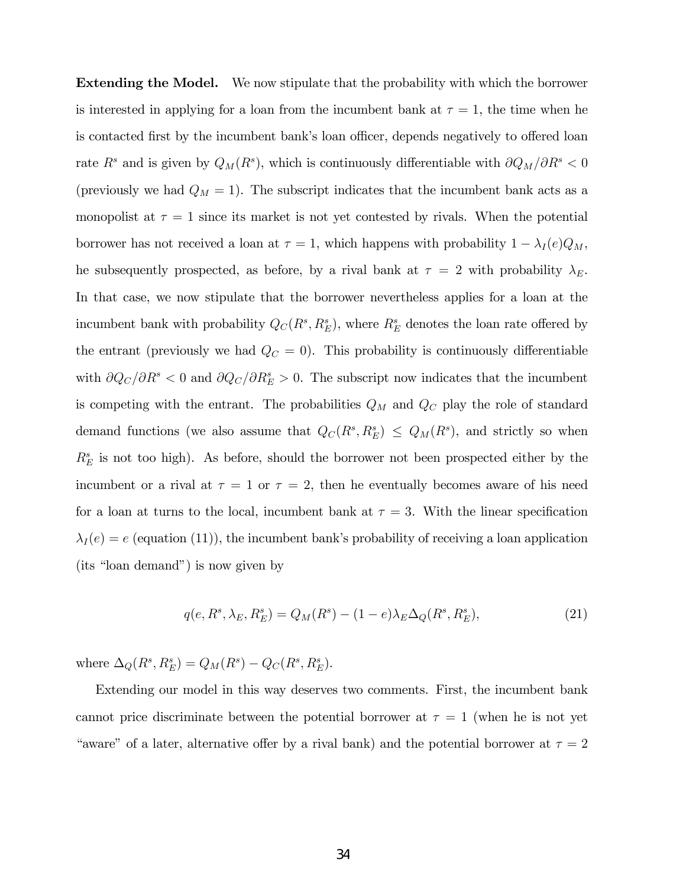**Extending the Model.** We now stipulate that the probability with which the borrower is interested in applying for a loan from the incumbent bank at $\tau = 1$, the time when he is contacted first by the incumbent bank's loan officer, depends negatively to offered loan rate $R^s$ and is given by $Q_M(R^s)$, which is continuously differentiable with $\partial Q_M / \partial R^s < 0$ (previously we had $Q_M = 1$). The subscript indicates that the incumbent bank acts as a monopolist at $\tau = 1$ since its market is not yet contested by rivals. When the potential borrower has not received a loan at $\tau = 1$, which happens with probability $1 - \lambda_I(e) Q_M$, he subsequently prospected, as before, by a rival bank at $\tau = 2$ with probability $\lambda_E$. In that case, we now stipulate that the borrower nevertheless applies for a loan at the incumbent bank with probability $Q_C(R^s, R^s_E)$, where $R^s_E$ denotes the loan rate offered by the entrant (previously we had $Q_C = 0$). This probability is continuously differentiable with $\partial Q_C / \partial R^s < 0$ and $\partial Q_C / \partial R^s_E > 0$. The subscript now indicates that the incumbent is competing with the entrant. The probabilities $Q_M$ and $Q_C$ play the role of standard demand functions (we also assume that $Q_C(R^s, R^s_E) \leq Q_M(R^s)$, and strictly so when $R^s_E$ is not too high). As before, should the borrower not been prospected either by the incumbent or a rival at $\tau = 1$ or $\tau = 2$, then he eventually becomes aware of his need for a loan at turns to the local, incumbent bank at $\tau = 3$. With the linear specification $\lambda_I(e) = e$ (equation (11)), the incumbent bank's probability of receiving a loan application (its "loan demand") is now given by

$$q(e, R^s, \lambda_E, R^s_E) = Q_M(R^s) - (1 - e)\lambda_E \Delta_Q(R^s, R^s_E), \tag{21}$$

where $\Delta_Q(R^s, R^s_E) = Q_M(R^s) - Q_C(R^s, R^s_E)$.

Extending our model in this way deserves two comments. First, the incumbent bank cannot price discriminate between the potential borrower at $\tau = 1$ (when he is not yet "aware" of a later, alternative offer by a rival bank) and the potential borrower at $\tau = 2$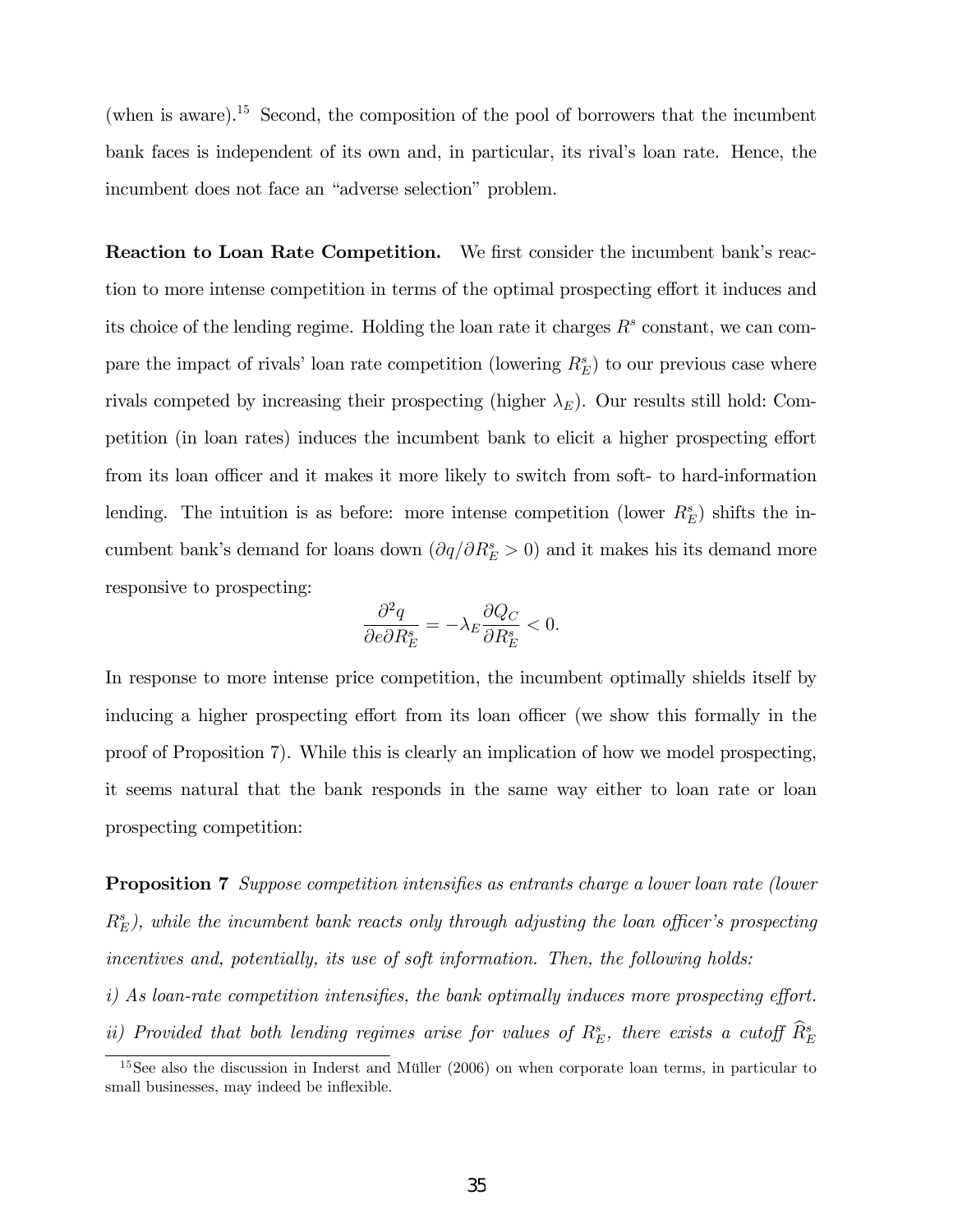(when is aware).[15] Second, the composition of the pool of borrowers that the incumbent bank faces is independent of its own and, in particular, its rival's loan rate. Hence, the incumbent does not face an "adverse selection" problem.

**Reaction to Loan Rate Competition.** We first consider the incumbent bank's reaction to more intense competition in terms of the optimal prospecting effort it induces and its choice of the lending regime. Holding the loan rate it charges $R^s$ constant, we can compare the impact of rivals' loan rate competition (lowering $R_E^s$) to our previous case where rivals competed by increasing their prospecting (higher $\lambda_E$). Our results still hold: Competition (in loan rates) induces the incumbent bank to elicit a higher prospecting effort from its loan officer and it makes it more likely to switch from soft- to hard-information lending. The intuition is as before: more intense competition (lower $R_E^s$) shifts the incumbent bank's demand for loans down ($\partial q / \partial R_E^s > 0$) and it makes his its demand more responsive to prospecting:

$$\frac{\partial^2 q}{\partial e \partial R_E^s} = -\lambda_E \frac{\partial Q_C}{\partial R_E^s} < 0.$$

In response to more intense price competition, the incumbent optimally shields itself by inducing a higher prospecting effort from its loan officer (we show this formally in the proof of Proposition 7). While this is clearly an implication of how we model prospecting, it seems natural that the bank responds in the same way either to loan rate or loan prospecting competition:

**Proposition 7** *Suppose competition intensifies as entrants charge a lower loan rate (lower $R_E^s$), while the incumbent bank reacts only through adjusting the loan officer's prospecting incentives and, potentially, its use of soft information. Then, the following holds:*

*i) As loan-rate competition intensifies, the bank optimally induces more prospecting effort.*

*ii) Provided that both lending regimes arise for values of $R_E^s$, there exists a cutoff $\widehat{R}_E^s$*

[15] See also the discussion in Inderst and Müller (2006) on when corporate loan terms, in particular to small businesses, may indeed be inflexible.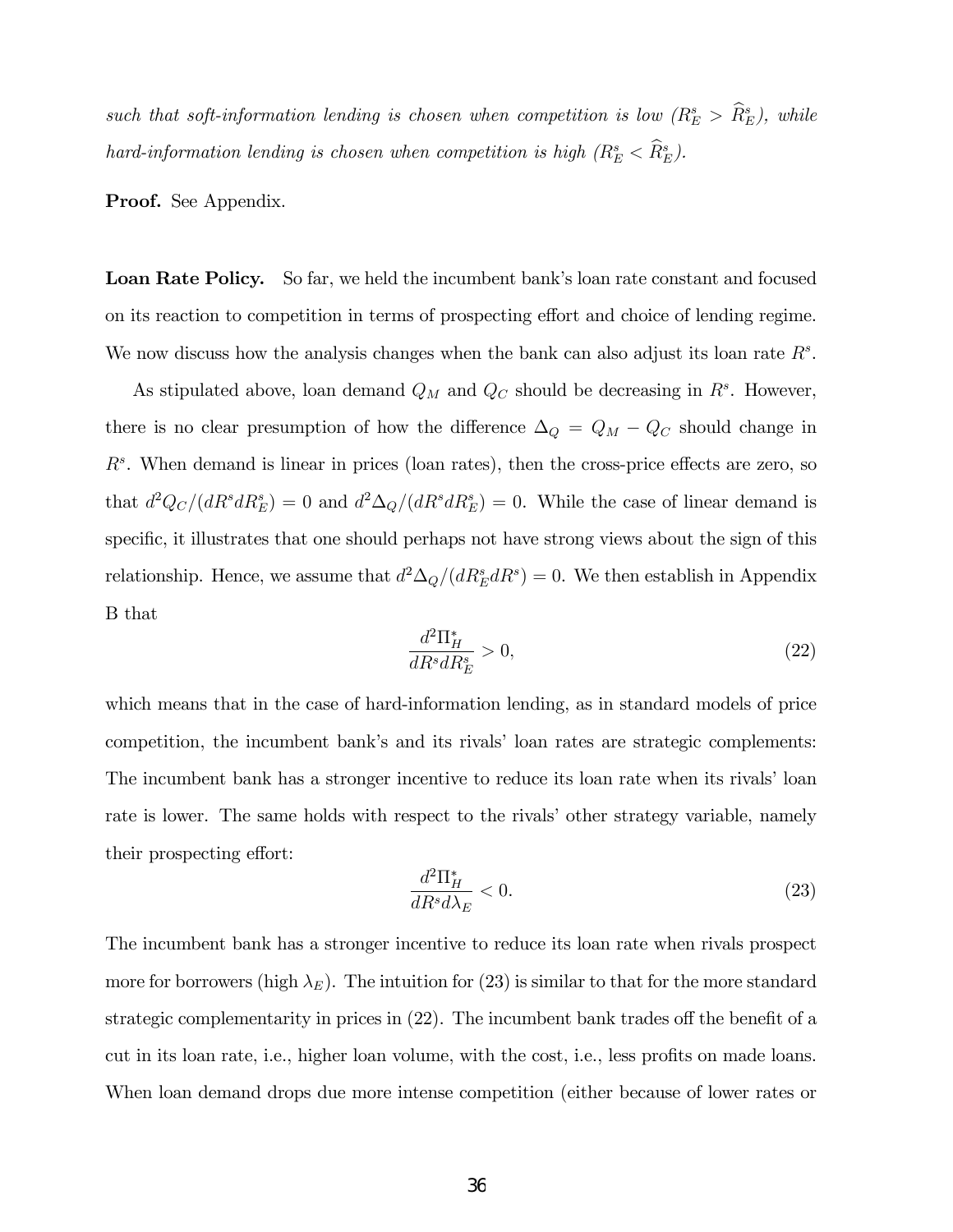*such that soft-information lending is chosen when competition is low ($R_E^s > \widehat{R}_E^s$), while hard-information lending is chosen when competition is high ($R_E^s < \widehat{R}_E^s$).*

**Proof.** See Appendix.

**Loan Rate Policy.** So far, we held the incumbent bank's loan rate constant and focused on its reaction to competition in terms of prospecting effort and choice of lending regime. We now discuss how the analysis changes when the bank can also adjust its loan rate $R^s$.

As stipulated above, loan demand $Q_M$ and $Q_C$ should be decreasing in $R^s$. However, there is no clear presumption of how the difference $\Delta_Q = Q_M - Q_C$ should change in $R^s$. When demand is linear in prices (loan rates), then the cross-price effects are zero, so that $d^2 Q_C/(dR^s dR_E^s) = 0$ and $d^2 \Delta_Q/(dR^s dR_E^s) = 0$. While the case of linear demand is specific, it illustrates that one should perhaps not have strong views about the sign of this relationship. Hence, we assume that $d^2 \Delta_Q/(dR_E^s dR^s) = 0$. We then establish in Appendix B that

$$\frac{d^2 \Pi_H^*}{dR^s dR_E^s} > 0, \tag{22}$$

which means that in the case of hard-information lending, as in standard models of price competition, the incumbent bank's and its rivals' loan rates are strategic complements: The incumbent bank has a stronger incentive to reduce its loan rate when its rivals' loan rate is lower. The same holds with respect to the rivals' other strategy variable, namely their prospecting effort:

$$\frac{d^2 \Pi_H^*}{dR^s d\lambda_E} < 0. \tag{23}$$

The incumbent bank has a stronger incentive to reduce its loan rate when rivals prospect more for borrowers (high $\lambda_E$). The intuition for (23) is similar to that for the more standard strategic complementarity in prices in (22). The incumbent bank trades off the benefit of a cut in its loan rate, i.e., higher loan volume, with the cost, i.e., less profits on made loans. When loan demand drops due more intense competition (either because of lower rates or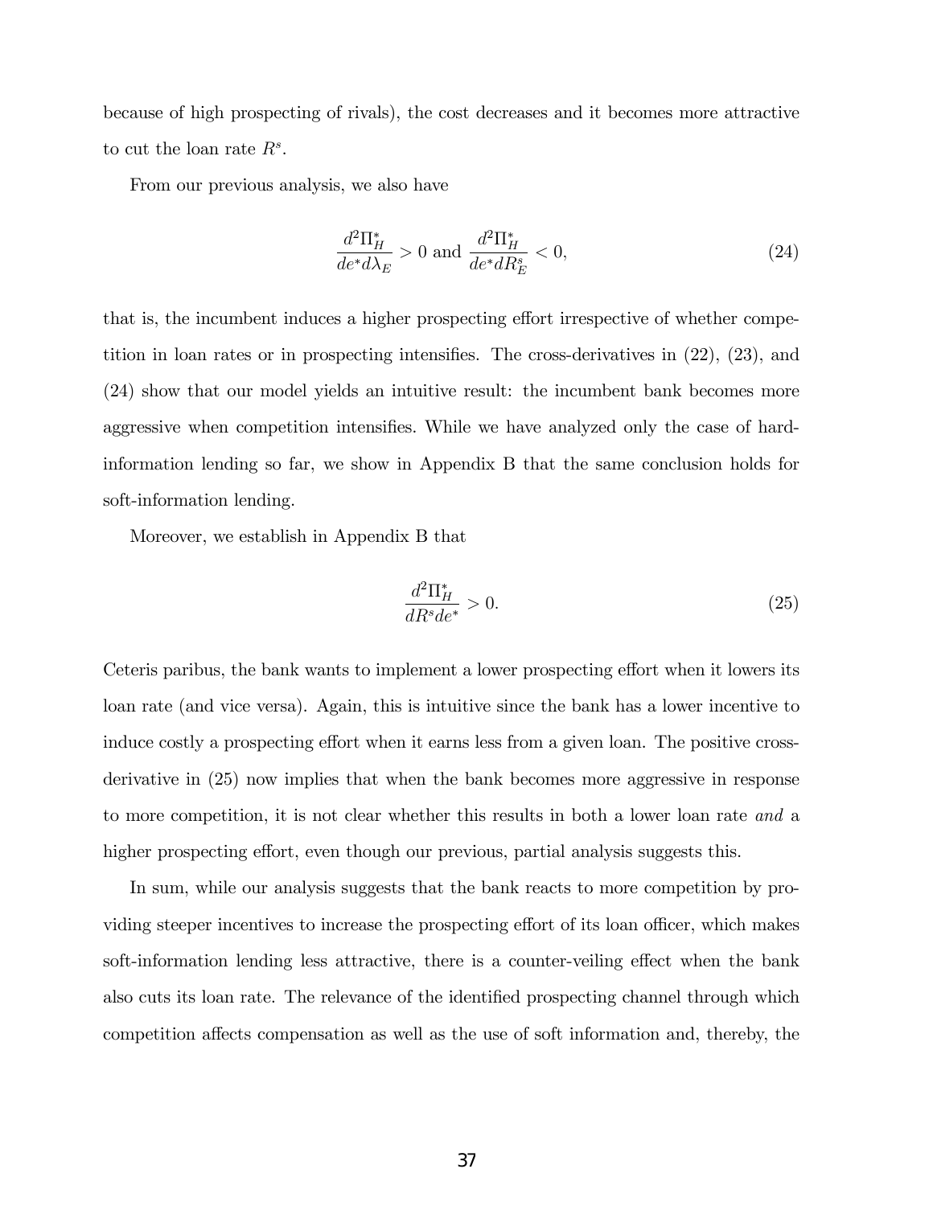because of high prospecting of rivals), the cost decreases and it becomes more attractive to cut the loan rate $R^s$.

From our previous analysis, we also have

$$\frac{d^2\Pi_H^*}{de^* d\lambda_E} > 0 \text{ and } \frac{d^2\Pi_H^*}{de^* dR_E^s} < 0, \tag{24}$$

that is, the incumbent induces a higher prospecting effort irrespective of whether competition in loan rates or in prospecting intensifies. The cross-derivatives in (22), (23), and (24) show that our model yields an intuitive result: the incumbent bank becomes more aggressive when competition intensifies. While we have analyzed only the case of hard-information lending so far, we show in Appendix B that the same conclusion holds for soft-information lending.

Moreover, we establish in Appendix B that

$$\frac{d^2\Pi_H^*}{dR^s de^*} > 0. \tag{25}$$

Ceteris paribus, the bank wants to implement a lower prospecting effort when it lowers its loan rate (and vice versa). Again, this is intuitive since the bank has a lower incentive to induce costly a prospecting effort when it earns less from a given loan. The positive cross-derivative in (25) now implies that when the bank becomes more aggressive in response to more competition, it is not clear whether this results in both a lower loan rate *and* a higher prospecting effort, even though our previous, partial analysis suggests this.

In sum, while our analysis suggests that the bank reacts to more competition by providing steeper incentives to increase the prospecting effort of its loan officer, which makes soft-information lending less attractive, there is a counter-veiling effect when the bank also cuts its loan rate. The relevance of the identified prospecting channel through which competition affects compensation as well as the use of soft information and, thereby, the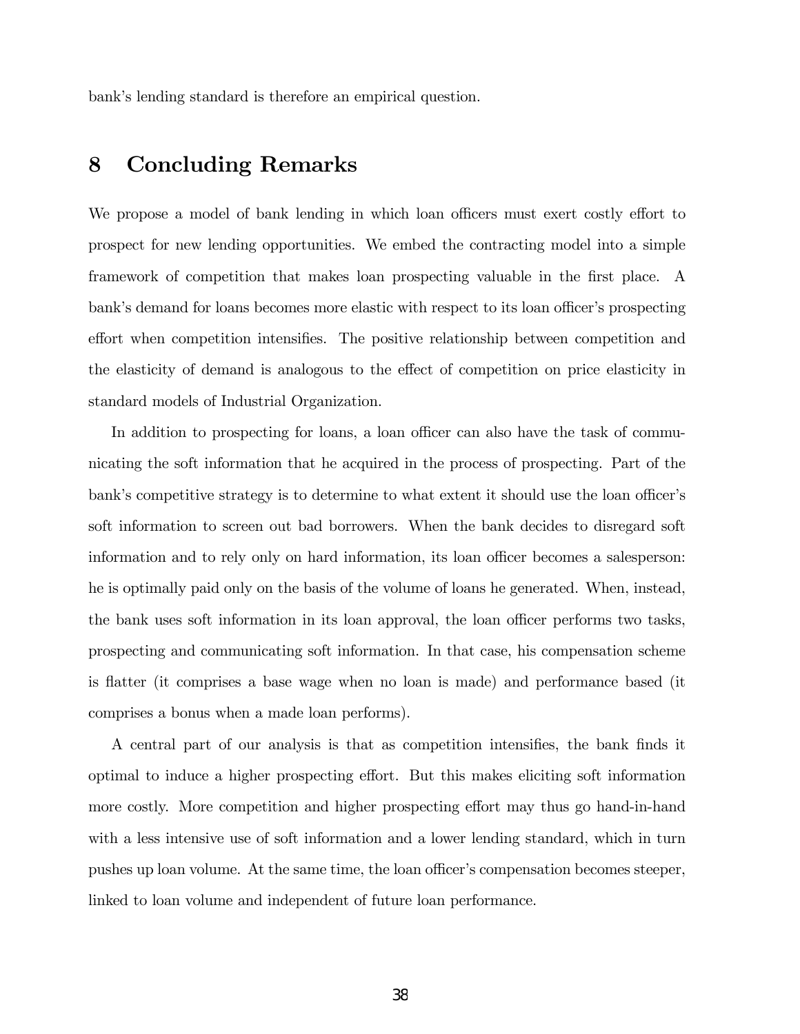bank's lending standard is therefore an empirical question.

# 8 Concluding Remarks

We propose a model of bank lending in which loan officers must exert costly effort to prospect for new lending opportunities. We embed the contracting model into a simple framework of competition that makes loan prospecting valuable in the first place. A bank's demand for loans becomes more elastic with respect to its loan officer's prospecting effort when competition intensifies. The positive relationship between competition and the elasticity of demand is analogous to the effect of competition on price elasticity in standard models of Industrial Organization.

In addition to prospecting for loans, a loan officer can also have the task of communicating the soft information that he acquired in the process of prospecting. Part of the bank's competitive strategy is to determine to what extent it should use the loan officer's soft information to screen out bad borrowers. When the bank decides to disregard soft information and to rely only on hard information, its loan officer becomes a salesperson: he is optimally paid only on the basis of the volume of loans he generated. When, instead, the bank uses soft information in its loan approval, the loan officer performs two tasks, prospecting and communicating soft information. In that case, his compensation scheme is flatter (it comprises a base wage when no loan is made) and performance based (it comprises a bonus when a made loan performs).

A central part of our analysis is that as competition intensifies, the bank finds it optimal to induce a higher prospecting effort. But this makes eliciting soft information more costly. More competition and higher prospecting effort may thus go hand-in-hand with a less intensive use of soft information and a lower lending standard, which in turn pushes up loan volume. At the same time, the loan officer's compensation becomes steeper, linked to loan volume and independent of future loan performance.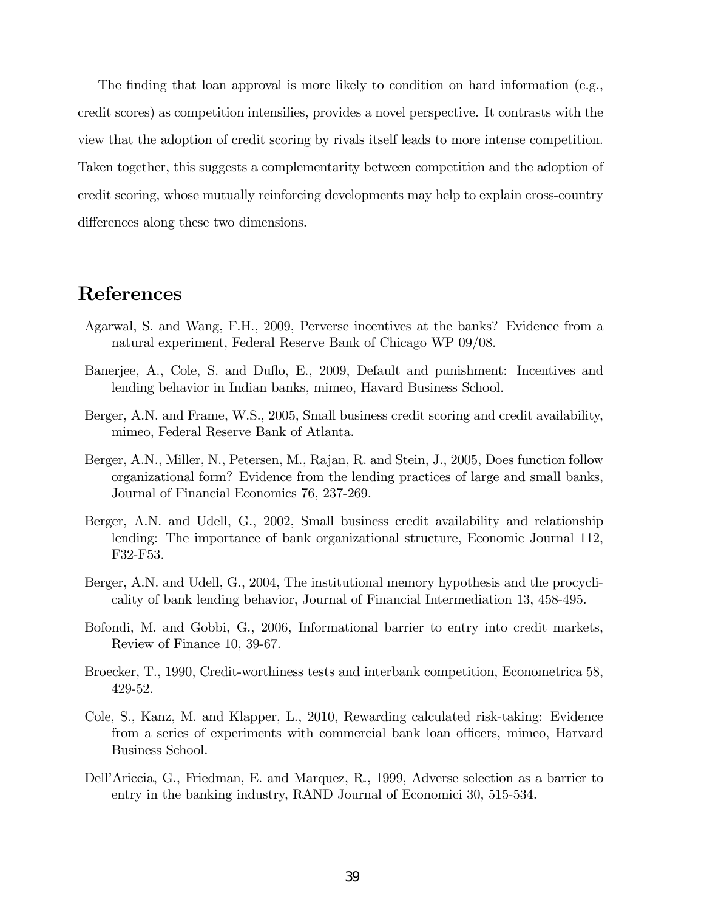The finding that loan approval is more likely to condition on hard information (e.g., credit scores) as competition intensifies, provides a novel perspective. It contrasts with the view that the adoption of credit scoring by rivals itself leads to more intense competition. Taken together, this suggests a complementarity between competition and the adoption of credit scoring, whose mutually reinforcing developments may help to explain cross-country differences along these two dimensions.

# References

Agarwal, S. and Wang, F.H., 2009, Perverse incentives at the banks? Evidence from a natural experiment, Federal Reserve Bank of Chicago WP 09/08.

Banerjee, A., Cole, S. and Duflo, E., 2009, Default and punishment: Incentives and lending behavior in Indian banks, mimeo, Havard Business School.

Berger, A.N. and Frame, W.S., 2005, Small business credit scoring and credit availability, mimeo, Federal Reserve Bank of Atlanta.

Berger, A.N., Miller, N., Petersen, M., Rajan, R. and Stein, J., 2005, Does function follow organizational form? Evidence from the lending practices of large and small banks, Journal of Financial Economics 76, 237-269.

Berger, A.N. and Udell, G., 2002, Small business credit availability and relationship lending: The importance of bank organizational structure, Economic Journal 112, F32-F53.

Berger, A.N. and Udell, G., 2004, The institutional memory hypothesis and the procyclicality of bank lending behavior, Journal of Financial Intermediation 13, 458-495.

Bofondi, M. and Gobbi, G., 2006, Informational barrier to entry into credit markets, Review of Finance 10, 39-67.

Broecker, T., 1990, Credit-worthiness tests and interbank competition, Econometrica 58, 429-52.

Cole, S., Kanz, M. and Klapper, L., 2010, Rewarding calculated risk-taking: Evidence from a series of experiments with commercial bank loan officers, mimeo, Harvard Business School.

Dell'Ariccia, G., Friedman, E. and Marquez, R., 1999, Adverse selection as a barrier to entry in the banking industry, RAND Journal of Economici 30, 515-534.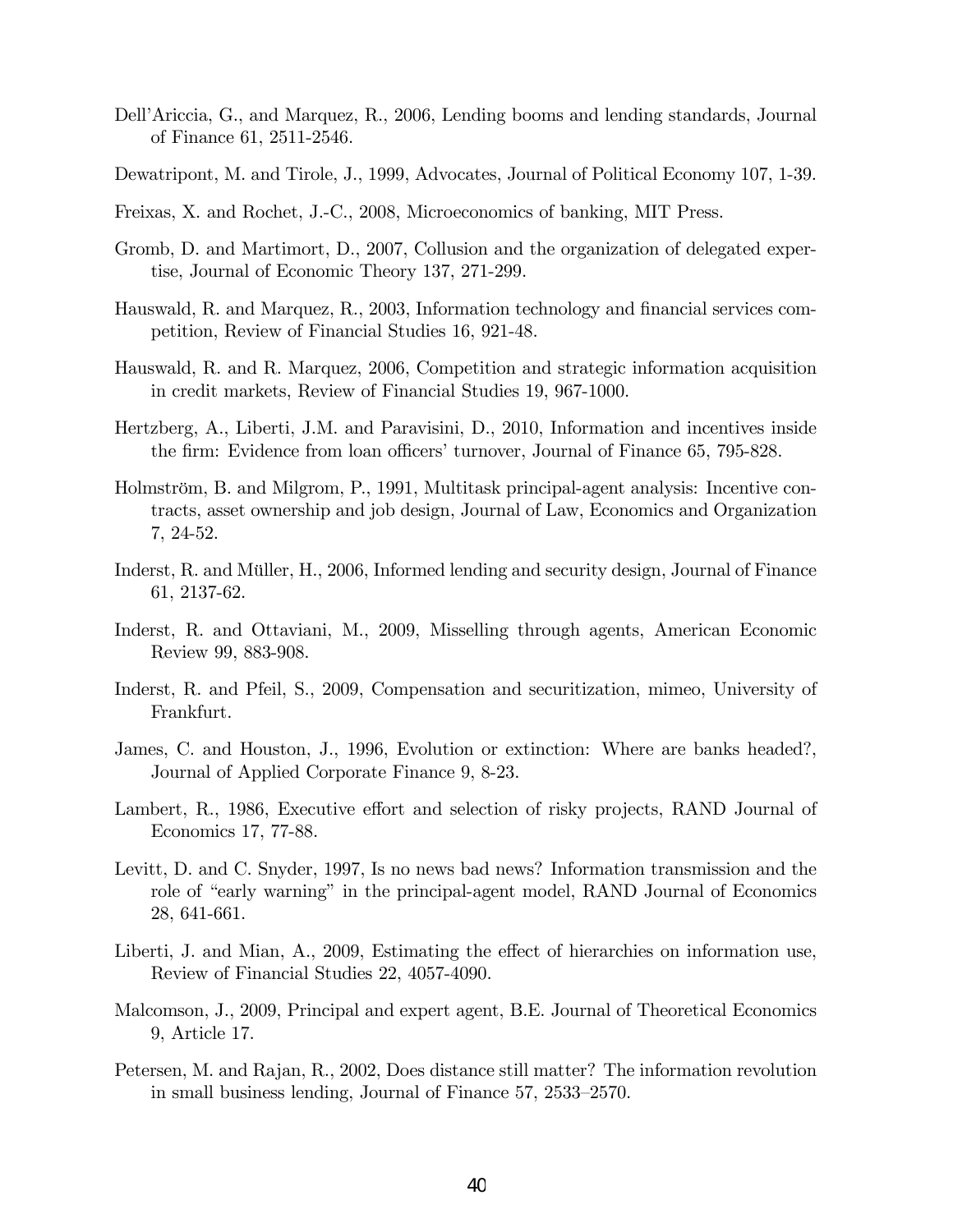Dell'Ariccia, G., and Marquez, R., 2006, Lending booms and lending standards, Journal of Finance 61, 2511-2546.

Dewatripont, M. and Tirole, J., 1999, Advocates, Journal of Political Economy 107, 1-39.

Freixas, X. and Rochet, J.-C., 2008, Microeconomics of banking, MIT Press.

Gromb, D. and Martimort, D., 2007, Collusion and the organization of delegated expertise, Journal of Economic Theory 137, 271-299.

Hauswald, R. and Marquez, R., 2003, Information technology and financial services competition, Review of Financial Studies 16, 921-48.

Hauswald, R. and R. Marquez, 2006, Competition and strategic information acquisition in credit markets, Review of Financial Studies 19, 967-1000.

Hertzberg, A., Liberti, J.M. and Paravisini, D., 2010, Information and incentives inside the firm: Evidence from loan officers' turnover, Journal of Finance 65, 795-828.

Holmström, B. and Milgrom, P., 1991, Multitask principal-agent analysis: Incentive contracts, asset ownership and job design, Journal of Law, Economics and Organization 7, 24-52.

Inderst, R. and Müller, H., 2006, Informed lending and security design, Journal of Finance 61, 2137-62.

Inderst, R. and Ottaviani, M., 2009, Misselling through agents, American Economic Review 99, 883-908.

Inderst, R. and Pfeil, S., 2009, Compensation and securitization, mimeo, University of Frankfurt.

James, C. and Houston, J., 1996, Evolution or extinction: Where are banks headed?, Journal of Applied Corporate Finance 9, 8-23.

Lambert, R., 1986, Executive effort and selection of risky projects, RAND Journal of Economics 17, 77-88.

Levitt, D. and C. Snyder, 1997, Is no news bad news? Information transmission and the role of "early warning" in the principal-agent model, RAND Journal of Economics 28, 641-661.

Liberti, J. and Mian, A., 2009, Estimating the effect of hierarchies on information use, Review of Financial Studies 22, 4057-4090.

Malcomson, J., 2009, Principal and expert agent, B.E. Journal of Theoretical Economics 9, Article 17.

Petersen, M. and Rajan, R., 2002, Does distance still matter? The information revolution in small business lending, Journal of Finance 57, 2533–2570.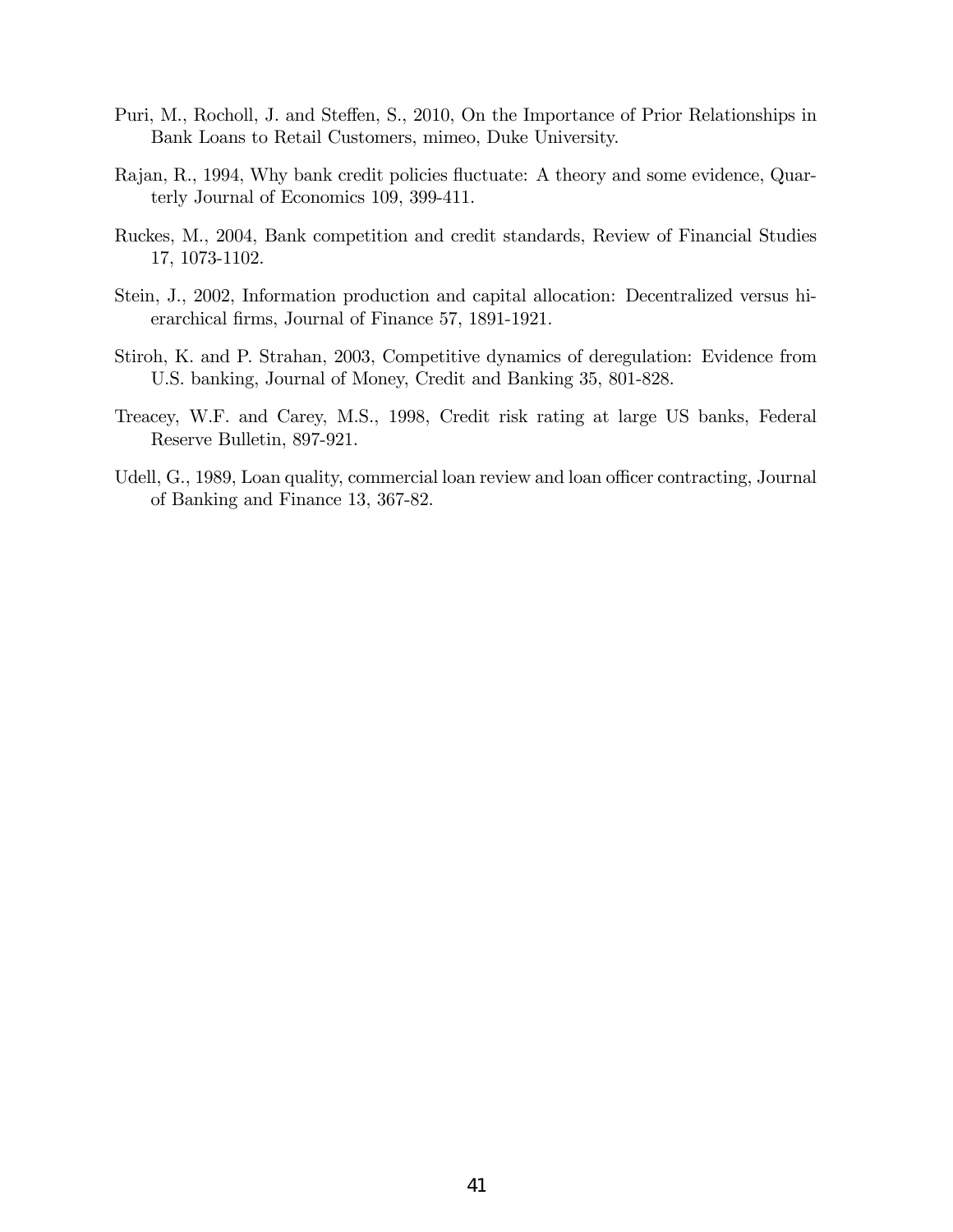Puri, M., Rocholl, J. and Steffen, S., 2010, On the Importance of Prior Relationships in Bank Loans to Retail Customers, mimeo, Duke University.

Rajan, R., 1994, Why bank credit policies fluctuate: A theory and some evidence, Quarterly Journal of Economics 109, 399-411.

Ruckes, M., 2004, Bank competition and credit standards, Review of Financial Studies 17, 1073-1102.

Stein, J., 2002, Information production and capital allocation: Decentralized versus hierarchical firms, Journal of Finance 57, 1891-1921.

Stiroh, K. and P. Strahan, 2003, Competitive dynamics of deregulation: Evidence from U.S. banking, Journal of Money, Credit and Banking 35, 801-828.

Treacey, W.F. and Carey, M.S., 1998, Credit risk rating at large US banks, Federal Reserve Bulletin, 897-921.

Udell, G., 1989, Loan quality, commercial loan review and loan officer contracting, Journal of Banking and Finance 13, 367-82.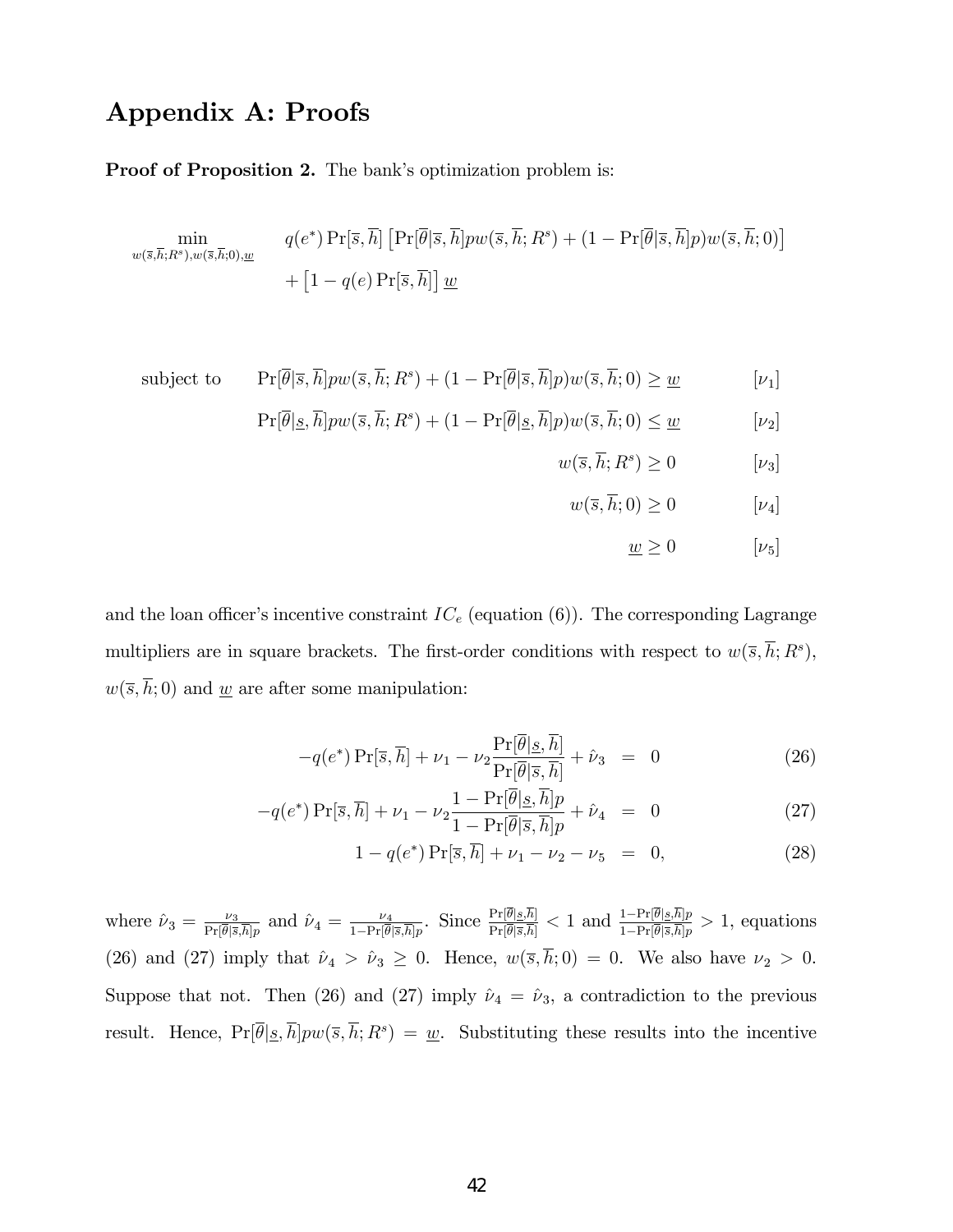# Appendix A: Proofs

**Proof of Proposition 2.** The bank's optimization problem is:

$$\min_{w(\overline{s},\overline{h};R^s),w(\overline{s},\overline{h};0),\underline{w}} \quad q(e^*)\Pr[\overline{s},\overline{h}]\left[\Pr[\overline{\theta}|\overline{s},\overline{h}]pw(\overline{s},\overline{h};R^s)+(1-\Pr[\overline{\theta}|\overline{s},\overline{h}]p)w(\overline{s},\overline{h};0)\right] + \left[1-q(e)\Pr[\overline{s},\overline{h}]\right]\underline{w}$$

$$\text{subject to} \quad \Pr[\overline{\theta}|\overline{s},\overline{h}]pw(\overline{s},\overline{h};R^s)+(1-\Pr[\overline{\theta}|\overline{s},\overline{h}]p)w(\overline{s},\overline{h};0) \geq \underline{w} \qquad [\nu_1]$$

$$\Pr[\overline{\theta}|\underline{s},\overline{h}]pw(\overline{s},\overline{h};R^s)+(1-\Pr[\overline{\theta}|\underline{s},\overline{h}]p)w(\overline{s},\overline{h};0) \leq \underline{w} \qquad [\nu_2]$$

$$w(\overline{s},\overline{h};R^s) \geq 0 \qquad [\nu_3]$$

$$w(\overline{s},\overline{h};0) \geq 0 \qquad [\nu_4]$$

$$\underline{w} \geq 0 \qquad [\nu_5]$$

and the loan officer's incentive constraint $IC_e$ (equation (6)). The corresponding Lagrange multipliers are in square brackets. The first-order conditions with respect to $w(\overline{s},\overline{h};R^s)$, $w(\overline{s},\overline{h};0)$ and $\underline{w}$ are after some manipulation:

$$-q(e^*)\Pr[\overline{s},\overline{h}]+\nu_1-\nu_2\frac{\Pr[\overline{\theta}|\underline{s},\overline{h}]}{\Pr[\overline{\theta}|\overline{s},\overline{h}]}+\hat{\nu}_3 = 0 \qquad (26)$$

$$-q(e^*)\Pr[\overline{s},\overline{h}]+\nu_1-\nu_2\frac{1-\Pr[\overline{\theta}|\underline{s},\overline{h}]p}{1-\Pr[\overline{\theta}|\overline{s},\overline{h}]p}+\hat{\nu}_4 = 0 \qquad (27)$$

$$1-q(e^*)\Pr[\overline{s},\overline{h}]+\nu_1-\nu_2-\nu_5 = 0, \qquad (28)$$

where $\hat{\nu}_3 = \frac{\nu_3}{\Pr[\overline{\theta}|\overline{s},\overline{h}]p}$ and $\hat{\nu}_4 = \frac{\nu_4}{1-\Pr[\overline{\theta}|\overline{s},\overline{h}]p}$. Since $\frac{\Pr[\overline{\theta}|\underline{s},\overline{h}]}{\Pr[\overline{\theta}|\overline{s},\overline{h}]} < 1$ and $\frac{1-\Pr[\overline{\theta}|\underline{s},\overline{h}]p}{1-\Pr[\overline{\theta}|\overline{s},\overline{h}]p} > 1$, equations (26) and (27) imply that $\hat{\nu}_4 > \hat{\nu}_3 \geq 0$. Hence, $w(\overline{s},\overline{h};0) = 0$. We also have $\nu_2 > 0$. Suppose that not. Then (26) and (27) imply $\hat{\nu}_4 = \hat{\nu}_3$, a contradiction to the previous result. Hence, $\Pr[\overline{\theta}|\underline{s},\overline{h}]pw(\overline{s},\overline{h};R^s) = \underline{w}$. Substituting these results into the incentive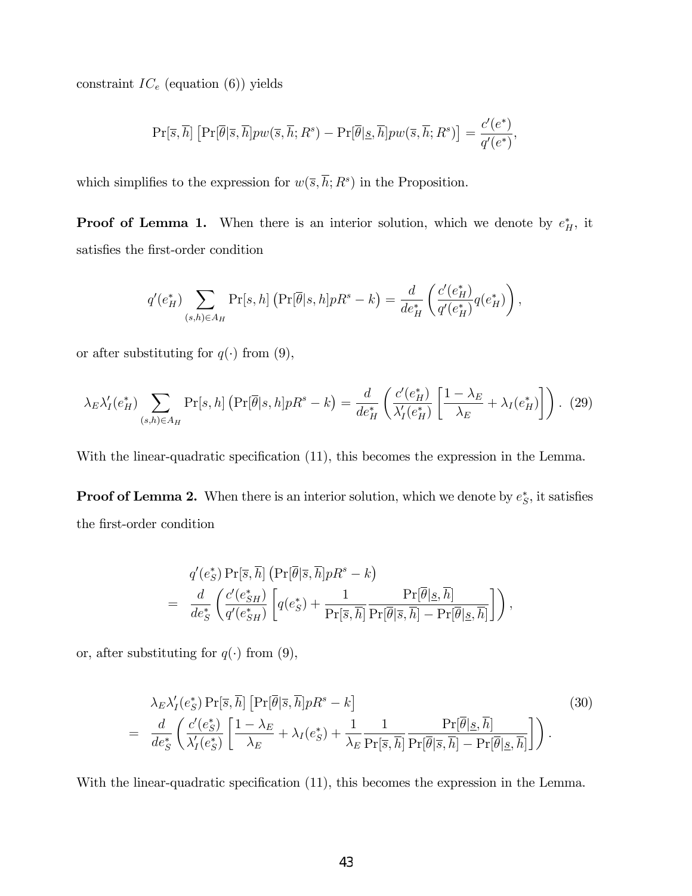constraint $IC_e$ (equation (6)) yields

$$\Pr[\overline{s},\overline{h}]\left[\Pr[\overline{\theta}|\overline{s},\overline{h}]pw(\overline{s},\overline{h};R^s) - \Pr[\overline{\theta}|\underline{s},\overline{h}]pw(\overline{s},\overline{h};R^s)\right] = \frac{c'(e^*)}{q'(e^*)},$$

which simplifies to the expression for $w(\overline{s},\overline{h};R^s)$ in the Proposition.

**Proof of Lemma 1.** When there is an interior solution, which we denote by $e_H^*$, it satisfies the first-order condition

$$q'(e_H^*)\sum_{(s,h)\in A_H}\Pr[s,h]\left(\Pr[\overline{\theta}|s,h]pR^s - k\right) = \frac{d}{de_H^*}\left(\frac{c'(e_H^*)}{q'(e_H^*)}q(e_H^*)\right),$$

or after substituting for $q(\cdot)$ from (9),

$$\lambda_E\lambda_I'(e_H^*)\sum_{(s,h)\in A_H}\Pr[s,h]\left(\Pr[\overline{\theta}|s,h]pR^s - k\right) = \frac{d}{de_H^*}\left(\frac{c'(e_H^*)}{\lambda_I'(e_H^*)}\left[\frac{1-\lambda_E}{\lambda_E}+\lambda_I(e_H^*)\right]\right). \quad (29)$$

With the linear-quadratic specification (11), this becomes the expression in the Lemma.

**Proof of Lemma 2.** When there is an interior solution, which we denote by $e_S^*$, it satisfies the first-order condition

$$\begin{aligned}
& q'(e_S^*)\Pr[\overline{s},\overline{h}]\left(\Pr[\overline{\theta}|\overline{s},\overline{h}]pR^s - k\right) \\
= \; & \frac{d}{de_S^*}\left(\frac{c'(e_{SH}^*)}{q'(e_{SH}^*)}\left[q(e_S^*) + \frac{1}{\Pr[\overline{s},\overline{h}]}\frac{\Pr[\overline{\theta}|\underline{s},\overline{h}]}{\Pr[\overline{\theta}|\overline{s},\overline{h}] - \Pr[\overline{\theta}|\underline{s},\overline{h}]}\right]\right),
\end{aligned}$$

or, after substituting for $q(\cdot)$ from (9),

$$\begin{aligned}
& \lambda_E\lambda_I'(e_S^*)\Pr[\overline{s},\overline{h}]\left[\Pr[\overline{\theta}|\overline{s},\overline{h}]pR^s - k\right] \\
= \; & \frac{d}{de_S^*}\left(\frac{c'(e_S^*)}{\lambda_I'(e_S^*)}\left[\frac{1-\lambda_E}{\lambda_E} + \lambda_I(e_S^*) + \frac{1}{\lambda_E}\frac{1}{\Pr[\overline{s},\overline{h}]}\frac{\Pr[\overline{\theta}|\underline{s},\overline{h}]}{\Pr[\overline{\theta}|\overline{s},\overline{h}] - \Pr[\overline{\theta}|\underline{s},\overline{h}]}\right]\right).
\end{aligned} \quad (30)$$

With the linear-quadratic specification (11), this becomes the expression in the Lemma.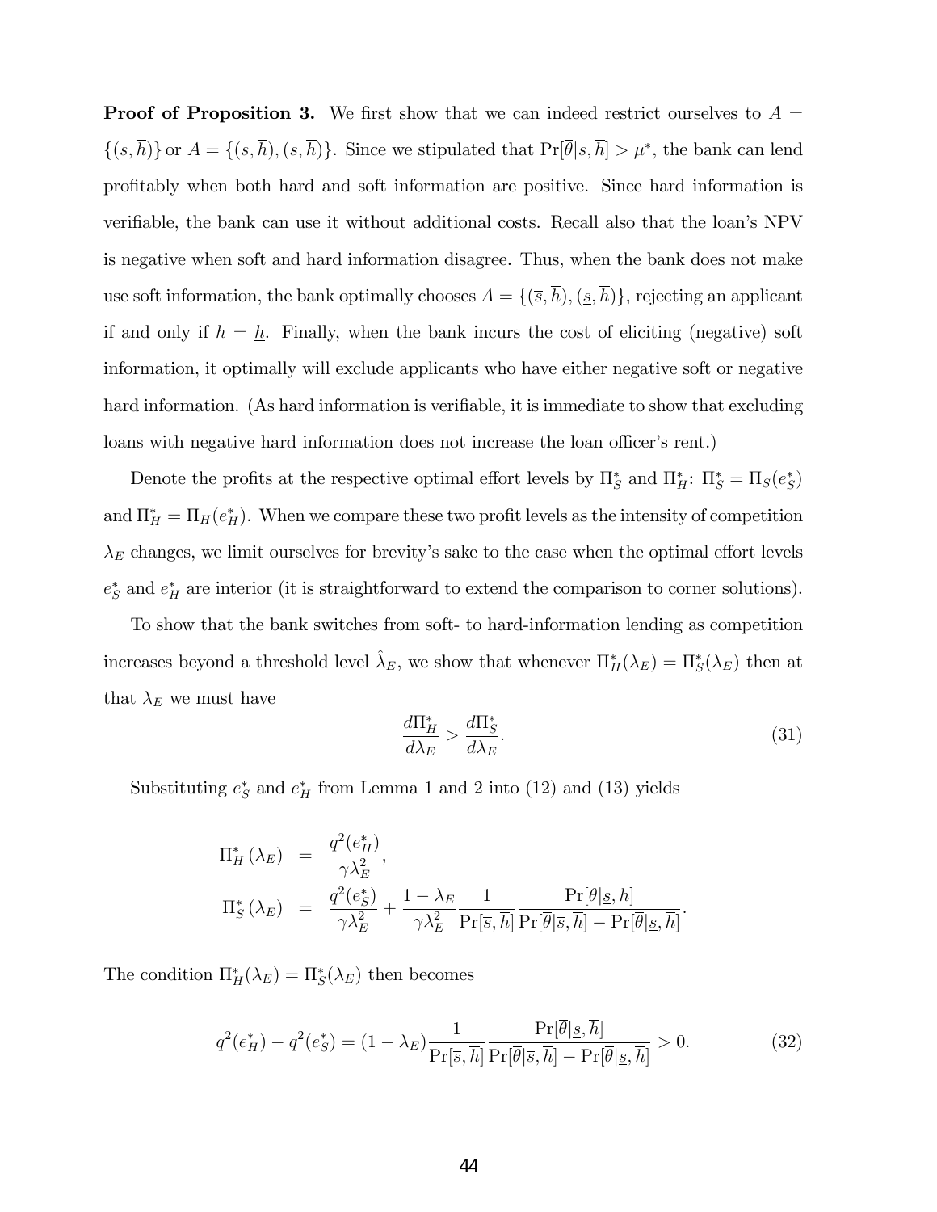**Proof of Proposition 3.** We first show that we can indeed restrict ourselves to $A = \{(\overline{s}, \overline{h})\}$ or $A = \{(\overline{s}, \overline{h}), (\underline{s}, \overline{h})\}$. Since we stipulated that $\Pr[\overline{\theta}|\overline{s}, \overline{h}] > \mu^*$, the bank can lend profitably when both hard and soft information are positive. Since hard information is verifiable, the bank can use it without additional costs. Recall also that the loan's NPV is negative when soft and hard information disagree. Thus, when the bank does not make use soft information, the bank optimally chooses $A = \{(\overline{s}, \overline{h}), (\underline{s}, \overline{h})\}$, rejecting an applicant if and only if $h = \underline{h}$. Finally, when the bank incurs the cost of eliciting (negative) soft information, it optimally will exclude applicants who have either negative soft or negative hard information. (As hard information is verifiable, it is immediate to show that excluding loans with negative hard information does not increase the loan officer's rent.)

Denote the profits at the respective optimal effort levels by $\Pi_S^*$ and $\Pi_H^*$: $\Pi_S^* = \Pi_S(e_S^*)$ and $\Pi_H^* = \Pi_H(e_H^*)$. When we compare these two profit levels as the intensity of competition $\lambda_E$ changes, we limit ourselves for brevity's sake to the case when the optimal effort levels $e_S^*$ and $e_H^*$ are interior (it is straightforward to extend the comparison to corner solutions).

To show that the bank switches from soft- to hard-information lending as competition increases beyond a threshold level $\hat{\lambda}_E$, we show that whenever $\Pi_H^*(\lambda_E) = \Pi_S^*(\lambda_E)$ then at that $\lambda_E$ we must have

$$\frac{d\Pi_H^*}{d\lambda_E} > \frac{d\Pi_S^*}{d\lambda_E}. \tag{31}$$

Substituting $e_S^*$ and $e_H^*$ from Lemma 1 and 2 into (12) and (13) yields

$$\begin{aligned}
\Pi_H^*(\lambda_E) &= \frac{q^2(e_H^*)}{\gamma \lambda_E^2}, \\
\Pi_S^*(\lambda_E) &= \frac{q^2(e_S^*)}{\gamma \lambda_E^2} + \frac{1-\lambda_E}{\gamma \lambda_E^2} \frac{1}{\Pr[\overline{s}, \overline{h}]} \frac{\Pr[\overline{\theta}|\underline{s}, \overline{h}]}{\Pr[\overline{\theta}|\overline{s}, \overline{h}] - \Pr[\overline{\theta}|\underline{s}, \overline{h}]}.
\end{aligned}$$

The condition $\Pi_H^*(\lambda_E) = \Pi_S^*(\lambda_E)$ then becomes

$$q^2(e_H^*) - q^2(e_S^*) = (1-\lambda_E) \frac{1}{\Pr[\overline{s}, \overline{h}]} \frac{\Pr[\overline{\theta}|\underline{s}, \overline{h}]}{\Pr[\overline{\theta}|\overline{s}, \overline{h}] - \Pr[\overline{\theta}|\underline{s}, \overline{h}]} > 0. \tag{32}$$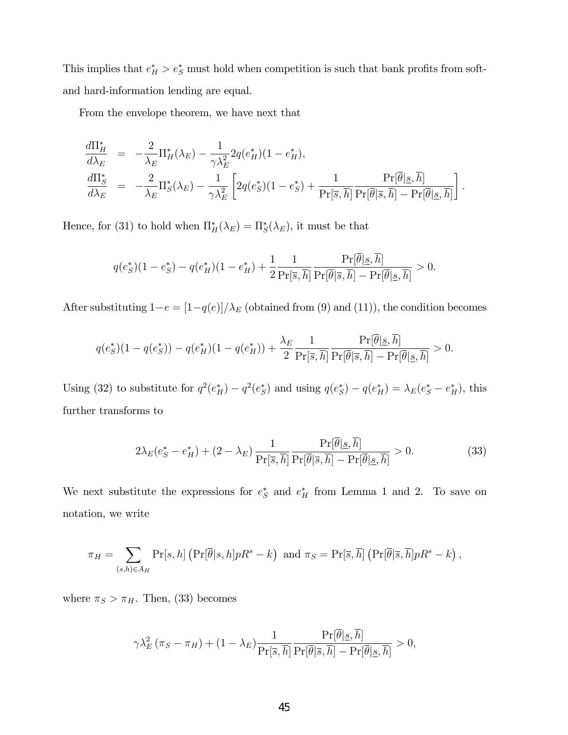This implies that $e_H^* > e_S^*$ must hold when competition is such that bank profits from soft- and hard-information lending are equal.

From the envelope theorem, we have next that

$$
\begin{aligned}
\frac{d\Pi_H^*}{d\lambda_E} &= -\frac{2}{\lambda_E}\Pi_H^*(\lambda_E) - \frac{1}{\gamma\lambda_E^2}2q(e_H^*)(1-e_H^*), \\
\frac{d\Pi_S^*}{d\lambda_E} &= -\frac{2}{\lambda_E}\Pi_S^*(\lambda_E) - \frac{1}{\gamma\lambda_E^2}\left[2q(e_S^*)(1-e_S^*) + \frac{1}{\Pr[\overline{s},\overline{h}]}\frac{\Pr[\overline{\theta}|\underline{s},\overline{h}]}{\Pr[\overline{\theta}|\overline{s},\overline{h}] - \Pr[\overline{\theta}|\underline{s},\overline{h}]}\right].
\end{aligned}
$$

Hence, for (31) to hold when $\Pi_H^*(\lambda_E) = \Pi_S^*(\lambda_E)$, it must be that

$$
q(e_S^*)(1-e_S^*) - q(e_H^*)(1-e_H^*) + \frac{1}{2}\frac{1}{\Pr[\overline{s},\overline{h}]}\frac{\Pr[\overline{\theta}|\underline{s},\overline{h}]}{\Pr[\overline{\theta}|\overline{s},\overline{h}] - \Pr[\overline{\theta}|\underline{s},\overline{h}]} > 0.
$$

After substituting $1-e = [1-q(e)]/\lambda_E$ (obtained from (9) and (11)), the condition becomes

$$
q(e_S^*)(1-q(e_S^*)) - q(e_H^*)(1-q(e_H^*)) + \frac{\lambda_E}{2}\frac{1}{\Pr[\overline{s},\overline{h}]}\frac{\Pr[\overline{\theta}|\underline{s},\overline{h}]}{\Pr[\overline{\theta}|\overline{s},\overline{h}] - \Pr[\overline{\theta}|\underline{s},\overline{h}]} > 0.
$$

Using (32) to substitute for $q^2(e_H^*) - q^2(e_S^*)$ and using $q(e_S^*) - q(e_H^*) = \lambda_E(e_S^* - e_H^*)$, this further transforms to

$$
2\lambda_E(e_S^* - e_H^*) + (2-\lambda_E)\frac{1}{\Pr[\overline{s},\overline{h}]}\frac{\Pr[\overline{\theta}|\underline{s},\overline{h}]}{\Pr[\overline{\theta}|\overline{s},\overline{h}] - \Pr[\overline{\theta}|\underline{s},\overline{h}]} > 0. \tag{33}
$$

We next substitute the expressions for $e_S^*$ and $e_H^*$ from Lemma 1 and 2. To save on notation, we write

$$
\pi_H = \sum_{(s,h)\in A_H} \Pr[s,h]\left(\Pr[\overline{\theta}|s,h]pR^s - k\right) \text{ and } \pi_S = \Pr[\overline{s},\overline{h}]\left(\Pr[\overline{\theta}|\overline{s},\overline{h}]pR^s - k\right),
$$

where $\pi_S > \pi_H$. Then, (33) becomes

$$
\gamma\lambda_E^2(\pi_S - \pi_H) + (1-\lambda_E)\frac{1}{\Pr[\overline{s},\overline{h}]}\frac{\Pr[\overline{\theta}|\underline{s},\overline{h}]}{\Pr[\overline{\theta}|\overline{s},\overline{h}] - \Pr[\overline{\theta}|\underline{s},\overline{h}]} > 0,
$$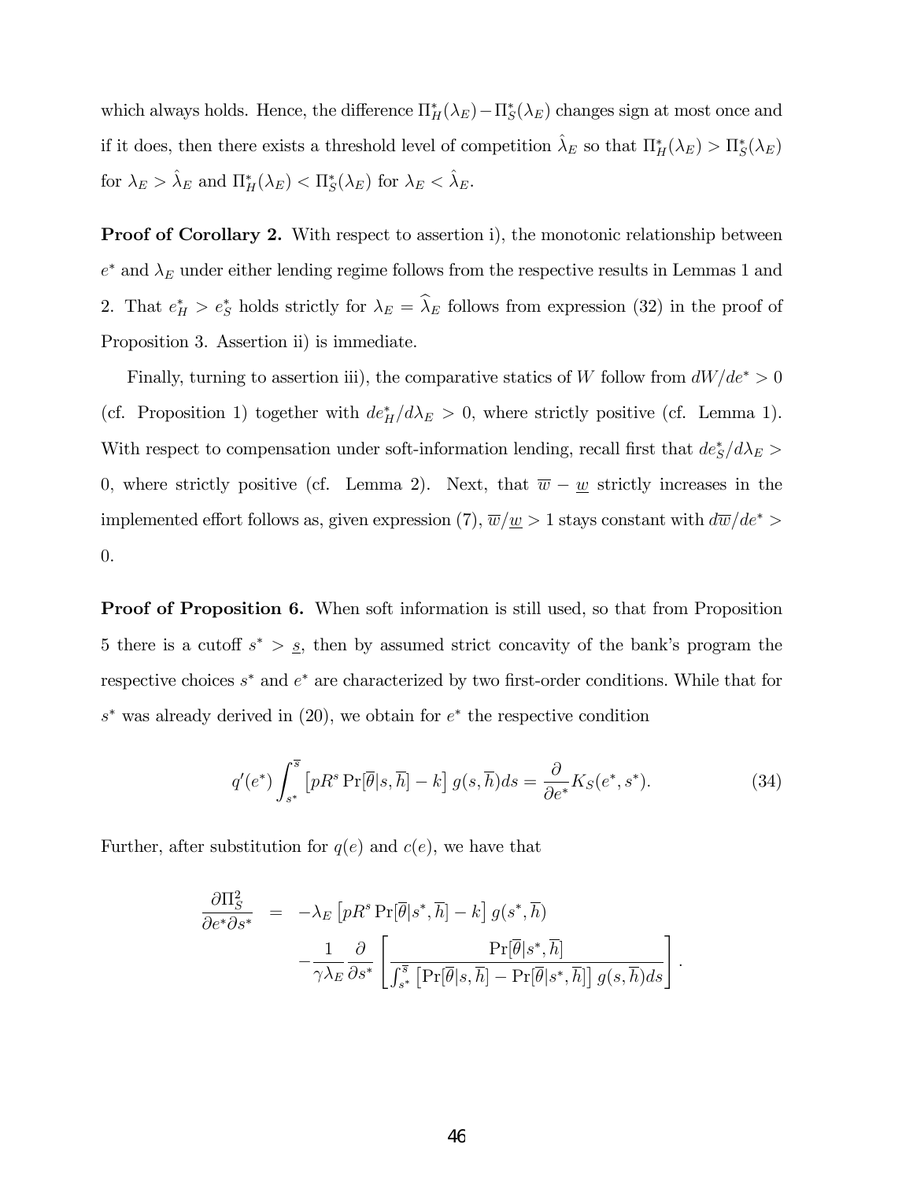which always holds. Hence, the difference $\Pi_H^*(\lambda_E) - \Pi_S^*(\lambda_E)$ changes sign at most once and if it does, then there exists a threshold level of competition $\hat{\lambda}_E$ so that $\Pi_H^*(\lambda_E) > \Pi_S^*(\lambda_E)$ for $\lambda_E > \hat{\lambda}_E$ and $\Pi_H^*(\lambda_E) < \Pi_S^*(\lambda_E)$ for $\lambda_E < \hat{\lambda}_E$.

**Proof of Corollary 2.** With respect to assertion i), the monotonic relationship between $e^*$ and $\lambda_E$ under either lending regime follows from the respective results in Lemmas 1 and 2. That $e_H^* > e_S^*$ holds strictly for $\lambda_E = \widehat{\lambda}_E$ follows from expression (32) in the proof of Proposition 3. Assertion ii) is immediate.

Finally, turning to assertion iii), the comparative statics of $W$ follow from $dW/de^* > 0$ (cf. Proposition 1) together with $de_H^*/d\lambda_E > 0$, where strictly positive (cf. Lemma 1). With respect to compensation under soft-information lending, recall first that $de_S^*/d\lambda_E > 0$, where strictly positive (cf. Lemma 2). Next, that $\overline{w} - \underline{w}$ strictly increases in the implemented effort follows as, given expression (7), $\overline{w}/\underline{w} > 1$ stays constant with $d\overline{w}/de^* > 0$.

**Proof of Proposition 6.** When soft information is still used, so that from Proposition 5 there is a cutoff $s^* > \underline{s}$, then by assumed strict concavity of the bank's program the respective choices $s^*$ and $e^*$ are characterized by two first-order conditions. While that for $s^*$ was already derived in (20), we obtain for $e^*$ the respective condition

$$q'(e^*) \int_{s^*}^{\overline{s}} \left[ pR^s \Pr[\overline{\theta}|s, \overline{h}] - k \right] g(s, \overline{h}) ds = \frac{\partial}{\partial e^*} K_S(e^*, s^*). \tag{34}$$

Further, after substitution for $q(e)$ and $c(e)$, we have that

$$\begin{aligned}
\frac{\partial \Pi_S^2}{\partial e^* \partial s^*} &= -\lambda_E \left[ pR^s \Pr[\overline{\theta}|s^*, \overline{h}] - k \right] g(s^*, \overline{h}) \\
&\quad - \frac{1}{\gamma \lambda_E} \frac{\partial}{\partial s^*} \left[ \frac{\Pr[\overline{\theta}|s^*, \overline{h}]}{\int_{s^*}^{\overline{s}} \left[ \Pr[\overline{\theta}|s, \overline{h}] - \Pr[\overline{\theta}|s^*, \overline{h}] \right] g(s, \overline{h}) ds} \right].
\end{aligned}$$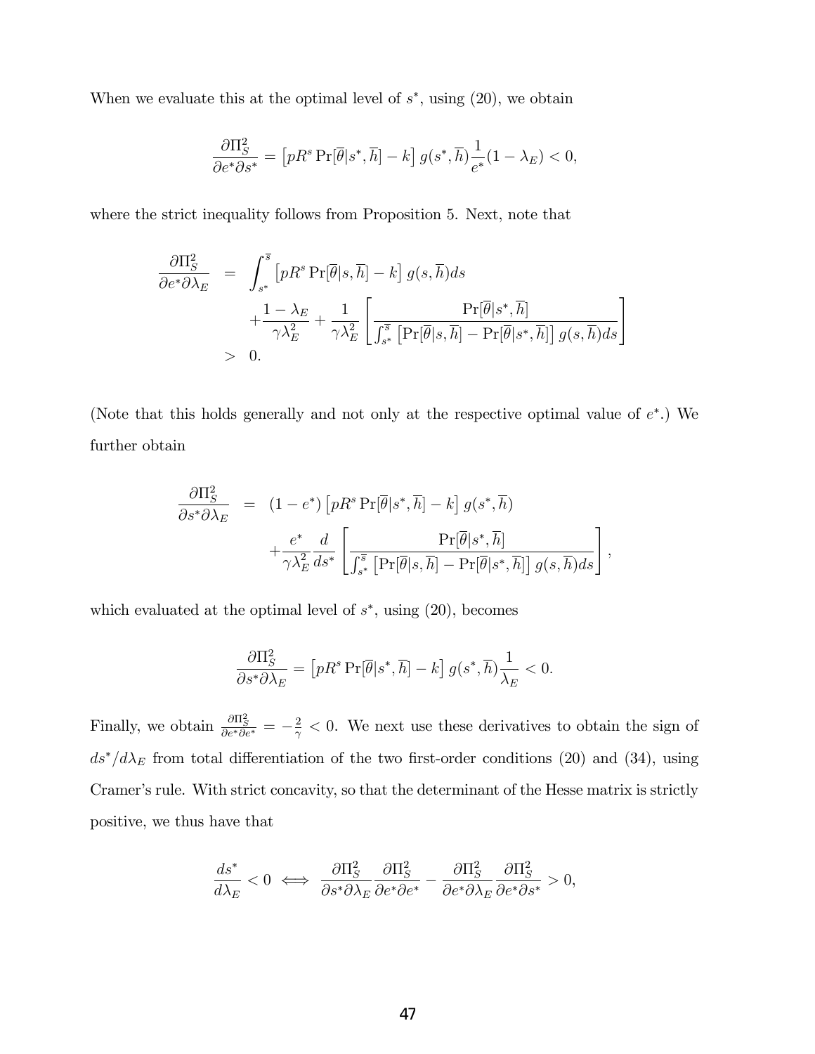When we evaluate this at the optimal level of $s^*$, using (20), we obtain

$$\frac{\partial \Pi_S^2}{\partial e^* \partial s^*} = \left[ pR^s \Pr[\overline{\theta}|s^*, \overline{h}] - k \right] g(s^*, \overline{h}) \frac{1}{e^*}(1 - \lambda_E) < 0,$$

where the strict inequality follows from Proposition 5. Next, note that

$$\begin{aligned}
\frac{\partial \Pi_S^2}{\partial e^* \partial \lambda_E} &= \int_{s^*}^{\overline{s}} \left[ pR^s \Pr[\overline{\theta}|s, \overline{h}] - k \right] g(s, \overline{h}) ds \\
&\quad + \frac{1 - \lambda_E}{\gamma \lambda_E^2} + \frac{1}{\gamma \lambda_E^2} \left[ \frac{\Pr[\overline{\theta}|s^*, \overline{h}]}{\int_{s^*}^{\overline{s}} \left[ \Pr[\overline{\theta}|s, \overline{h}] - \Pr[\overline{\theta}|s^*, \overline{h}] \right] g(s, \overline{h}) ds} \right] \\
&> 0.
\end{aligned}$$

(Note that this holds generally and not only at the respective optimal value of $e^*$.) We further obtain

$$\begin{aligned}
\frac{\partial \Pi_S^2}{\partial s^* \partial \lambda_E} &= (1 - e^*) \left[ pR^s \Pr[\overline{\theta}|s^*, \overline{h}] - k \right] g(s^*, \overline{h}) \\
&\quad + \frac{e^*}{\gamma \lambda_E^2} \frac{d}{ds^*} \left[ \frac{\Pr[\overline{\theta}|s^*, \overline{h}]}{\int_{s^*}^{\overline{s}} \left[ \Pr[\overline{\theta}|s, \overline{h}] - \Pr[\overline{\theta}|s^*, \overline{h}] \right] g(s, \overline{h}) ds} \right],
\end{aligned}$$

which evaluated at the optimal level of $s^*$, using (20), becomes

$$\frac{\partial \Pi_S^2}{\partial s^* \partial \lambda_E} = \left[ pR^s \Pr[\overline{\theta}|s^*, \overline{h}] - k \right] g(s^*, \overline{h}) \frac{1}{\lambda_E} < 0.$$

Finally, we obtain $\frac{\partial \Pi_S^2}{\partial e^* \partial e^*} = -\frac{2}{\gamma} < 0$. We next use these derivatives to obtain the sign of $ds^*/d\lambda_E$ from total differentiation of the two first-order conditions (20) and (34), using Cramer's rule. With strict concavity, so that the determinant of the Hesse matrix is strictly positive, we thus have that

$$\frac{ds^*}{d\lambda_E} < 0 \iff \frac{\partial \Pi_S^2}{\partial s^* \partial \lambda_E} \frac{\partial \Pi_S^2}{\partial e^* \partial e^*} - \frac{\partial \Pi_S^2}{\partial e^* \partial \lambda_E} \frac{\partial \Pi_S^2}{\partial e^* \partial s^*} > 0,$$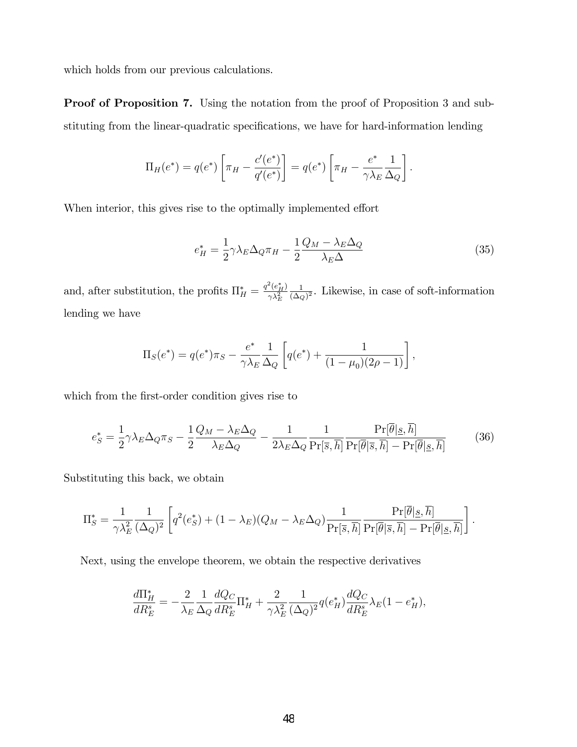which holds from our previous calculations.

**Proof of Proposition 7.** Using the notation from the proof of Proposition 3 and substituting from the linear-quadratic specifications, we have for hard-information lending

$$\Pi_H(e^*) = q(e^*)\left[\pi_H - \frac{c'(e^*)}{q'(e^*)}\right] = q(e^*)\left[\pi_H - \frac{e^*}{\gamma\lambda_E}\frac{1}{\Delta_Q}\right].$$

When interior, this gives rise to the optimally implemented effort

$$e_H^* = \frac{1}{2}\gamma\lambda_E\Delta_Q\pi_H - \frac{1}{2}\frac{Q_M - \lambda_E\Delta_Q}{\lambda_E\Delta} \tag{35}$$

and, after substitution, the profits $\Pi_H^* = \frac{q^2(e_H^*)}{\gamma\lambda_E^2}\frac{1}{(\Delta_Q)^2}$. Likewise, in case of soft-information lending we have

$$\Pi_S(e^*) = q(e^*)\pi_S - \frac{e^*}{\gamma\lambda_E}\frac{1}{\Delta_Q}\left[q(e^*) + \frac{1}{(1-\mu_0)(2\rho-1)}\right],$$

which from the first-order condition gives rise to

$$e_S^* = \frac{1}{2}\gamma\lambda_E\Delta_Q\pi_S - \frac{1}{2}\frac{Q_M - \lambda_E\Delta_Q}{\lambda_E\Delta_Q} - \frac{1}{2\lambda_E\Delta_Q}\frac{1}{\Pr[\overline{s},\overline{h}]}\frac{\Pr[\overline{\theta}|\underline{s},\overline{h}]}{\Pr[\overline{\theta}|\overline{s},\overline{h}] - \Pr[\overline{\theta}|\underline{s},\overline{h}]} \tag{36}$$

Substituting this back, we obtain

$$\Pi_S^* = \frac{1}{\gamma\lambda_E^2}\frac{1}{(\Delta_Q)^2}\left[q^2(e_S^*) + (1-\lambda_E)(Q_M - \lambda_E\Delta_Q)\frac{1}{\Pr[\overline{s},\overline{h}]}\frac{\Pr[\overline{\theta}|\underline{s},\overline{h}]}{\Pr[\overline{\theta}|\overline{s},\overline{h}] - \Pr[\overline{\theta}|\underline{s},\overline{h}]}\right].$$

Next, using the envelope theorem, we obtain the respective derivatives

$$\frac{d\Pi_H^*}{dR_E^s} = -\frac{2}{\lambda_E}\frac{1}{\Delta_Q}\frac{dQ_C}{dR_E^s}\Pi_H^* + \frac{2}{\gamma\lambda_E^2}\frac{1}{(\Delta_Q)^2}q(e_H^*)\frac{dQ_C}{dR_E^s}\lambda_E(1-e_H^*),$$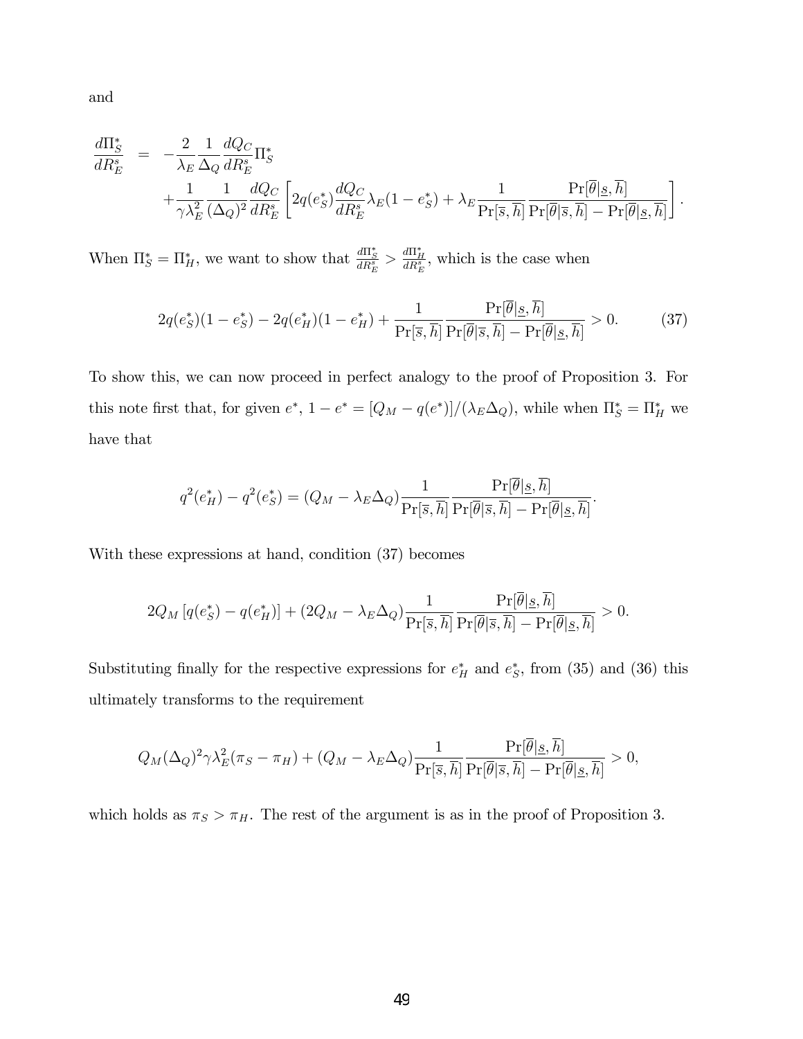and

$$
\begin{aligned}
\frac{d\Pi_S^*}{dR_E^s} &= -\frac{2}{\lambda_E}\frac{1}{\Delta_Q}\frac{dQ_C}{dR_E^s}\Pi_S^* \\
&\quad +\frac{1}{\gamma\lambda_E^2}\frac{1}{(\Delta_Q)^2}\frac{dQ_C}{dR_E^s}\left[2q(e_S^*)\frac{dQ_C}{dR_E^s}\lambda_E(1-e_S^*)+\lambda_E\frac{1}{\Pr[\overline{s},\overline{h}]}\frac{\Pr[\overline{\theta}|\underline{s},\overline{h}]}{\Pr[\overline{\theta}|\overline{s},\overline{h}]-\Pr[\overline{\theta}|\underline{s},\overline{h}]}\right].
\end{aligned}
$$

When $\Pi_S^* = \Pi_H^*$, we want to show that $\frac{d\Pi_S^*}{dR_E^s} > \frac{d\Pi_H^*}{dR_E^s}$, which is the case when

$$
2q(e_S^*)(1-e_S^*)-2q(e_H^*)(1-e_H^*)+\frac{1}{\Pr[\overline{s},\overline{h}]}\frac{\Pr[\overline{\theta}|\underline{s},\overline{h}]}{\Pr[\overline{\theta}|\overline{s},\overline{h}]-\Pr[\overline{\theta}|\underline{s},\overline{h}]}>0. \tag{37}
$$

To show this, we can now proceed in perfect analogy to the proof of Proposition 3. For this note first that, for given $e^*$, $1-e^* = [Q_M - q(e^*)]/(\lambda_E\Delta_Q)$, while when $\Pi_S^* = \Pi_H^*$ we have that

$$
q^2(e_H^*)-q^2(e_S^*) = (Q_M-\lambda_E\Delta_Q)\frac{1}{\Pr[\overline{s},\overline{h}]}\frac{\Pr[\overline{\theta}|\underline{s},\overline{h}]}{\Pr[\overline{\theta}|\overline{s},\overline{h}]-\Pr[\overline{\theta}|\underline{s},\overline{h}]}.
$$

With these expressions at hand, condition (37) becomes

$$
2Q_M\left[q(e_S^*)-q(e_H^*)\right]+(2Q_M-\lambda_E\Delta_Q)\frac{1}{\Pr[\overline{s},\overline{h}]}\frac{\Pr[\overline{\theta}|\underline{s},\overline{h}]}{\Pr[\overline{\theta}|\overline{s},\overline{h}]-\Pr[\overline{\theta}|\underline{s},\overline{h}]}>0.
$$

Substituting finally for the respective expressions for $e_H^*$ and $e_S^*$, from (35) and (36) this ultimately transforms to the requirement

$$
Q_M(\Delta_Q)^2\gamma\lambda_E^2(\pi_S-\pi_H)+(Q_M-\lambda_E\Delta_Q)\frac{1}{\Pr[\overline{s},\overline{h}]}\frac{\Pr[\overline{\theta}|\underline{s},\overline{h}]}{\Pr[\overline{\theta}|\overline{s},\overline{h}]-\Pr[\overline{\theta}|\underline{s},\overline{h}]}>0,
$$

which holds as $\pi_S > \pi_H$. The rest of the argument is as in the proof of Proposition 3.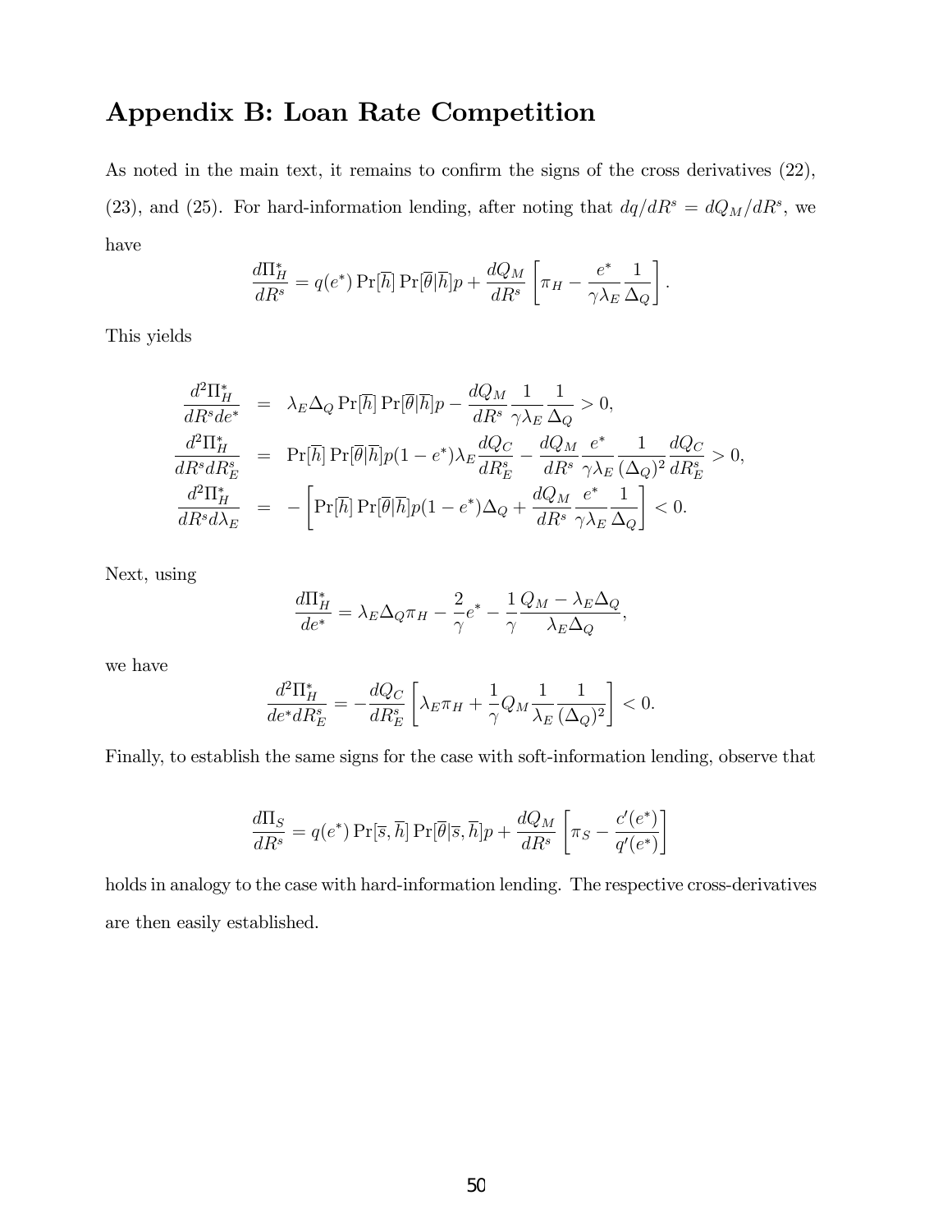# Appendix B: Loan Rate Competition

As noted in the main text, it remains to confirm the signs of the cross derivatives (22), (23), and (25). For hard-information lending, after noting that $dq/dR^s = dQ_M/dR^s$, we have

$$\frac{d\Pi_H^*}{dR^s} = q(e^*) \Pr[\overline{h}] \Pr[\overline{\theta}|\overline{h}]p + \frac{dQ_M}{dR^s}\left[\pi_H - \frac{e^*}{\gamma\lambda_E}\frac{1}{\Delta_Q}\right].$$

This yields

$$\begin{aligned}
\frac{d^2\Pi_H^*}{dR^s de^*} &= \lambda_E \Delta_Q \Pr[\overline{h}] \Pr[\overline{\theta}|\overline{h}]p - \frac{dQ_M}{dR^s}\frac{1}{\gamma\lambda_E}\frac{1}{\Delta_Q} > 0, \\
\frac{d^2\Pi_H^*}{dR^s dR_E^s} &= \Pr[\overline{h}] \Pr[\overline{\theta}|\overline{h}]p(1-e^*)\lambda_E \frac{dQ_C}{dR_E^s} - \frac{dQ_M}{dR^s}\frac{e^*}{\gamma\lambda_E}\frac{1}{(\Delta_Q)^2}\frac{dQ_C}{dR_E^s} > 0, \\
\frac{d^2\Pi_H^*}{dR^s d\lambda_E} &= -\left[\Pr[\overline{h}] \Pr[\overline{\theta}|\overline{h}]p(1-e^*)\Delta_Q + \frac{dQ_M}{dR^s}\frac{e^*}{\gamma\lambda_E}\frac{1}{\Delta_Q}\right] < 0.
\end{aligned}$$

Next, using

$$\frac{d\Pi_H^*}{de^*} = \lambda_E \Delta_Q \pi_H - \frac{2}{\gamma}e^* - \frac{1}{\gamma}\frac{Q_M - \lambda_E\Delta_Q}{\lambda_E\Delta_Q},$$

we have

$$\frac{d^2\Pi_H^*}{de^* dR_E^s} = -\frac{dQ_C}{dR_E^s}\left[\lambda_E\pi_H + \frac{1}{\gamma}Q_M\frac{1}{\lambda_E}\frac{1}{(\Delta_Q)^2}\right] < 0.$$

Finally, to establish the same signs for the case with soft-information lending, observe that

$$\frac{d\Pi_S}{dR^s} = q(e^*) \Pr[\overline{s}, \overline{h}] \Pr[\overline{\theta}|\overline{s}, \overline{h}]p + \frac{dQ_M}{dR^s}\left[\pi_S - \frac{c'(e^*)}{q'(e^*)}\right]$$

holds in analogy to the case with hard-information lending. The respective cross-derivatives are then easily established.